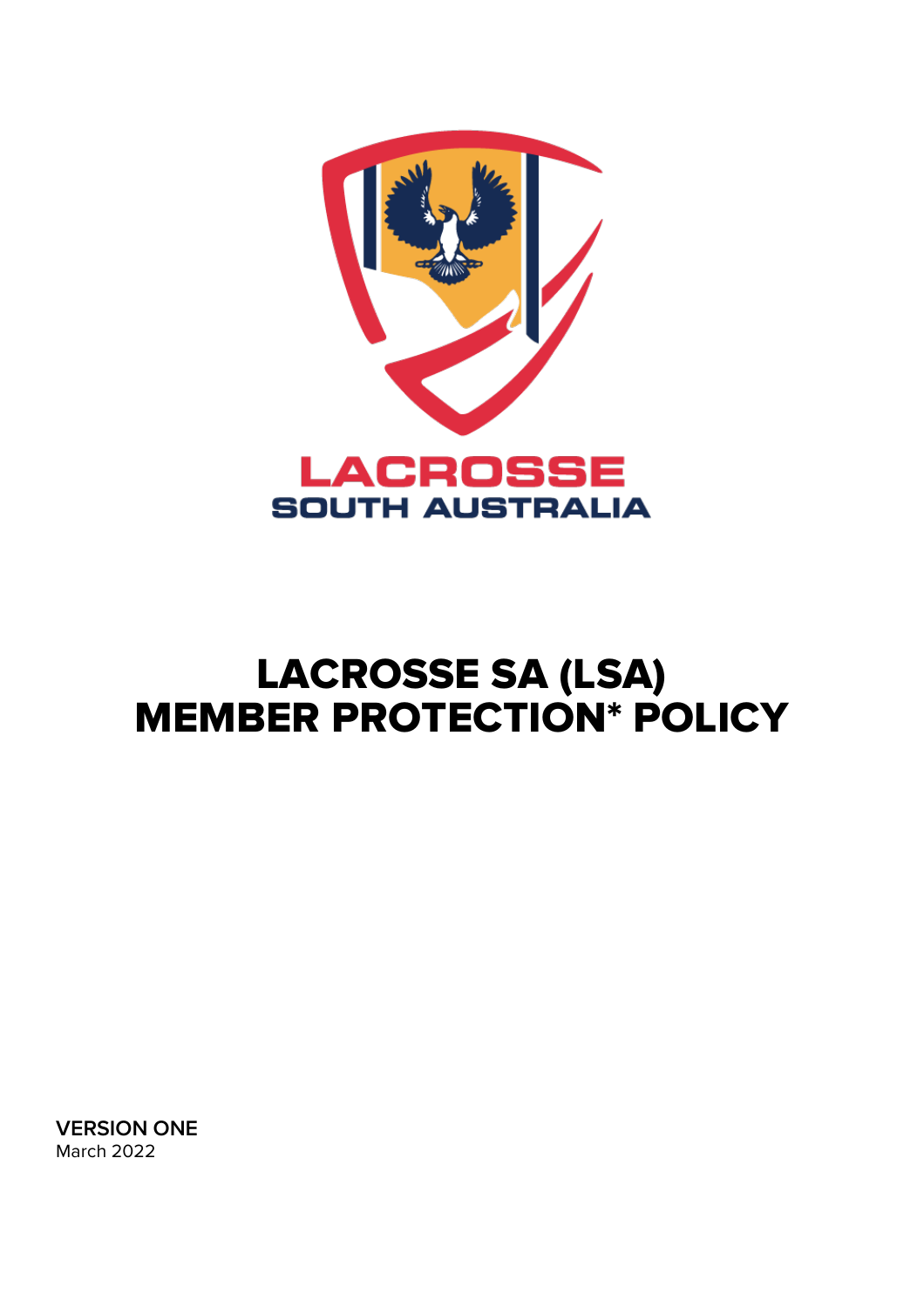LACROSSE

SOUTH AUSTRALIA

# LACROSSE SA (LSA) MEMBER PROTECTION* POLICY

**VERSION ONE**

March 2022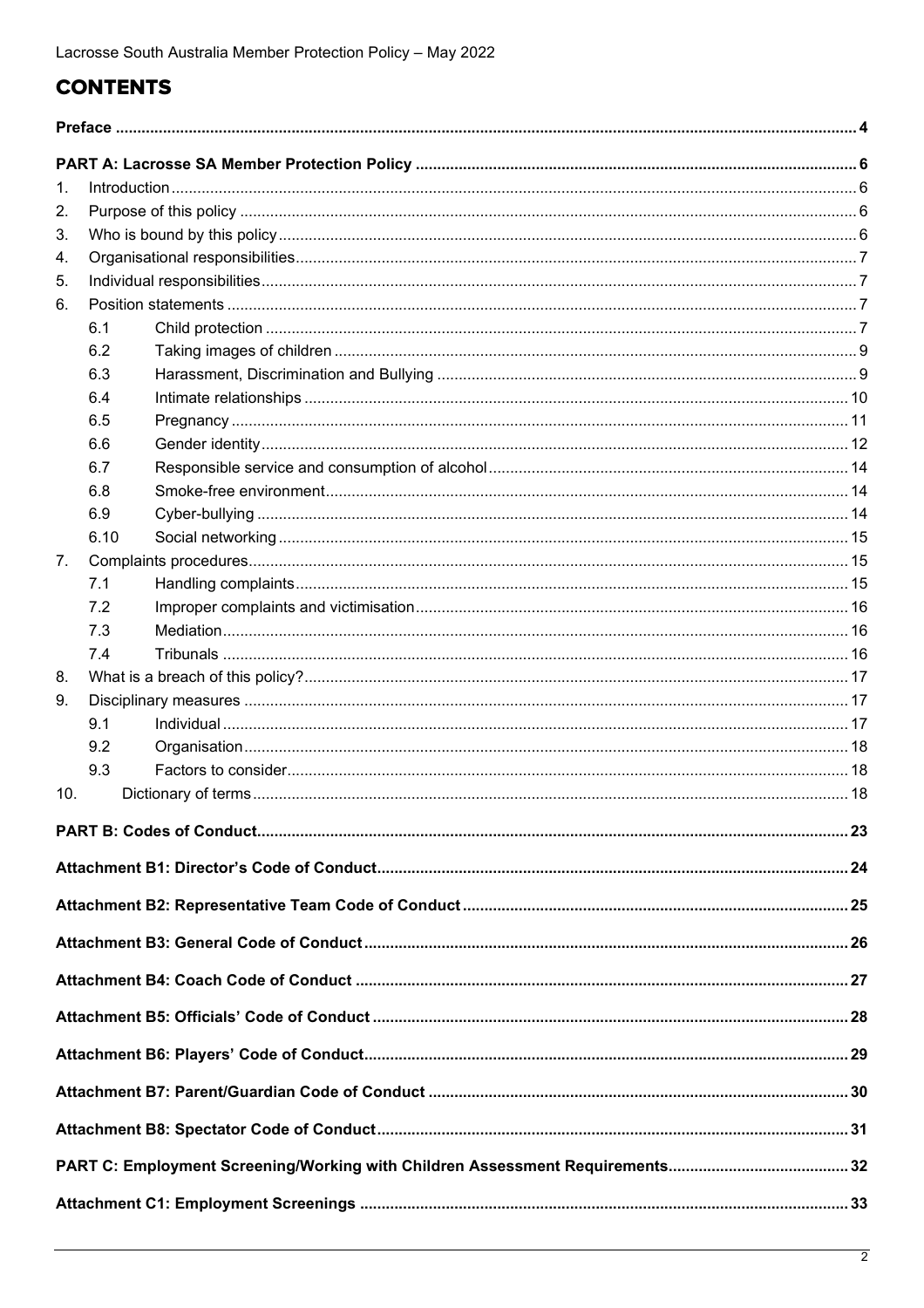# CONTENTS

| | | |
|---|---|---|
| **Preface** | | **4** |
| **PART A: Lacrosse SA Member Protection Policy** | | **6** |
| 1. | Introduction | 6 |
| 2. | Purpose of this policy | 6 |
| 3. | Who is bound by this policy | 6 |
| 4. | Organisational responsibilities | 7 |
| 5. | Individual responsibilities | 7 |
| 6. | Position statements | 7 |
| 6.1 | Child protection | 7 |
| 6.2 | Taking images of children | 9 |
| 6.3 | Harassment, Discrimination and Bullying | 9 |
| 6.4 | Intimate relationships | 10 |
| 6.5 | Pregnancy | 11 |
| 6.6 | Gender identity | 12 |
| 6.7 | Responsible service and consumption of alcohol | 14 |
| 6.8 | Smoke-free environment | 14 |
| 6.9 | Cyber-bullying | 14 |
| 6.10 | Social networking | 15 |
| 7. | Complaints procedures | 15 |
| 7.1 | Handling complaints | 15 |
| 7.2 | Improper complaints and victimisation | 16 |
| 7.3 | Mediation | 16 |
| 7.4 | Tribunals | 16 |
| 8. | What is a breach of this policy? | 17 |
| 9. | Disciplinary measures | 17 |
| 9.1 | Individual | 17 |
| 9.2 | Organisation | 18 |
| 9.3 | Factors to consider | 18 |
| 10. | Dictionary of terms | 18 |
| **PART B: Codes of Conduct** | | **23** |
| **Attachment B1: Director's Code of Conduct** | | **24** |
| **Attachment B2: Representative Team Code of Conduct** | | **25** |
| **Attachment B3: General Code of Conduct** | | **26** |
| **Attachment B4: Coach Code of Conduct** | | **27** |
| **Attachment B5: Officials' Code of Conduct** | | **28** |
| **Attachment B6: Players' Code of Conduct** | | **29** |
| **Attachment B7: Parent/Guardian Code of Conduct** | | **30** |
| **Attachment B8: Spectator Code of Conduct** | | **31** |
| **PART C: Employment Screening/Working with Children Assessment Requirements** | | **32** |
| **Attachment C1: Employment Screenings** | | **33** |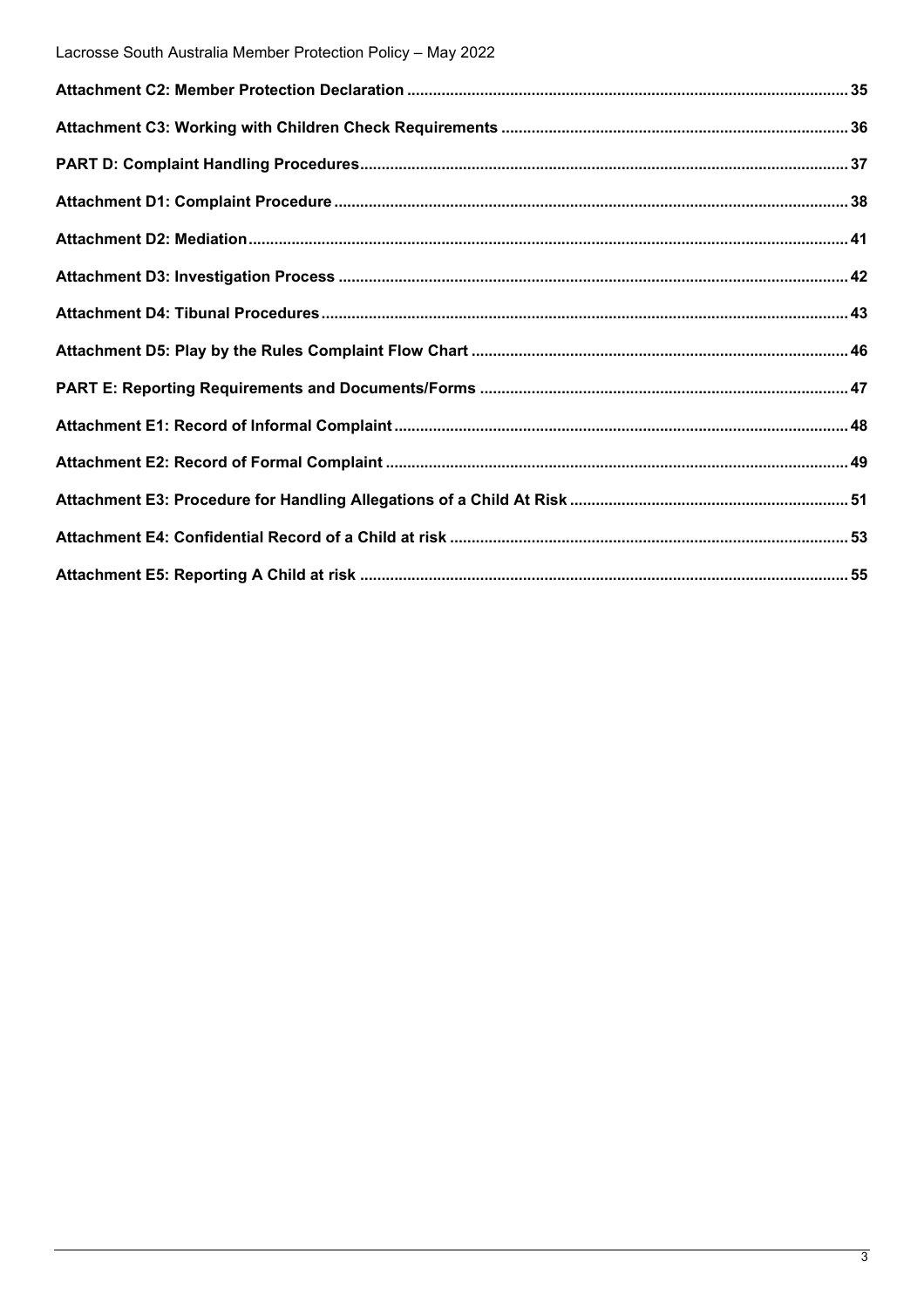**Attachment C2: Member Protection Declaration** ..................................................................................................... 35

**Attachment C3: Working with Children Check Requirements** ............................................................................... 36

**PART D: Complaint Handling Procedures** ............................................................................................................... 37

**Attachment D1: Complaint Procedure** ...................................................................................................................... 38

**Attachment D2: Mediation** ......................................................................................................................................... 41

**Attachment D3: Investigation Process** ..................................................................................................................... 42

**Attachment D4: Tibunal Procedures** ........................................................................................................................ 43

**Attachment D5: Play by the Rules Complaint Flow Chart** ...................................................................................... 46

**PART E: Reporting Requirements and Documents/Forms** .................................................................................... 47

**Attachment E1: Record of Informal Complaint** ........................................................................................................ 48

**Attachment E2: Record of Formal Complaint** .......................................................................................................... 49

**Attachment E3: Procedure for Handling Allegations of a Child At Risk** ................................................................ 51

**Attachment E4: Confidential Record of a Child at risk** ........................................................................................... 53

**Attachment E5: Reporting A Child at risk** ................................................................................................................ 55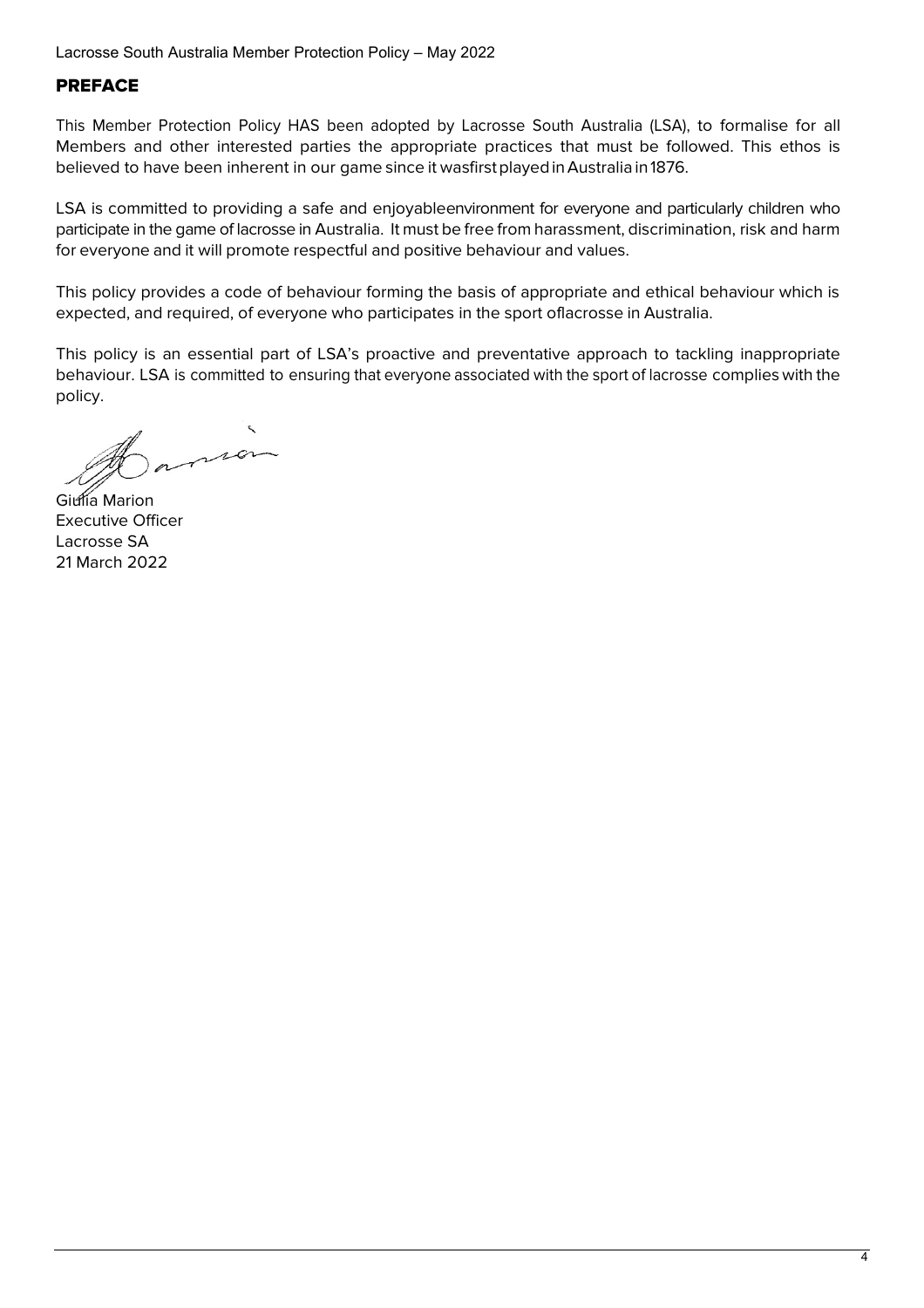## PREFACE

This Member Protection Policy HAS been adopted by Lacrosse South Australia (LSA), to formalise for all Members and other interested parties the appropriate practices that must be followed. This ethos is believed to have been inherent in our game since it wasfirst played in Australia in 1876.

LSA is committed to providing a safe and enjoyableenvironment for everyone and particularly children who participate in the game of lacrosse in Australia. It must be free from harassment, discrimination, risk and harm for everyone and it will promote respectful and positive behaviour and values.

This policy provides a code of behaviour forming the basis of appropriate and ethical behaviour which is expected, and required, of everyone who participates in the sport oflacrosse in Australia.

This policy is an essential part of LSA's proactive and preventative approach to tackling inappropriate behaviour. LSA is committed to ensuring that everyone associated with the sport of lacrosse complies with the policy.

Giulia Marion
Executive Officer
Lacrosse SA
21 March 2022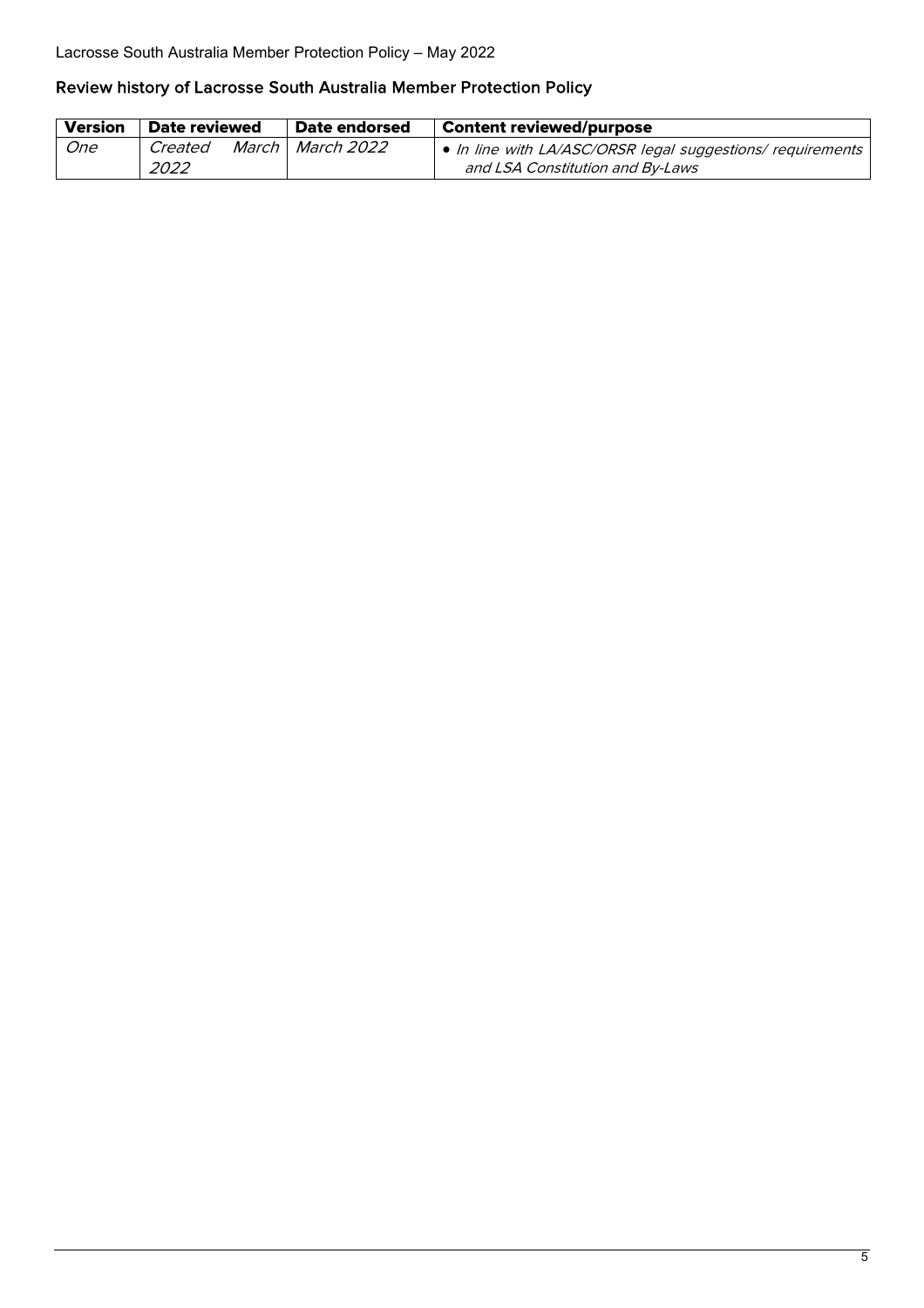## Review history of Lacrosse South Australia Member Protection Policy

| Version | Date reviewed | Date endorsed | Content reviewed/purpose |
| --- | --- | --- | --- |
| *One* | *Created March 2022* | *March 2022* | • *In line with LA/ASC/ORSR legal suggestions/ requirements and LSA Constitution and By-Laws* |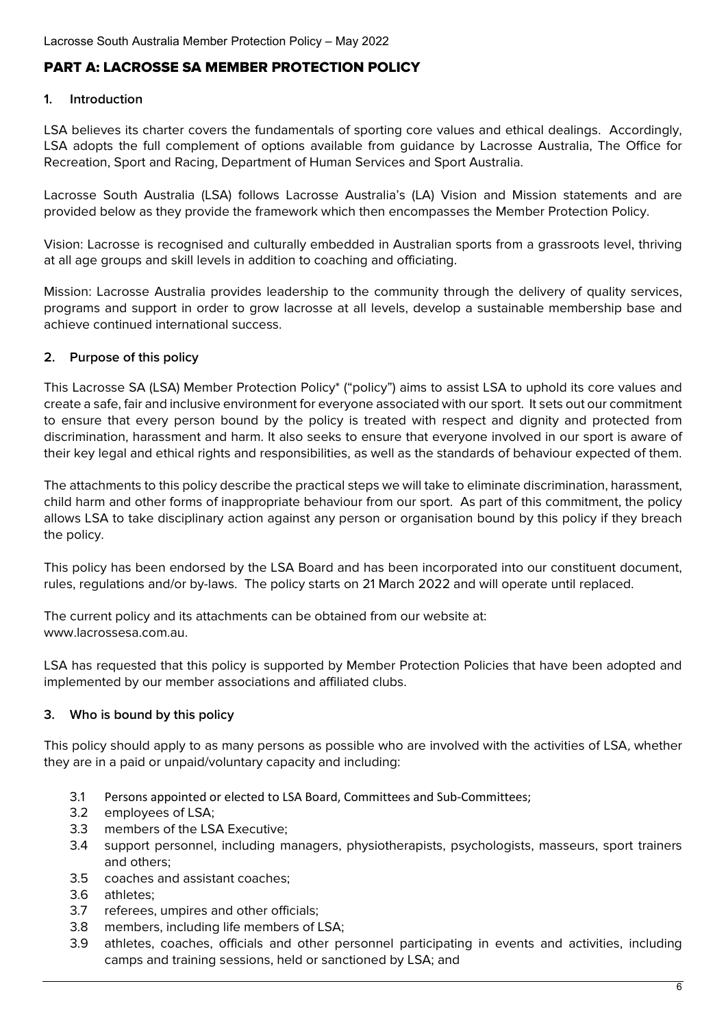# PART A: LACROSSE SA MEMBER PROTECTION POLICY

## 1. Introduction

LSA believes its charter covers the fundamentals of sporting core values and ethical dealings. Accordingly, LSA adopts the full complement of options available from guidance by Lacrosse Australia, The Office for Recreation, Sport and Racing, Department of Human Services and Sport Australia.

Lacrosse South Australia (LSA) follows Lacrosse Australia's (LA) Vision and Mission statements and are provided below as they provide the framework which then encompasses the Member Protection Policy.

Vision: Lacrosse is recognised and culturally embedded in Australian sports from a grassroots level, thriving at all age groups and skill levels in addition to coaching and officiating.

Mission: Lacrosse Australia provides leadership to the community through the delivery of quality services, programs and support in order to grow lacrosse at all levels, develop a sustainable membership base and achieve continued international success.

## 2. Purpose of this policy

This Lacrosse SA (LSA) Member Protection Policy* ("policy") aims to assist LSA to uphold its core values and create a safe, fair and inclusive environment for everyone associated with our sport. It sets out our commitment to ensure that every person bound by the policy is treated with respect and dignity and protected from discrimination, harassment and harm. It also seeks to ensure that everyone involved in our sport is aware of their key legal and ethical rights and responsibilities, as well as the standards of behaviour expected of them.

The attachments to this policy describe the practical steps we will take to eliminate discrimination, harassment, child harm and other forms of inappropriate behaviour from our sport. As part of this commitment, the policy allows LSA to take disciplinary action against any person or organisation bound by this policy if they breach the policy.

This policy has been endorsed by the LSA Board and has been incorporated into our constituent document, rules, regulations and/or by-laws. The policy starts on 21 March 2022 and will operate until replaced.

The current policy and its attachments can be obtained from our website at:
www.lacrossesa.com.au.

LSA has requested that this policy is supported by Member Protection Policies that have been adopted and implemented by our member associations and affiliated clubs.

## 3. Who is bound by this policy

This policy should apply to as many persons as possible who are involved with the activities of LSA, whether they are in a paid or unpaid/voluntary capacity and including:

3.1 Persons appointed or elected to LSA Board, Committees and Sub-Committees;
3.2 employees of LSA;
3.3 members of the LSA Executive;
3.4 support personnel, including managers, physiotherapists, psychologists, masseurs, sport trainers and others;
3.5 coaches and assistant coaches;
3.6 athletes;
3.7 referees, umpires and other officials;
3.8 members, including life members of LSA;
3.9 athletes, coaches, officials and other personnel participating in events and activities, including camps and training sessions, held or sanctioned by LSA; and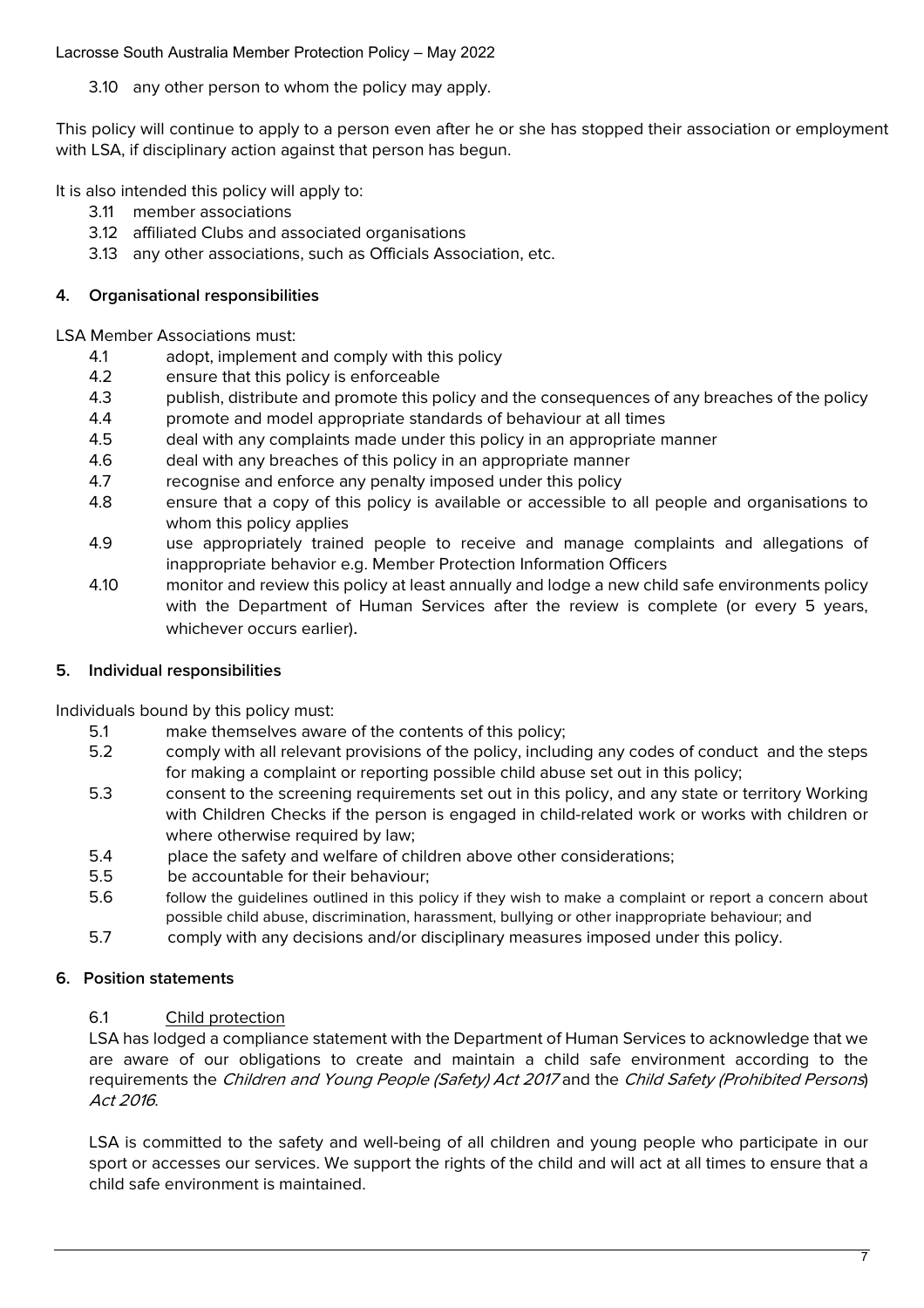3.10 any other person to whom the policy may apply.

This policy will continue to apply to a person even after he or she has stopped their association or employment with LSA, if disciplinary action against that person has begun.

It is also intended this policy will apply to:

3.11 member associations

3.12 affiliated Clubs and associated organisations

3.13 any other associations, such as Officials Association, etc.

## 4. Organisational responsibilities

LSA Member Associations must:

4.1 adopt, implement and comply with this policy

4.2 ensure that this policy is enforceable

4.3 publish, distribute and promote this policy and the consequences of any breaches of the policy

4.4 promote and model appropriate standards of behaviour at all times

4.5 deal with any complaints made under this policy in an appropriate manner

4.6 deal with any breaches of this policy in an appropriate manner

4.7 recognise and enforce any penalty imposed under this policy

4.8 ensure that a copy of this policy is available or accessible to all people and organisations to whom this policy applies

4.9 use appropriately trained people to receive and manage complaints and allegations of inappropriate behavior e.g. Member Protection Information Officers

4.10 monitor and review this policy at least annually and lodge a new child safe environments policy with the Department of Human Services after the review is complete (or every 5 years, whichever occurs earlier).

## 5. Individual responsibilities

Individuals bound by this policy must:

5.1 make themselves aware of the contents of this policy;

5.2 comply with all relevant provisions of the policy, including any codes of conduct and the steps for making a complaint or reporting possible child abuse set out in this policy;

5.3 consent to the screening requirements set out in this policy, and any state or territory Working with Children Checks if the person is engaged in child-related work or works with children or where otherwise required by law;

5.4 place the safety and welfare of children above other considerations;

5.5 be accountable for their behaviour;

5.6 follow the guidelines outlined in this policy if they wish to make a complaint or report a concern about possible child abuse, discrimination, harassment, bullying or other inappropriate behaviour; and

5.7 comply with any decisions and/or disciplinary measures imposed under this policy.

## 6. Position statements

### 6.1 Child protection

LSA has lodged a compliance statement with the Department of Human Services to acknowledge that we are aware of our obligations to create and maintain a child safe environment according to the requirements the *Children and Young People (Safety) Act 2017* and the *Child Safety (Prohibited Persons) Act 2016*.

LSA is committed to the safety and well-being of all children and young people who participate in our sport or accesses our services. We support the rights of the child and will act at all times to ensure that a child safe environment is maintained.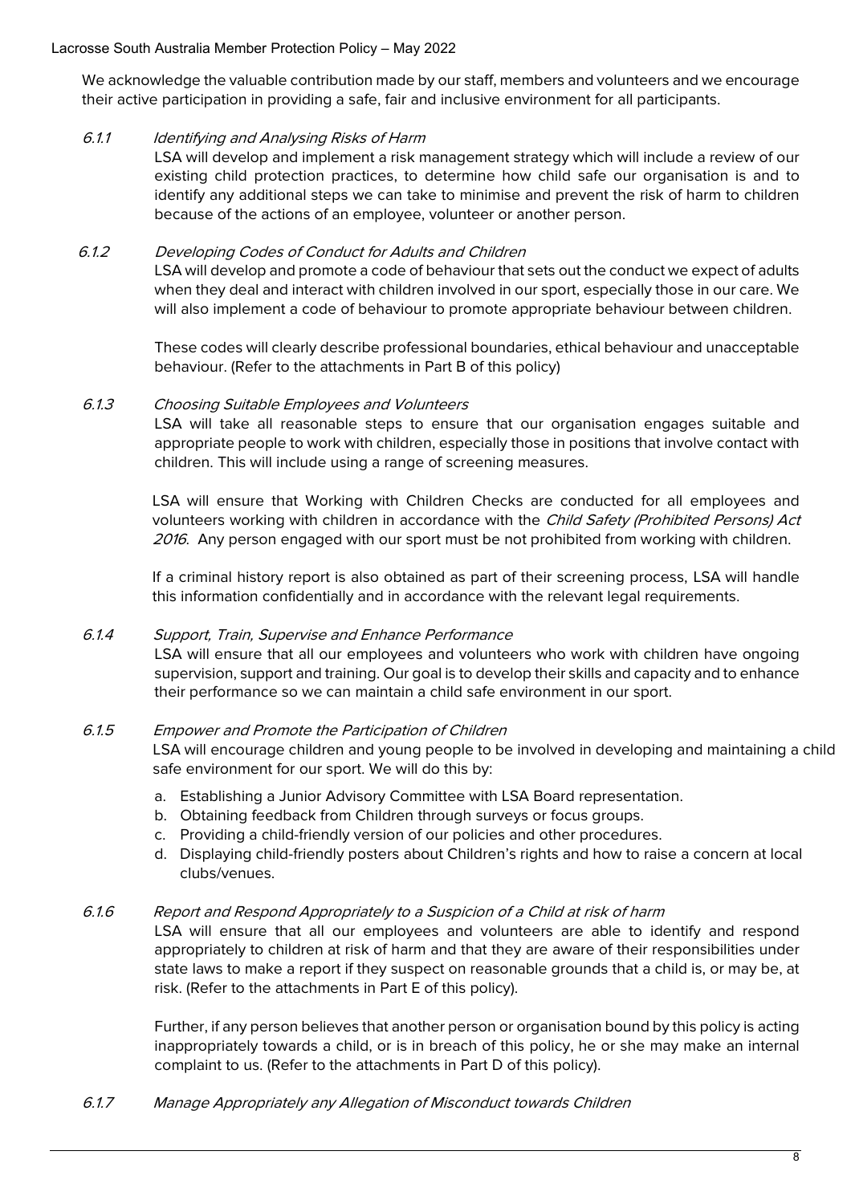We acknowledge the valuable contribution made by our staff, members and volunteers and we encourage their active participation in providing a safe, fair and inclusive environment for all participants.

#### 6.1.1 *Identifying and Analysing Risks of Harm*

LSA will develop and implement a risk management strategy which will include a review of our existing child protection practices, to determine how child safe our organisation is and to identify any additional steps we can take to minimise and prevent the risk of harm to children because of the actions of an employee, volunteer or another person.

#### 6.1.2 *Developing Codes of Conduct for Adults and Children*

LSA will develop and promote a code of behaviour that sets out the conduct we expect of adults when they deal and interact with children involved in our sport, especially those in our care. We will also implement a code of behaviour to promote appropriate behaviour between children.

These codes will clearly describe professional boundaries, ethical behaviour and unacceptable behaviour. (Refer to the attachments in Part B of this policy)

#### 6.1.3 *Choosing Suitable Employees and Volunteers*

LSA will take all reasonable steps to ensure that our organisation engages suitable and appropriate people to work with children, especially those in positions that involve contact with children. This will include using a range of screening measures.

LSA will ensure that Working with Children Checks are conducted for all employees and volunteers working with children in accordance with the *Child Safety (Prohibited Persons) Act 2016*. Any person engaged with our sport must be not prohibited from working with children.

If a criminal history report is also obtained as part of their screening process, LSA will handle this information confidentially and in accordance with the relevant legal requirements.

#### 6.1.4 *Support, Train, Supervise and Enhance Performance*

LSA will ensure that all our employees and volunteers who work with children have ongoing supervision, support and training. Our goal is to develop their skills and capacity and to enhance their performance so we can maintain a child safe environment in our sport.

#### 6.1.5 *Empower and Promote the Participation of Children*

LSA will encourage children and young people to be involved in developing and maintaining a child safe environment for our sport. We will do this by:

a. Establishing a Junior Advisory Committee with LSA Board representation.
b. Obtaining feedback from Children through surveys or focus groups.
c. Providing a child-friendly version of our policies and other procedures.
d. Displaying child-friendly posters about Children's rights and how to raise a concern at local clubs/venues.

#### 6.1.6 *Report and Respond Appropriately to a Suspicion of a Child at risk of harm*

LSA will ensure that all our employees and volunteers are able to identify and respond appropriately to children at risk of harm and that they are aware of their responsibilities under state laws to make a report if they suspect on reasonable grounds that a child is, or may be, at risk. (Refer to the attachments in Part E of this policy).

Further, if any person believes that another person or organisation bound by this policy is acting inappropriately towards a child, or is in breach of this policy, he or she may make an internal complaint to us. (Refer to the attachments in Part D of this policy).

#### 6.1.7 *Manage Appropriately any Allegation of Misconduct towards Children*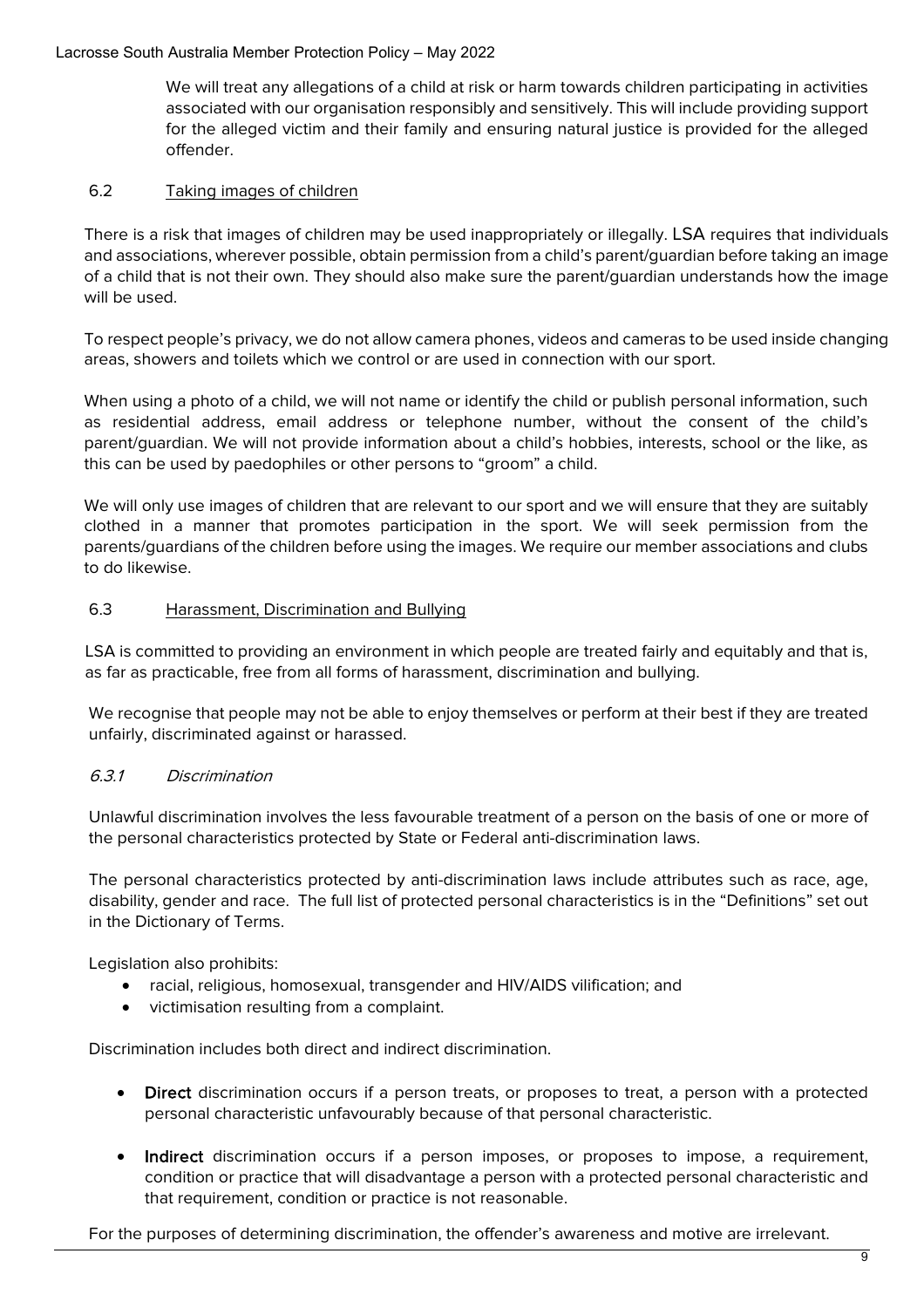We will treat any allegations of a child at risk or harm towards children participating in activities associated with our organisation responsibly and sensitively. This will include providing support for the alleged victim and their family and ensuring natural justice is provided for the alleged offender.

### 6.2 Taking images of children

There is a risk that images of children may be used inappropriately or illegally. LSA requires that individuals and associations, wherever possible, obtain permission from a child's parent/guardian before taking an image of a child that is not their own. They should also make sure the parent/guardian understands how the image will be used.

To respect people's privacy, we do not allow camera phones, videos and cameras to be used inside changing areas, showers and toilets which we control or are used in connection with our sport.

When using a photo of a child, we will not name or identify the child or publish personal information, such as residential address, email address or telephone number, without the consent of the child's parent/guardian. We will not provide information about a child's hobbies, interests, school or the like, as this can be used by paedophiles or other persons to "groom" a child.

We will only use images of children that are relevant to our sport and we will ensure that they are suitably clothed in a manner that promotes participation in the sport. We will seek permission from the parents/guardians of the children before using the images. We require our member associations and clubs to do likewise.

### 6.3 Harassment, Discrimination and Bullying

LSA is committed to providing an environment in which people are treated fairly and equitably and that is, as far as practicable, free from all forms of harassment, discrimination and bullying.

We recognise that people may not be able to enjoy themselves or perform at their best if they are treated unfairly, discriminated against or harassed.

#### *6.3.1 Discrimination*

Unlawful discrimination involves the less favourable treatment of a person on the basis of one or more of the personal characteristics protected by State or Federal anti-discrimination laws.

The personal characteristics protected by anti-discrimination laws include attributes such as race, age, disability, gender and race. The full list of protected personal characteristics is in the "Definitions" set out in the Dictionary of Terms.

Legislation also prohibits:

- racial, religious, homosexual, transgender and HIV/AIDS vilification; and
- victimisation resulting from a complaint.

Discrimination includes both direct and indirect discrimination.

- **Direct** discrimination occurs if a person treats, or proposes to treat, a person with a protected personal characteristic unfavourably because of that personal characteristic.

- **Indirect** discrimination occurs if a person imposes, or proposes to impose, a requirement, condition or practice that will disadvantage a person with a protected personal characteristic and that requirement, condition or practice is not reasonable.

For the purposes of determining discrimination, the offender's awareness and motive are irrelevant.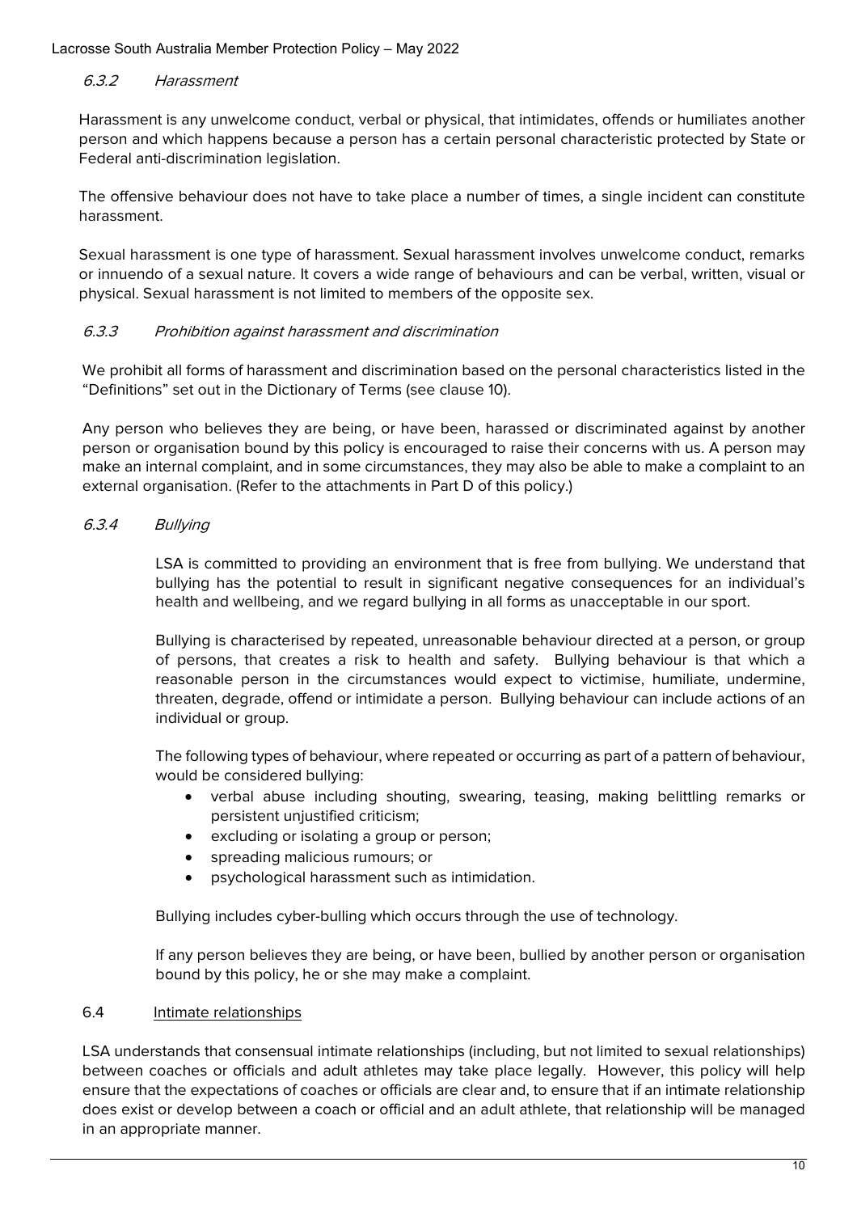#### *6.3.2 Harassment*

Harassment is any unwelcome conduct, verbal or physical, that intimidates, offends or humiliates another person and which happens because a person has a certain personal characteristic protected by State or Federal anti-discrimination legislation.

The offensive behaviour does not have to take place a number of times, a single incident can constitute harassment.

Sexual harassment is one type of harassment. Sexual harassment involves unwelcome conduct, remarks or innuendo of a sexual nature. It covers a wide range of behaviours and can be verbal, written, visual or physical. Sexual harassment is not limited to members of the opposite sex.

#### *6.3.3 Prohibition against harassment and discrimination*

We prohibit all forms of harassment and discrimination based on the personal characteristics listed in the "Definitions" set out in the Dictionary of Terms (see clause 10).

Any person who believes they are being, or have been, harassed or discriminated against by another person or organisation bound by this policy is encouraged to raise their concerns with us. A person may make an internal complaint, and in some circumstances, they may also be able to make a complaint to an external organisation. (Refer to the attachments in Part D of this policy.)

#### *6.3.4 Bullying*

LSA is committed to providing an environment that is free from bullying. We understand that bullying has the potential to result in significant negative consequences for an individual's health and wellbeing, and we regard bullying in all forms as unacceptable in our sport.

Bullying is characterised by repeated, unreasonable behaviour directed at a person, or group of persons, that creates a risk to health and safety. Bullying behaviour is that which a reasonable person in the circumstances would expect to victimise, humiliate, undermine, threaten, degrade, offend or intimidate a person. Bullying behaviour can include actions of an individual or group.

The following types of behaviour, where repeated or occurring as part of a pattern of behaviour, would be considered bullying:

- verbal abuse including shouting, swearing, teasing, making belittling remarks or persistent unjustified criticism;
- excluding or isolating a group or person;
- spreading malicious rumours; or
- psychological harassment such as intimidation.

Bullying includes cyber-bulling which occurs through the use of technology.

If any person believes they are being, or have been, bullied by another person or organisation bound by this policy, he or she may make a complaint.

### 6.4 Intimate relationships

LSA understands that consensual intimate relationships (including, but not limited to sexual relationships) between coaches or officials and adult athletes may take place legally. However, this policy will help ensure that the expectations of coaches or officials are clear and, to ensure that if an intimate relationship does exist or develop between a coach or official and an adult athlete, that relationship will be managed in an appropriate manner.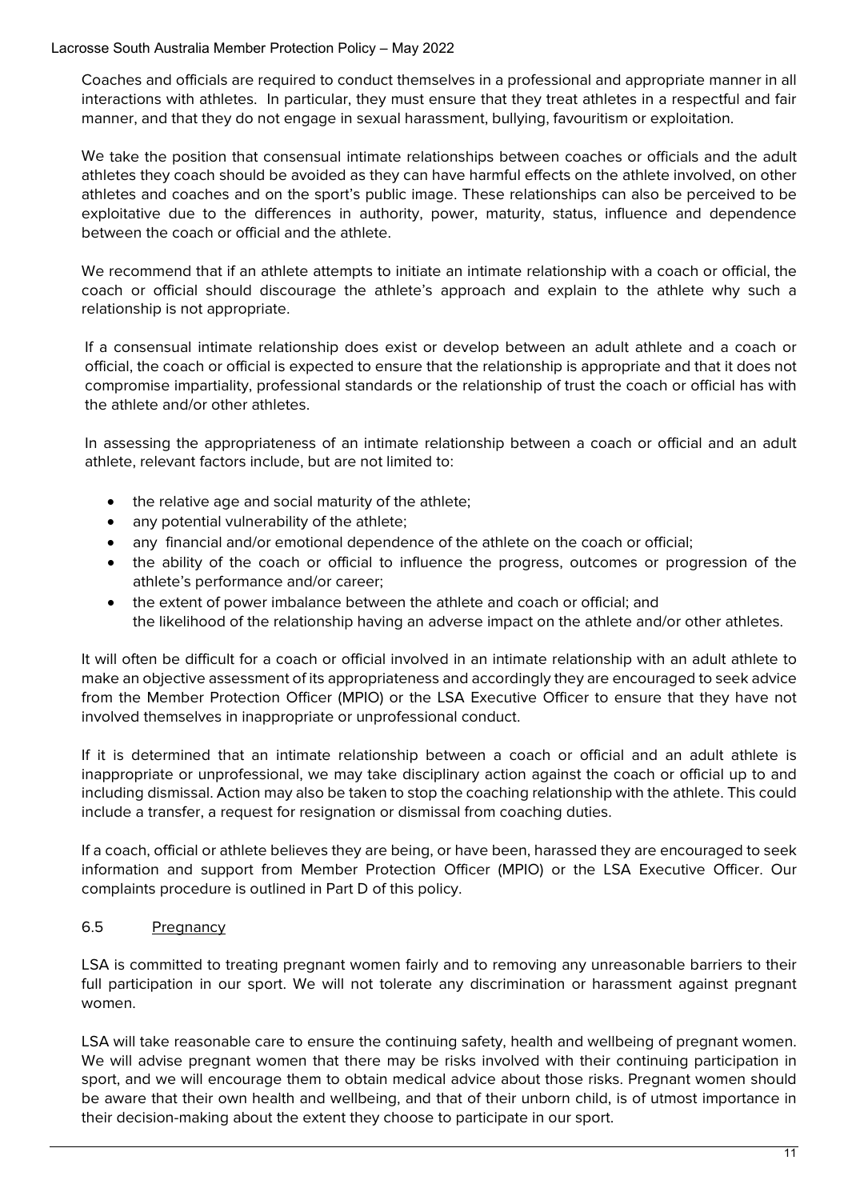Coaches and officials are required to conduct themselves in a professional and appropriate manner in all interactions with athletes. In particular, they must ensure that they treat athletes in a respectful and fair manner, and that they do not engage in sexual harassment, bullying, favouritism or exploitation.

We take the position that consensual intimate relationships between coaches or officials and the adult athletes they coach should be avoided as they can have harmful effects on the athlete involved, on other athletes and coaches and on the sport's public image. These relationships can also be perceived to be exploitative due to the differences in authority, power, maturity, status, influence and dependence between the coach or official and the athlete.

We recommend that if an athlete attempts to initiate an intimate relationship with a coach or official, the coach or official should discourage the athlete's approach and explain to the athlete why such a relationship is not appropriate.

If a consensual intimate relationship does exist or develop between an adult athlete and a coach or official, the coach or official is expected to ensure that the relationship is appropriate and that it does not compromise impartiality, professional standards or the relationship of trust the coach or official has with the athlete and/or other athletes.

In assessing the appropriateness of an intimate relationship between a coach or official and an adult athlete, relevant factors include, but are not limited to:

- the relative age and social maturity of the athlete;
- any potential vulnerability of the athlete;
- any financial and/or emotional dependence of the athlete on the coach or official;
- the ability of the coach or official to influence the progress, outcomes or progression of the athlete's performance and/or career;
- the extent of power imbalance between the athlete and coach or official; and the likelihood of the relationship having an adverse impact on the athlete and/or other athletes.

It will often be difficult for a coach or official involved in an intimate relationship with an adult athlete to make an objective assessment of its appropriateness and accordingly they are encouraged to seek advice from the Member Protection Officer (MPIO) or the LSA Executive Officer to ensure that they have not involved themselves in inappropriate or unprofessional conduct.

If it is determined that an intimate relationship between a coach or official and an adult athlete is inappropriate or unprofessional, we may take disciplinary action against the coach or official up to and including dismissal. Action may also be taken to stop the coaching relationship with the athlete. This could include a transfer, a request for resignation or dismissal from coaching duties.

If a coach, official or athlete believes they are being, or have been, harassed they are encouraged to seek information and support from Member Protection Officer (MPIO) or the LSA Executive Officer. Our complaints procedure is outlined in Part D of this policy.

### 6.5 Pregnancy

LSA is committed to treating pregnant women fairly and to removing any unreasonable barriers to their full participation in our sport. We will not tolerate any discrimination or harassment against pregnant women.

LSA will take reasonable care to ensure the continuing safety, health and wellbeing of pregnant women. We will advise pregnant women that there may be risks involved with their continuing participation in sport, and we will encourage them to obtain medical advice about those risks. Pregnant women should be aware that their own health and wellbeing, and that of their unborn child, is of utmost importance in their decision-making about the extent they choose to participate in our sport.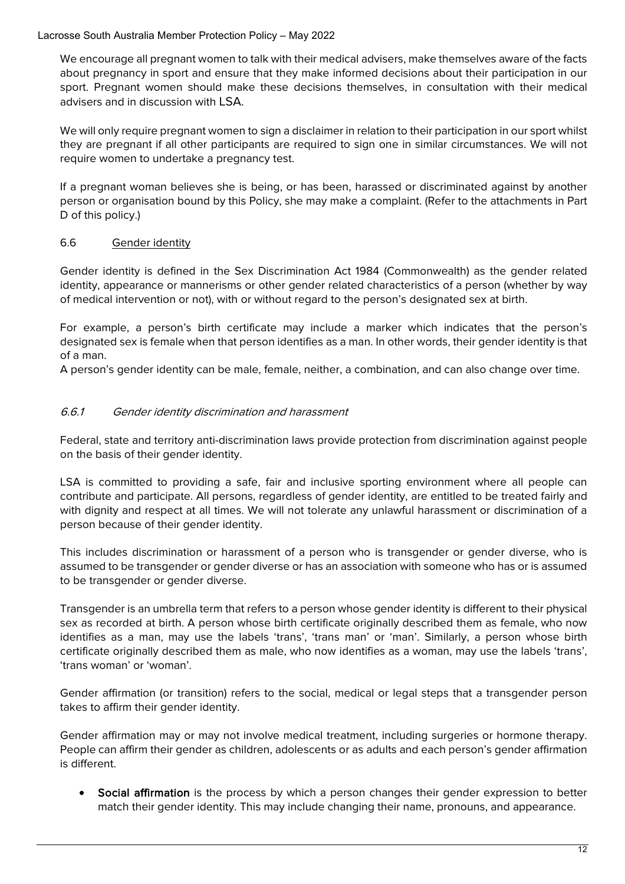We encourage all pregnant women to talk with their medical advisers, make themselves aware of the facts about pregnancy in sport and ensure that they make informed decisions about their participation in our sport. Pregnant women should make these decisions themselves, in consultation with their medical advisers and in discussion with LSA.

We will only require pregnant women to sign a disclaimer in relation to their participation in our sport whilst they are pregnant if all other participants are required to sign one in similar circumstances. We will not require women to undertake a pregnancy test.

If a pregnant woman believes she is being, or has been, harassed or discriminated against by another person or organisation bound by this Policy, she may make a complaint. (Refer to the attachments in Part D of this policy.)

## 6.6 Gender identity

Gender identity is defined in the Sex Discrimination Act 1984 (Commonwealth) as the gender related identity, appearance or mannerisms or other gender related characteristics of a person (whether by way of medical intervention or not), with or without regard to the person's designated sex at birth.

For example, a person's birth certificate may include a marker which indicates that the person's designated sex is female when that person identifies as a man. In other words, their gender identity is that of a man.

A person's gender identity can be male, female, neither, a combination, and can also change over time.

### *6.6.1 Gender identity discrimination and harassment*

Federal, state and territory anti-discrimination laws provide protection from discrimination against people on the basis of their gender identity.

LSA is committed to providing a safe, fair and inclusive sporting environment where all people can contribute and participate. All persons, regardless of gender identity, are entitled to be treated fairly and with dignity and respect at all times. We will not tolerate any unlawful harassment or discrimination of a person because of their gender identity.

This includes discrimination or harassment of a person who is transgender or gender diverse, who is assumed to be transgender or gender diverse or has an association with someone who has or is assumed to be transgender or gender diverse.

Transgender is an umbrella term that refers to a person whose gender identity is different to their physical sex as recorded at birth. A person whose birth certificate originally described them as female, who now identifies as a man, may use the labels 'trans', 'trans man' or 'man'. Similarly, a person whose birth certificate originally described them as male, who now identifies as a woman, may use the labels 'trans', 'trans woman' or 'woman'.

Gender affirmation (or transition) refers to the social, medical or legal steps that a transgender person takes to affirm their gender identity.

Gender affirmation may or may not involve medical treatment, including surgeries or hormone therapy. People can affirm their gender as children, adolescents or as adults and each person's gender affirmation is different.

- **Social affirmation** is the process by which a person changes their gender expression to better match their gender identity. This may include changing their name, pronouns, and appearance.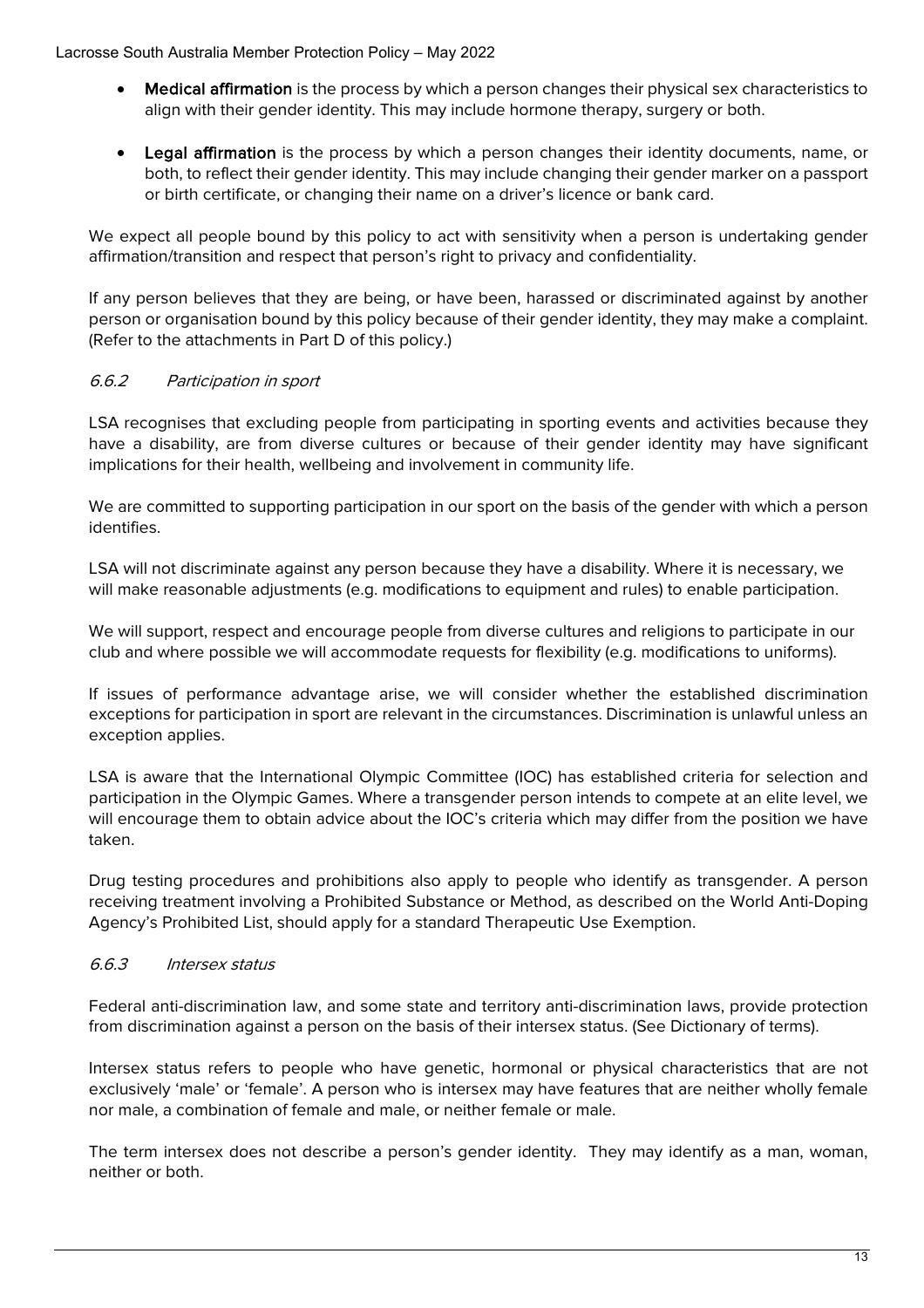- **Medical affirmation** is the process by which a person changes their physical sex characteristics to align with their gender identity. This may include hormone therapy, surgery or both.

- **Legal affirmation** is the process by which a person changes their identity documents, name, or both, to reflect their gender identity. This may include changing their gender marker on a passport or birth certificate, or changing their name on a driver's licence or bank card.

We expect all people bound by this policy to act with sensitivity when a person is undertaking gender affirmation/transition and respect that person's right to privacy and confidentiality.

If any person believes that they are being, or have been, harassed or discriminated against by another person or organisation bound by this policy because of their gender identity, they may make a complaint. (Refer to the attachments in Part D of this policy.)

#### *6.6.2 Participation in sport*

LSA recognises that excluding people from participating in sporting events and activities because they have a disability, are from diverse cultures or because of their gender identity may have significant implications for their health, wellbeing and involvement in community life.

We are committed to supporting participation in our sport on the basis of the gender with which a person identifies.

LSA will not discriminate against any person because they have a disability. Where it is necessary, we will make reasonable adjustments (e.g. modifications to equipment and rules) to enable participation.

We will support, respect and encourage people from diverse cultures and religions to participate in our club and where possible we will accommodate requests for flexibility (e.g. modifications to uniforms).

If issues of performance advantage arise, we will consider whether the established discrimination exceptions for participation in sport are relevant in the circumstances. Discrimination is unlawful unless an exception applies.

LSA is aware that the International Olympic Committee (IOC) has established criteria for selection and participation in the Olympic Games. Where a transgender person intends to compete at an elite level, we will encourage them to obtain advice about the IOC's criteria which may differ from the position we have taken.

Drug testing procedures and prohibitions also apply to people who identify as transgender. A person receiving treatment involving a Prohibited Substance or Method, as described on the World Anti-Doping Agency's Prohibited List, should apply for a standard Therapeutic Use Exemption.

#### *6.6.3 Intersex status*

Federal anti-discrimination law, and some state and territory anti-discrimination laws, provide protection from discrimination against a person on the basis of their intersex status. (See Dictionary of terms).

Intersex status refers to people who have genetic, hormonal or physical characteristics that are not exclusively 'male' or 'female'. A person who is intersex may have features that are neither wholly female nor male, a combination of female and male, or neither female or male.

The term intersex does not describe a person's gender identity. They may identify as a man, woman, neither or both.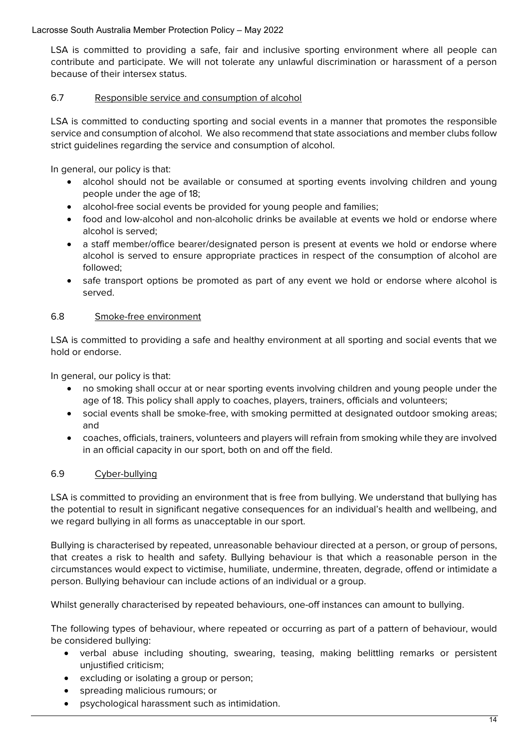LSA is committed to providing a safe, fair and inclusive sporting environment where all people can contribute and participate. We will not tolerate any unlawful discrimination or harassment of a person because of their intersex status.

### 6.7 Responsible service and consumption of alcohol

LSA is committed to conducting sporting and social events in a manner that promotes the responsible service and consumption of alcohol. We also recommend that state associations and member clubs follow strict guidelines regarding the service and consumption of alcohol.

In general, our policy is that:

- alcohol should not be available or consumed at sporting events involving children and young people under the age of 18;
- alcohol-free social events be provided for young people and families;
- food and low-alcohol and non-alcoholic drinks be available at events we hold or endorse where alcohol is served;
- a staff member/office bearer/designated person is present at events we hold or endorse where alcohol is served to ensure appropriate practices in respect of the consumption of alcohol are followed;
- safe transport options be promoted as part of any event we hold or endorse where alcohol is served.

### 6.8 Smoke-free environment

LSA is committed to providing a safe and healthy environment at all sporting and social events that we hold or endorse.

In general, our policy is that:

- no smoking shall occur at or near sporting events involving children and young people under the age of 18. This policy shall apply to coaches, players, trainers, officials and volunteers;
- social events shall be smoke-free, with smoking permitted at designated outdoor smoking areas; and
- coaches, officials, trainers, volunteers and players will refrain from smoking while they are involved in an official capacity in our sport, both on and off the field.

### 6.9 Cyber-bullying

LSA is committed to providing an environment that is free from bullying. We understand that bullying has the potential to result in significant negative consequences for an individual's health and wellbeing, and we regard bullying in all forms as unacceptable in our sport.

Bullying is characterised by repeated, unreasonable behaviour directed at a person, or group of persons, that creates a risk to health and safety. Bullying behaviour is that which a reasonable person in the circumstances would expect to victimise, humiliate, undermine, threaten, degrade, offend or intimidate a person. Bullying behaviour can include actions of an individual or a group.

Whilst generally characterised by repeated behaviours, one-off instances can amount to bullying.

The following types of behaviour, where repeated or occurring as part of a pattern of behaviour, would be considered bullying:

- verbal abuse including shouting, swearing, teasing, making belittling remarks or persistent unjustified criticism;
- excluding or isolating a group or person;
- spreading malicious rumours; or
- psychological harassment such as intimidation.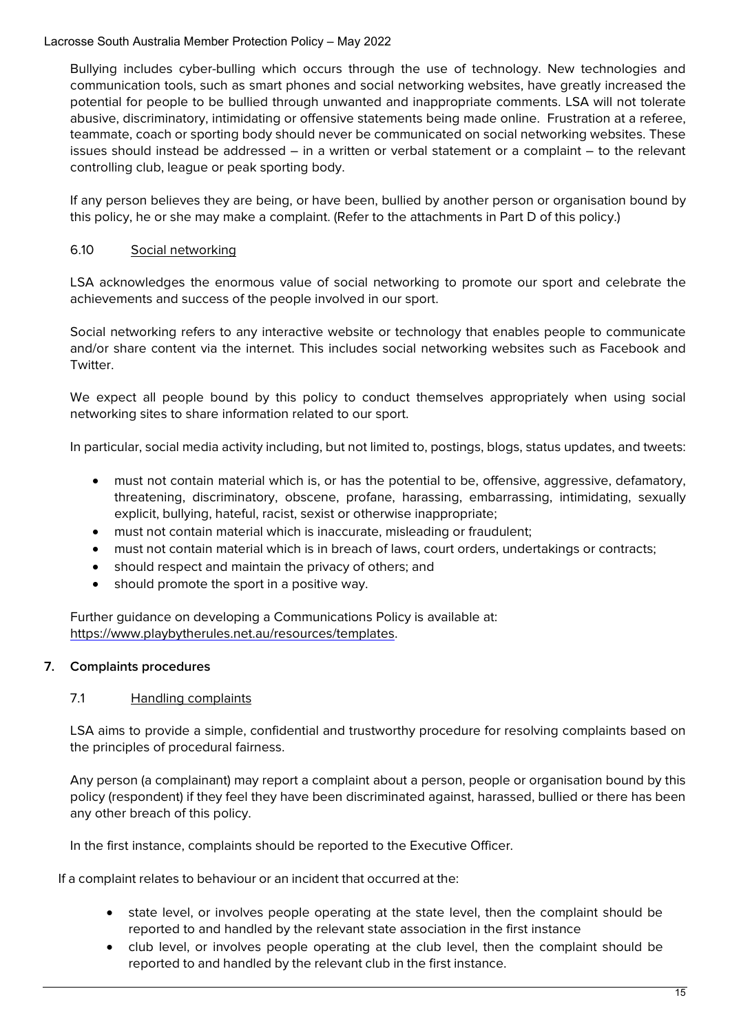Bullying includes cyber-bulling which occurs through the use of technology. New technologies and communication tools, such as smart phones and social networking websites, have greatly increased the potential for people to be bullied through unwanted and inappropriate comments. LSA will not tolerate abusive, discriminatory, intimidating or offensive statements being made online. Frustration at a referee, teammate, coach or sporting body should never be communicated on social networking websites. These issues should instead be addressed – in a written or verbal statement or a complaint – to the relevant controlling club, league or peak sporting body.

If any person believes they are being, or have been, bullied by another person or organisation bound by this policy, he or she may make a complaint. (Refer to the attachments in Part D of this policy.)

### 6.10 Social networking

LSA acknowledges the enormous value of social networking to promote our sport and celebrate the achievements and success of the people involved in our sport.

Social networking refers to any interactive website or technology that enables people to communicate and/or share content via the internet. This includes social networking websites such as Facebook and Twitter.

We expect all people bound by this policy to conduct themselves appropriately when using social networking sites to share information related to our sport.

In particular, social media activity including, but not limited to, postings, blogs, status updates, and tweets:

- must not contain material which is, or has the potential to be, offensive, aggressive, defamatory, threatening, discriminatory, obscene, profane, harassing, embarrassing, intimidating, sexually explicit, bullying, hateful, racist, sexist or otherwise inappropriate;
- must not contain material which is inaccurate, misleading or fraudulent;
- must not contain material which is in breach of laws, court orders, undertakings or contracts;
- should respect and maintain the privacy of others; and
- should promote the sport in a positive way.

Further guidance on developing a Communications Policy is available at: https://www.playbytherules.net.au/resources/templates.

## 7. Complaints procedures

### 7.1 Handling complaints

LSA aims to provide a simple, confidential and trustworthy procedure for resolving complaints based on the principles of procedural fairness.

Any person (a complainant) may report a complaint about a person, people or organisation bound by this policy (respondent) if they feel they have been discriminated against, harassed, bullied or there has been any other breach of this policy.

In the first instance, complaints should be reported to the Executive Officer.

If a complaint relates to behaviour or an incident that occurred at the:

- state level, or involves people operating at the state level, then the complaint should be reported to and handled by the relevant state association in the first instance
- club level, or involves people operating at the club level, then the complaint should be reported to and handled by the relevant club in the first instance.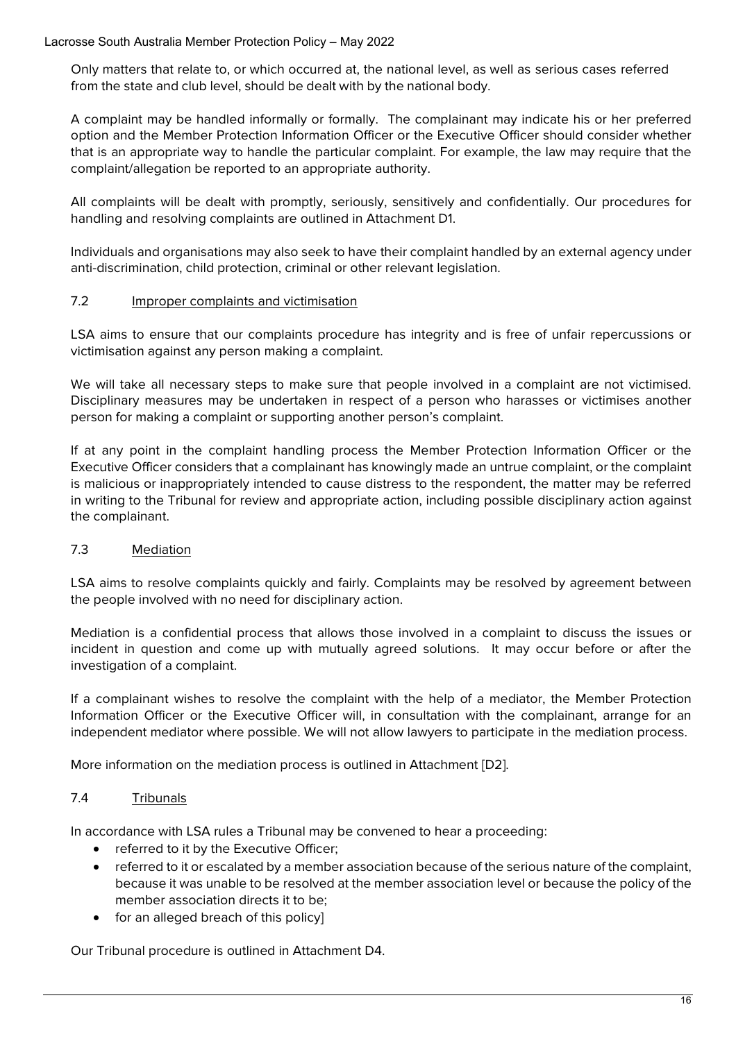Only matters that relate to, or which occurred at, the national level, as well as serious cases referred from the state and club level, should be dealt with by the national body.

A complaint may be handled informally or formally. The complainant may indicate his or her preferred option and the Member Protection Information Officer or the Executive Officer should consider whether that is an appropriate way to handle the particular complaint. For example, the law may require that the complaint/allegation be reported to an appropriate authority.

All complaints will be dealt with promptly, seriously, sensitively and confidentially. Our procedures for handling and resolving complaints are outlined in Attachment D1.

Individuals and organisations may also seek to have their complaint handled by an external agency under anti-discrimination, child protection, criminal or other relevant legislation.

### 7.2 Improper complaints and victimisation

LSA aims to ensure that our complaints procedure has integrity and is free of unfair repercussions or victimisation against any person making a complaint.

We will take all necessary steps to make sure that people involved in a complaint are not victimised. Disciplinary measures may be undertaken in respect of a person who harasses or victimises another person for making a complaint or supporting another person's complaint.

If at any point in the complaint handling process the Member Protection Information Officer or the Executive Officer considers that a complainant has knowingly made an untrue complaint, or the complaint is malicious or inappropriately intended to cause distress to the respondent, the matter may be referred in writing to the Tribunal for review and appropriate action, including possible disciplinary action against the complainant.

### 7.3 Mediation

LSA aims to resolve complaints quickly and fairly. Complaints may be resolved by agreement between the people involved with no need for disciplinary action.

Mediation is a confidential process that allows those involved in a complaint to discuss the issues or incident in question and come up with mutually agreed solutions. It may occur before or after the investigation of a complaint.

If a complainant wishes to resolve the complaint with the help of a mediator, the Member Protection Information Officer or the Executive Officer will, in consultation with the complainant, arrange for an independent mediator where possible. We will not allow lawyers to participate in the mediation process.

More information on the mediation process is outlined in Attachment [D2].

### 7.4 Tribunals

In accordance with LSA rules a Tribunal may be convened to hear a proceeding:

- referred to it by the Executive Officer;
- referred to it or escalated by a member association because of the serious nature of the complaint, because it was unable to be resolved at the member association level or because the policy of the member association directs it to be;
- for an alleged breach of this policy]

Our Tribunal procedure is outlined in Attachment D4.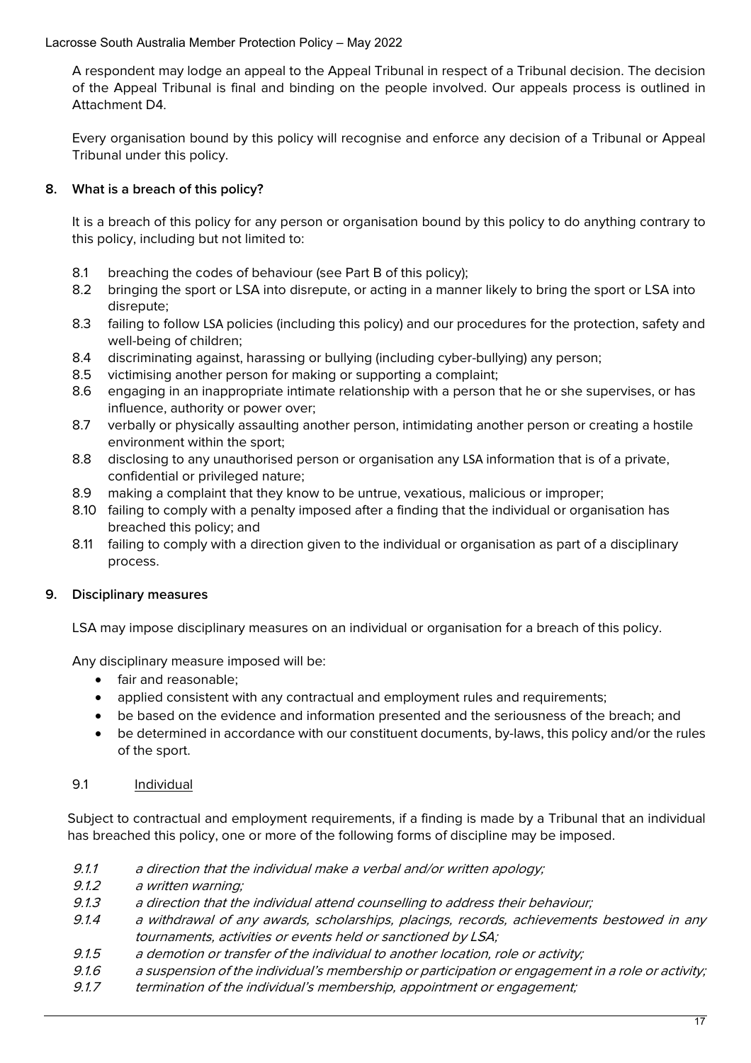A respondent may lodge an appeal to the Appeal Tribunal in respect of a Tribunal decision. The decision of the Appeal Tribunal is final and binding on the people involved. Our appeals process is outlined in Attachment D4.

Every organisation bound by this policy will recognise and enforce any decision of a Tribunal or Appeal Tribunal under this policy.

## 8. What is a breach of this policy?

It is a breach of this policy for any person or organisation bound by this policy to do anything contrary to this policy, including but not limited to:

- 8.1 breaching the codes of behaviour (see Part B of this policy);
- 8.2 bringing the sport or LSA into disrepute, or acting in a manner likely to bring the sport or LSA into disrepute;
- 8.3 failing to follow LSA policies (including this policy) and our procedures for the protection, safety and well-being of children;
- 8.4 discriminating against, harassing or bullying (including cyber-bullying) any person;
- 8.5 victimising another person for making or supporting a complaint;
- 8.6 engaging in an inappropriate intimate relationship with a person that he or she supervises, or has influence, authority or power over;
- 8.7 verbally or physically assaulting another person, intimidating another person or creating a hostile environment within the sport;
- 8.8 disclosing to any unauthorised person or organisation any LSA information that is of a private, confidential or privileged nature;
- 8.9 making a complaint that they know to be untrue, vexatious, malicious or improper;
- 8.10 failing to comply with a penalty imposed after a finding that the individual or organisation has breached this policy; and
- 8.11 failing to comply with a direction given to the individual or organisation as part of a disciplinary process.

## 9. Disciplinary measures

LSA may impose disciplinary measures on an individual or organisation for a breach of this policy.

Any disciplinary measure imposed will be:

- fair and reasonable;
- applied consistent with any contractual and employment rules and requirements;
- be based on the evidence and information presented and the seriousness of the breach; and
- be determined in accordance with our constituent documents, by-laws, this policy and/or the rules of the sport.

### 9.1 Individual

Subject to contractual and employment requirements, if a finding is made by a Tribunal that an individual has breached this policy, one or more of the following forms of discipline may be imposed.

- *9.1.1 a direction that the individual make a verbal and/or written apology;*
- *9.1.2 a written warning;*
- *9.1.3 a direction that the individual attend counselling to address their behaviour;*
- *9.1.4 a withdrawal of any awards, scholarships, placings, records, achievements bestowed in any tournaments, activities or events held or sanctioned by LSA;*
- *9.1.5 a demotion or transfer of the individual to another location, role or activity;*
- *9.1.6 a suspension of the individual's membership or participation or engagement in a role or activity;*
- *9.1.7 termination of the individual's membership, appointment or engagement;*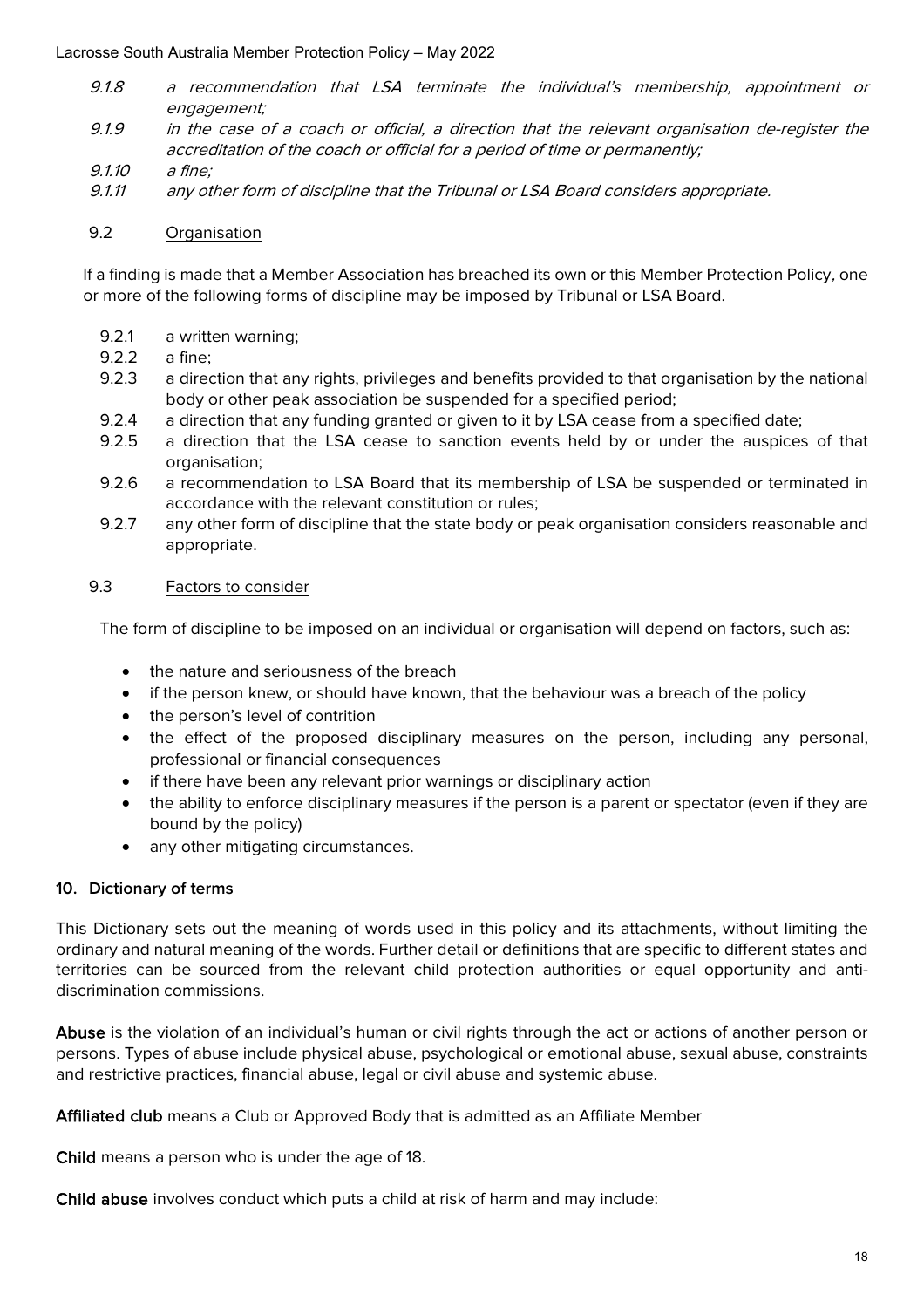*9.1.8 a recommendation that LSA terminate the individual's membership, appointment or engagement;*

*9.1.9 in the case of a coach or official, a direction that the relevant organisation de-register the accreditation of the coach or official for a period of time or permanently;*

*9.1.10 a fine;*

*9.1.11 any other form of discipline that the Tribunal or LSA Board considers appropriate.*

9.2 Organisation

If a finding is made that a Member Association has breached its own or this Member Protection Policy, one or more of the following forms of discipline may be imposed by Tribunal or LSA Board.

9.2.1 a written warning;

9.2.2 a fine;

9.2.3 a direction that any rights, privileges and benefits provided to that organisation by the national body or other peak association be suspended for a specified period;

9.2.4 a direction that any funding granted or given to it by LSA cease from a specified date;

9.2.5 a direction that the LSA cease to sanction events held by or under the auspices of that organisation;

9.2.6 a recommendation to LSA Board that its membership of LSA be suspended or terminated in accordance with the relevant constitution or rules;

9.2.7 any other form of discipline that the state body or peak organisation considers reasonable and appropriate.

9.3 Factors to consider

The form of discipline to be imposed on an individual or organisation will depend on factors, such as:

- the nature and seriousness of the breach
- if the person knew, or should have known, that the behaviour was a breach of the policy
- the person's level of contrition
- the effect of the proposed disciplinary measures on the person, including any personal, professional or financial consequences
- if there have been any relevant prior warnings or disciplinary action
- the ability to enforce disciplinary measures if the person is a parent or spectator (even if they are bound by the policy)
- any other mitigating circumstances.

## 10. Dictionary of terms

This Dictionary sets out the meaning of words used in this policy and its attachments, without limiting the ordinary and natural meaning of the words. Further detail or definitions that are specific to different states and territories can be sourced from the relevant child protection authorities or equal opportunity and anti-discrimination commissions.

**Abuse** is the violation of an individual's human or civil rights through the act or actions of another person or persons. Types of abuse include physical abuse, psychological or emotional abuse, sexual abuse, constraints and restrictive practices, financial abuse, legal or civil abuse and systemic abuse.

**Affiliated club** means a Club or Approved Body that is admitted as an Affiliate Member

**Child** means a person who is under the age of 18.

**Child abuse** involves conduct which puts a child at risk of harm and may include: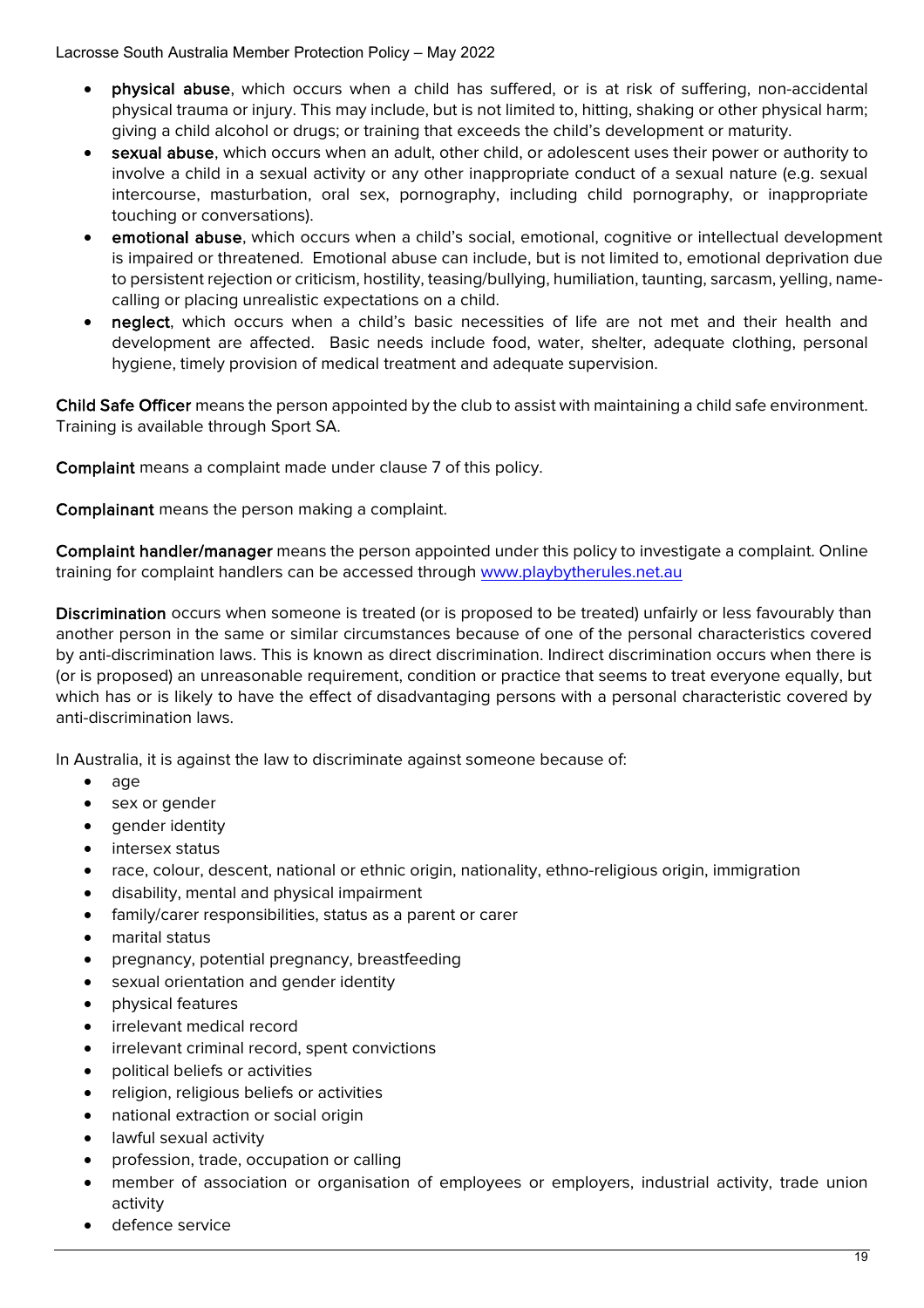- **physical abuse**, which occurs when a child has suffered, or is at risk of suffering, non-accidental physical trauma or injury. This may include, but is not limited to, hitting, shaking or other physical harm; giving a child alcohol or drugs; or training that exceeds the child's development or maturity.
- **sexual abuse**, which occurs when an adult, other child, or adolescent uses their power or authority to involve a child in a sexual activity or any other inappropriate conduct of a sexual nature (e.g. sexual intercourse, masturbation, oral sex, pornography, including child pornography, or inappropriate touching or conversations).
- **emotional abuse**, which occurs when a child's social, emotional, cognitive or intellectual development is impaired or threatened. Emotional abuse can include, but is not limited to, emotional deprivation due to persistent rejection or criticism, hostility, teasing/bullying, humiliation, taunting, sarcasm, yelling, name-calling or placing unrealistic expectations on a child.
- **neglect**, which occurs when a child's basic necessities of life are not met and their health and development are affected. Basic needs include food, water, shelter, adequate clothing, personal hygiene, timely provision of medical treatment and adequate supervision.

**Child Safe Officer** means the person appointed by the club to assist with maintaining a child safe environment. Training is available through Sport SA.

**Complaint** means a complaint made under clause 7 of this policy.

**Complainant** means the person making a complaint.

**Complaint handler/manager** means the person appointed under this policy to investigate a complaint. Online training for complaint handlers can be accessed through www.playbytherules.net.au

**Discrimination** occurs when someone is treated (or is proposed to be treated) unfairly or less favourably than another person in the same or similar circumstances because of one of the personal characteristics covered by anti-discrimination laws. This is known as direct discrimination. Indirect discrimination occurs when there is (or is proposed) an unreasonable requirement, condition or practice that seems to treat everyone equally, but which has or is likely to have the effect of disadvantaging persons with a personal characteristic covered by anti-discrimination laws.

In Australia, it is against the law to discriminate against someone because of:

- age
- sex or gender
- gender identity
- intersex status
- race, colour, descent, national or ethnic origin, nationality, ethno-religious origin, immigration
- disability, mental and physical impairment
- family/carer responsibilities, status as a parent or carer
- marital status
- pregnancy, potential pregnancy, breastfeeding
- sexual orientation and gender identity
- physical features
- irrelevant medical record
- irrelevant criminal record, spent convictions
- political beliefs or activities
- religion, religious beliefs or activities
- national extraction or social origin
- lawful sexual activity
- profession, trade, occupation or calling
- member of association or organisation of employees or employers, industrial activity, trade union activity
- defence service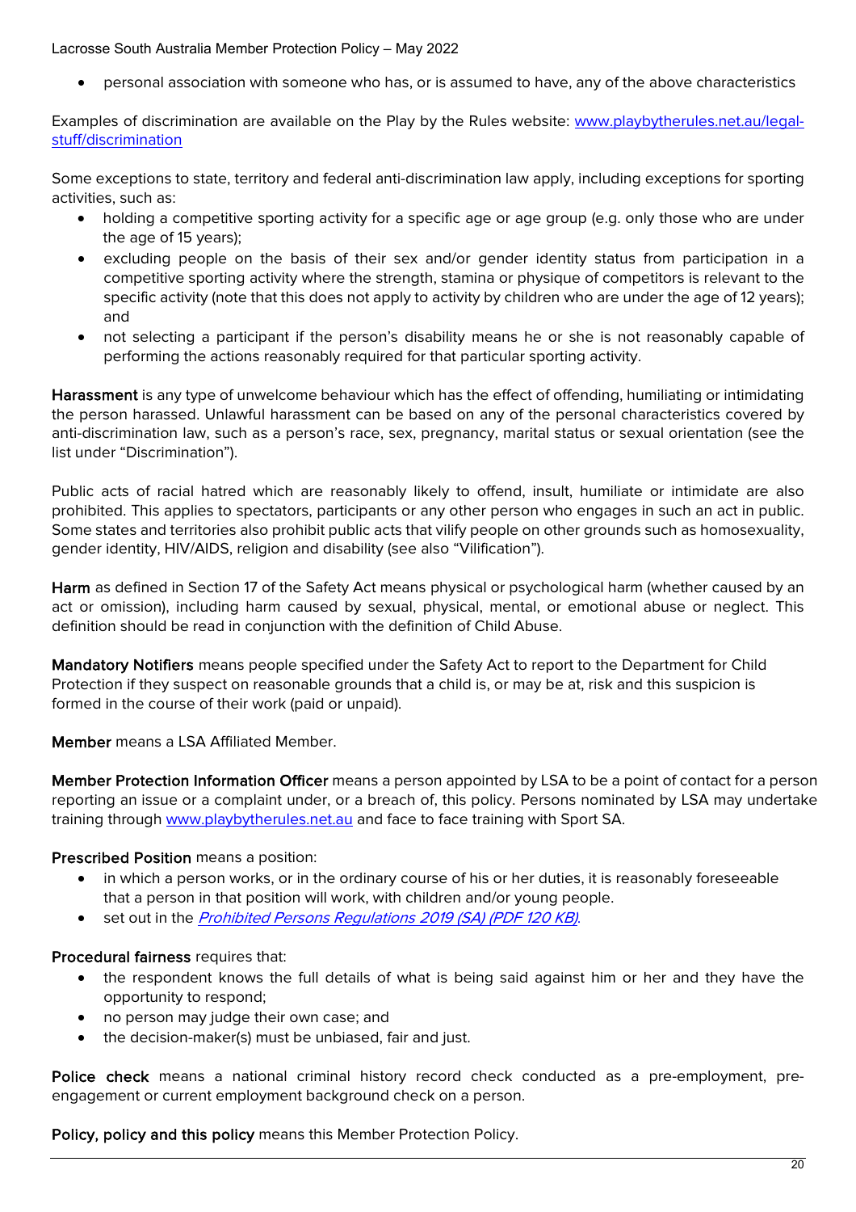- personal association with someone who has, or is assumed to have, any of the above characteristics

Examples of discrimination are available on the Play by the Rules website: [www.playbytherules.net.au/legal-stuff/discrimination](www.playbytherules.net.au/legal-stuff/discrimination)

Some exceptions to state, territory and federal anti-discrimination law apply, including exceptions for sporting activities, such as:

- holding a competitive sporting activity for a specific age or age group (e.g. only those who are under the age of 15 years);
- excluding people on the basis of their sex and/or gender identity status from participation in a competitive sporting activity where the strength, stamina or physique of competitors is relevant to the specific activity (note that this does not apply to activity by children who are under the age of 12 years); and
- not selecting a participant if the person's disability means he or she is not reasonably capable of performing the actions reasonably required for that particular sporting activity.

**Harassment** is any type of unwelcome behaviour which has the effect of offending, humiliating or intimidating the person harassed. Unlawful harassment can be based on any of the personal characteristics covered by anti-discrimination law, such as a person's race, sex, pregnancy, marital status or sexual orientation (see the list under "Discrimination").

Public acts of racial hatred which are reasonably likely to offend, insult, humiliate or intimidate are also prohibited. This applies to spectators, participants or any other person who engages in such an act in public. Some states and territories also prohibit public acts that vilify people on other grounds such as homosexuality, gender identity, HIV/AIDS, religion and disability (see also "Vilification").

**Harm** as defined in Section 17 of the Safety Act means physical or psychological harm (whether caused by an act or omission), including harm caused by sexual, physical, mental, or emotional abuse or neglect. This definition should be read in conjunction with the definition of Child Abuse.

**Mandatory Notifiers** means people specified under the Safety Act to report to the Department for Child Protection if they suspect on reasonable grounds that a child is, or may be at, risk and this suspicion is formed in the course of their work (paid or unpaid).

**Member** means a LSA Affiliated Member.

**Member Protection Information Officer** means a person appointed by LSA to be a point of contact for a person reporting an issue or a complaint under, or a breach of, this policy. Persons nominated by LSA may undertake training through [www.playbytherules.net.au](www.playbytherules.net.au) and face to face training with Sport SA.

**Prescribed Position** means a position:

- in which a person works, or in the ordinary course of his or her duties, it is reasonably foreseeable that a person in that position will work, with children and/or young people.
- set out in the *Prohibited Persons Regulations 2019 (SA) (PDF 120 KB)*.

**Procedural fairness** requires that:

- the respondent knows the full details of what is being said against him or her and they have the opportunity to respond;
- no person may judge their own case; and
- the decision-maker(s) must be unbiased, fair and just.

**Police check** means a national criminal history record check conducted as a pre-employment, pre-engagement or current employment background check on a person.

**Policy, policy and this policy** means this Member Protection Policy.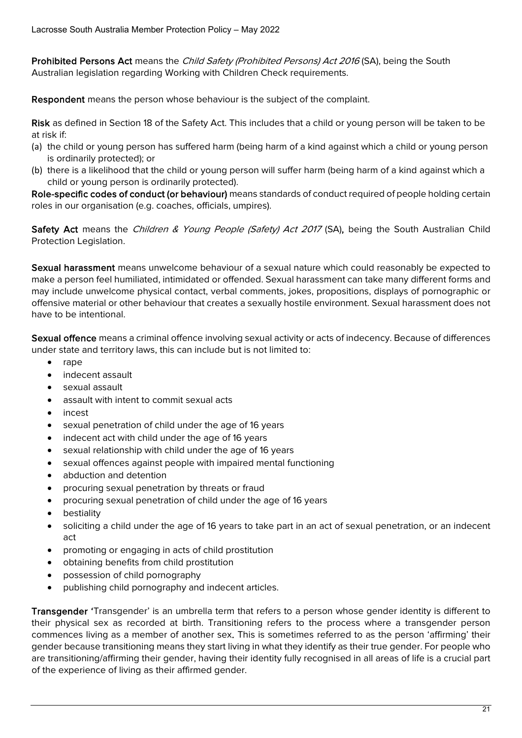**Prohibited Persons Act** means the *Child Safety (Prohibited Persons) Act 2016* (SA), being the South Australian legislation regarding Working with Children Check requirements.

**Respondent** means the person whose behaviour is the subject of the complaint.

**Risk** as defined in Section 18 of the Safety Act. This includes that a child or young person will be taken to be at risk if:

(a) the child or young person has suffered harm (being harm of a kind against which a child or young person is ordinarily protected); or
(b) there is a likelihood that the child or young person will suffer harm (being harm of a kind against which a child or young person is ordinarily protected).

**Role-specific codes of conduct (or behaviour)** means standards of conduct required of people holding certain roles in our organisation (e.g. coaches, officials, umpires).

**Safety Act** means the *Children & Young People (Safety) Act 2017* (SA), being the South Australian Child Protection Legislation.

**Sexual harassment** means unwelcome behaviour of a sexual nature which could reasonably be expected to make a person feel humiliated, intimidated or offended. Sexual harassment can take many different forms and may include unwelcome physical contact, verbal comments, jokes, propositions, displays of pornographic or offensive material or other behaviour that creates a sexually hostile environment. Sexual harassment does not have to be intentional.

**Sexual offence** means a criminal offence involving sexual activity or acts of indecency. Because of differences under state and territory laws, this can include but is not limited to:

- rape
- indecent assault
- sexual assault
- assault with intent to commit sexual acts
- incest
- sexual penetration of child under the age of 16 years
- indecent act with child under the age of 16 years
- sexual relationship with child under the age of 16 years
- sexual offences against people with impaired mental functioning
- abduction and detention
- procuring sexual penetration by threats or fraud
- procuring sexual penetration of child under the age of 16 years
- bestiality
- soliciting a child under the age of 16 years to take part in an act of sexual penetration, or an indecent act
- promoting or engaging in acts of child prostitution
- obtaining benefits from child prostitution
- possession of child pornography
- publishing child pornography and indecent articles.

**Transgender** 'Transgender' is an umbrella term that refers to a person whose gender identity is different to their physical sex as recorded at birth. Transitioning refers to the process where a transgender person commences living as a member of another sex. This is sometimes referred to as the person 'affirming' their gender because transitioning means they start living in what they identify as their true gender. For people who are transitioning/affirming their gender, having their identity fully recognised in all areas of life is a crucial part of the experience of living as their affirmed gender.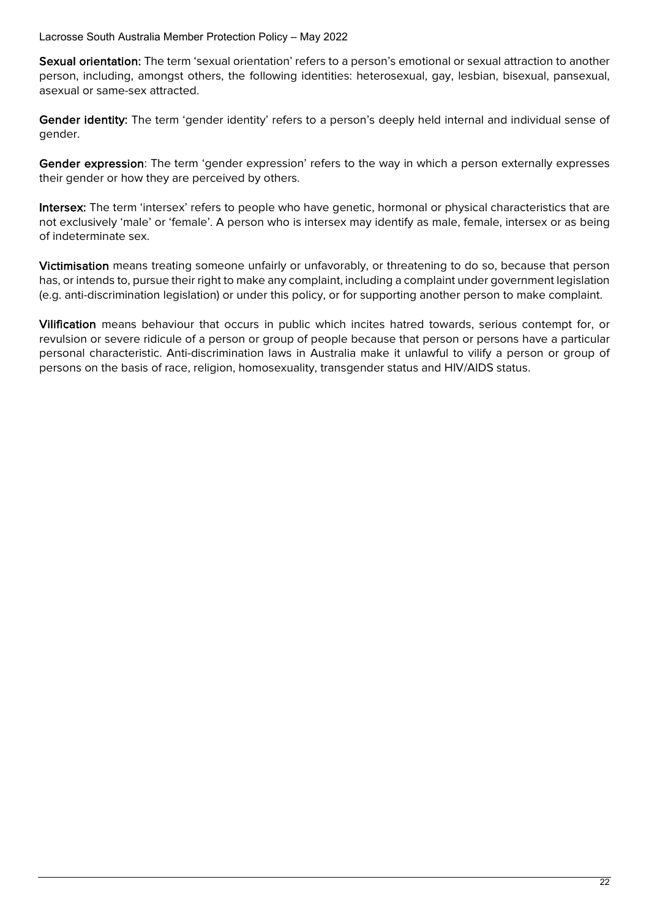**Sexual orientation:** The term 'sexual orientation' refers to a person's emotional or sexual attraction to another person, including, amongst others, the following identities: heterosexual, gay, lesbian, bisexual, pansexual, asexual or same-sex attracted.

**Gender identity:** The term 'gender identity' refers to a person's deeply held internal and individual sense of gender.

**Gender expression**: The term 'gender expression' refers to the way in which a person externally expresses their gender or how they are perceived by others.

**Intersex:** The term 'intersex' refers to people who have genetic, hormonal or physical characteristics that are not exclusively 'male' or 'female'. A person who is intersex may identify as male, female, intersex or as being of indeterminate sex.

**Victimisation** means treating someone unfairly or unfavorably, or threatening to do so, because that person has, or intends to, pursue their right to make any complaint, including a complaint under government legislation (e.g. anti-discrimination legislation) or under this policy, or for supporting another person to make complaint.

**Vilification** means behaviour that occurs in public which incites hatred towards, serious contempt for, or revulsion or severe ridicule of a person or group of people because that person or persons have a particular personal characteristic. Anti-discrimination laws in Australia make it unlawful to vilify a person or group of persons on the basis of race, religion, homosexuality, transgender status and HIV/AIDS status.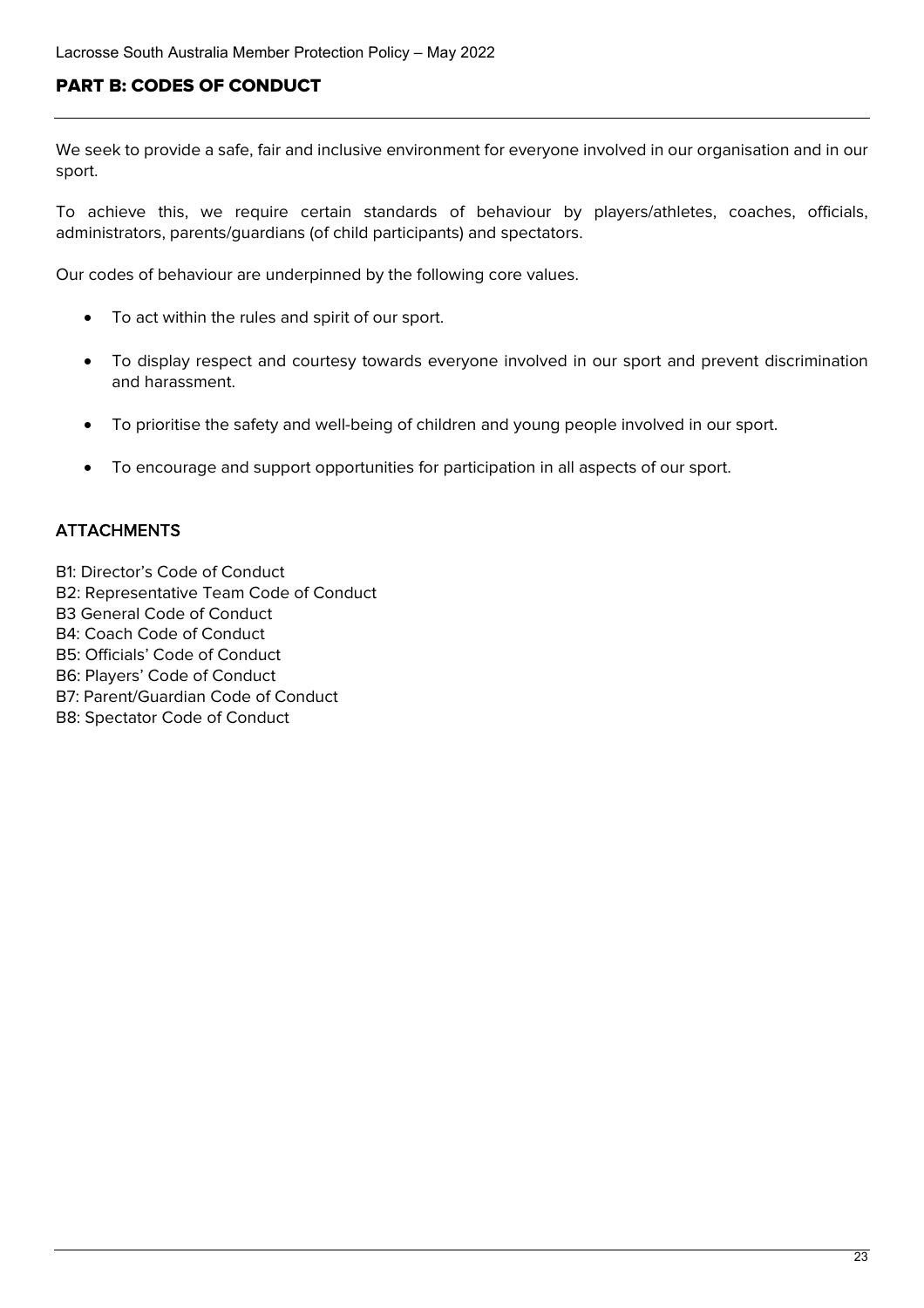# PART B: CODES OF CONDUCT

We seek to provide a safe, fair and inclusive environment for everyone involved in our organisation and in our sport.

To achieve this, we require certain standards of behaviour by players/athletes, coaches, officials, administrators, parents/guardians (of child participants) and spectators.

Our codes of behaviour are underpinned by the following core values.

- To act within the rules and spirit of our sport.
- To display respect and courtesy towards everyone involved in our sport and prevent discrimination and harassment.
- To prioritise the safety and well-being of children and young people involved in our sport.
- To encourage and support opportunities for participation in all aspects of our sport.

## ATTACHMENTS

B1: Director's Code of Conduct
B2: Representative Team Code of Conduct
B3 General Code of Conduct
B4: Coach Code of Conduct
B5: Officials' Code of Conduct
B6: Players' Code of Conduct
B7: Parent/Guardian Code of Conduct
B8: Spectator Code of Conduct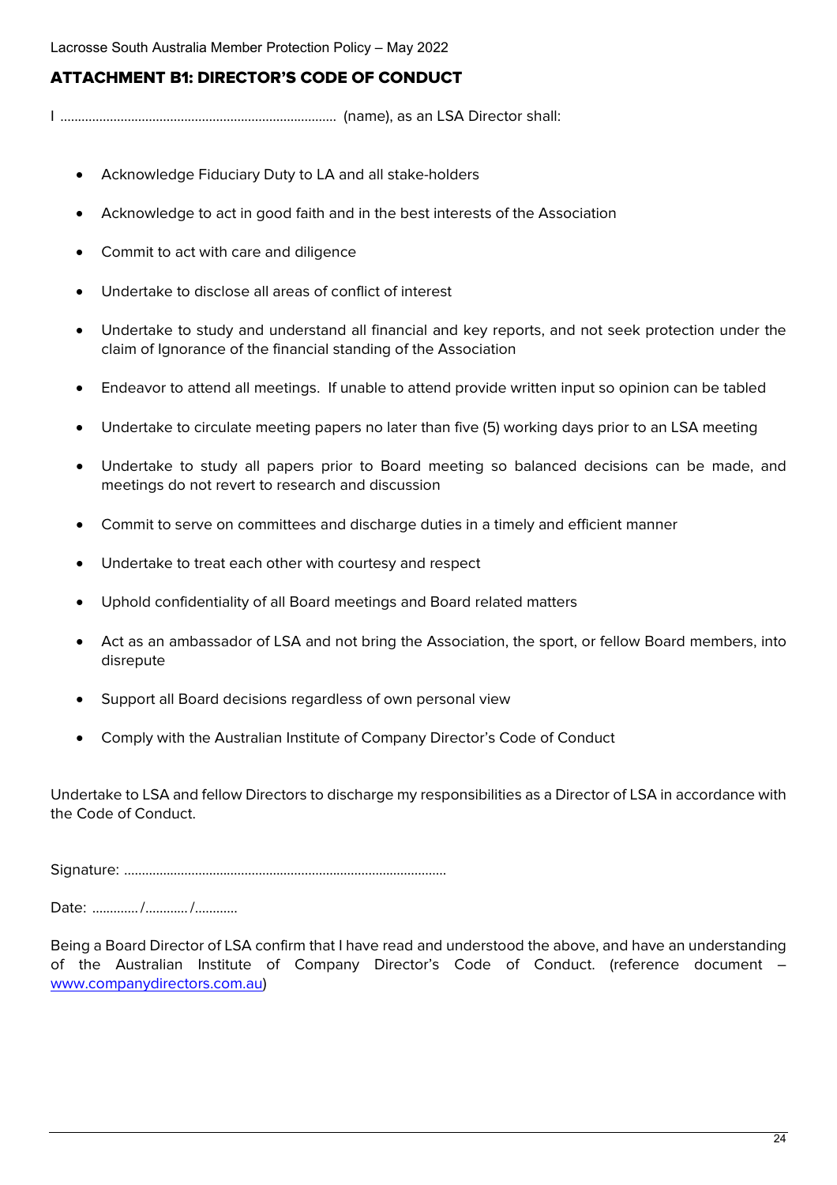## ATTACHMENT B1: DIRECTOR'S CODE OF CONDUCT

I …………………………………………………………………… (name), as an LSA Director shall:

- Acknowledge Fiduciary Duty to LA and all stake-holders
- Acknowledge to act in good faith and in the best interests of the Association
- Commit to act with care and diligence
- Undertake to disclose all areas of conflict of interest
- Undertake to study and understand all financial and key reports, and not seek protection under the claim of Ignorance of the financial standing of the Association
- Endeavor to attend all meetings. If unable to attend provide written input so opinion can be tabled
- Undertake to circulate meeting papers no later than five (5) working days prior to an LSA meeting
- Undertake to study all papers prior to Board meeting so balanced decisions can be made, and meetings do not revert to research and discussion
- Commit to serve on committees and discharge duties in a timely and efficient manner
- Undertake to treat each other with courtesy and respect
- Uphold confidentiality of all Board meetings and Board related matters
- Act as an ambassador of LSA and not bring the Association, the sport, or fellow Board members, into disrepute
- Support all Board decisions regardless of own personal view
- Comply with the Australian Institute of Company Director's Code of Conduct

Undertake to LSA and fellow Directors to discharge my responsibilities as a Director of LSA in accordance with the Code of Conduct.

Signature: ………………………………………………………………………………

Date: …………/…………/…………

Being a Board Director of LSA confirm that I have read and understood the above, and have an understanding of the Australian Institute of Company Director's Code of Conduct. (reference document – www.companydirectors.com.au)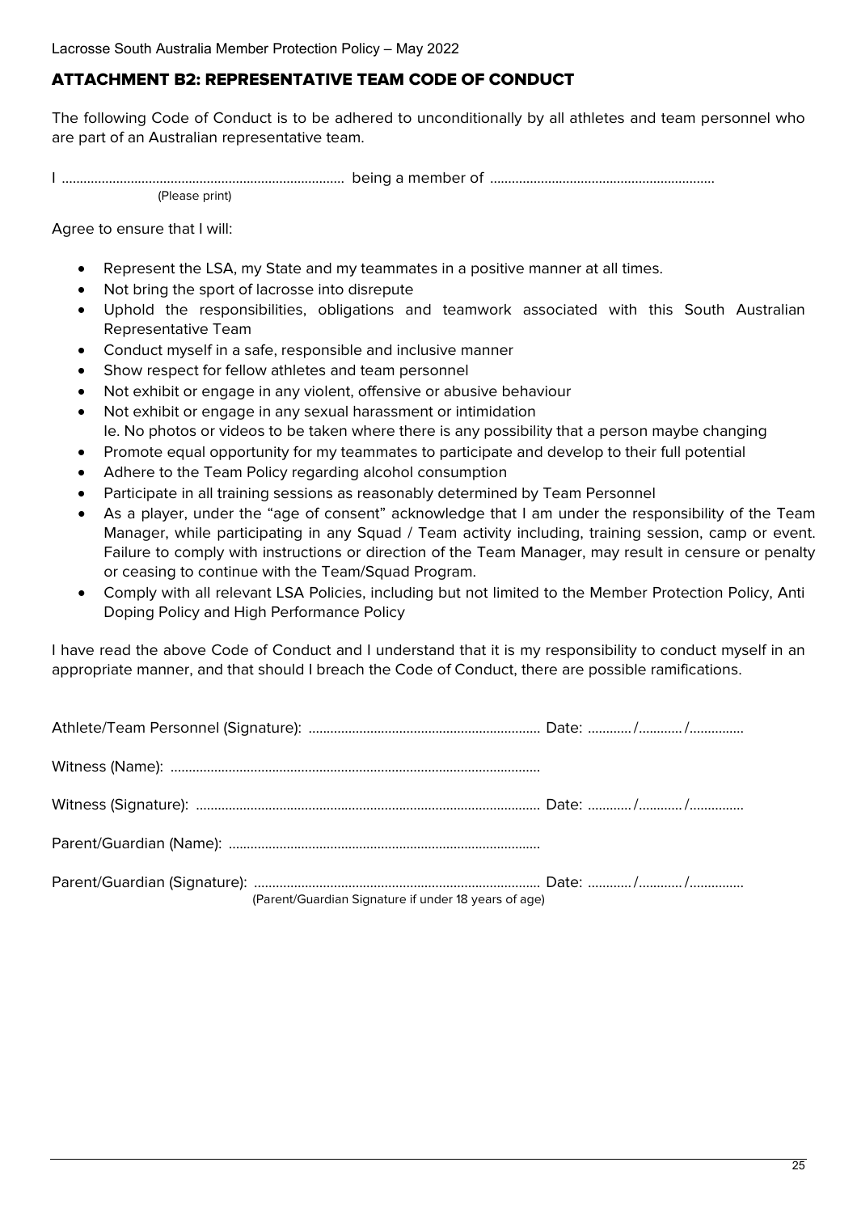## ATTACHMENT B2: REPRESENTATIVE TEAM CODE OF CONDUCT

The following Code of Conduct is to be adhered to unconditionally by all athletes and team personnel who are part of an Australian representative team.

I ............................................................................ being a member of .............................................................
(Please print)

Agree to ensure that I will:

- Represent the LSA, my State and my teammates in a positive manner at all times.
- Not bring the sport of lacrosse into disrepute
- Uphold the responsibilities, obligations and teamwork associated with this South Australian Representative Team
- Conduct myself in a safe, responsible and inclusive manner
- Show respect for fellow athletes and team personnel
- Not exhibit or engage in any violent, offensive or abusive behaviour
- Not exhibit or engage in any sexual harassment or intimidation
  Ie. No photos or videos to be taken where there is any possibility that a person maybe changing
- Promote equal opportunity for my teammates to participate and develop to their full potential
- Adhere to the Team Policy regarding alcohol consumption
- Participate in all training sessions as reasonably determined by Team Personnel
- As a player, under the "age of consent" acknowledge that I am under the responsibility of the Team Manager, while participating in any Squad / Team activity including, training session, camp or event. Failure to comply with instructions or direction of the Team Manager, may result in censure or penalty or ceasing to continue with the Team/Squad Program.
- Comply with all relevant LSA Policies, including but not limited to the Member Protection Policy, Anti Doping Policy and High Performance Policy

I have read the above Code of Conduct and I understand that it is my responsibility to conduct myself in an appropriate manner, and that should I breach the Code of Conduct, there are possible ramifications.

Athlete/Team Personnel (Signature): ............................................................... Date: ............/............/..............

Witness (Name): .....................................................................................................

Witness (Signature): ............................................................................................ Date: ............/............/..............

Parent/Guardian (Name): .....................................................................................

Parent/Guardian (Signature): .............................................................................. Date: ............/............/..............
(Parent/Guardian Signature if under 18 years of age)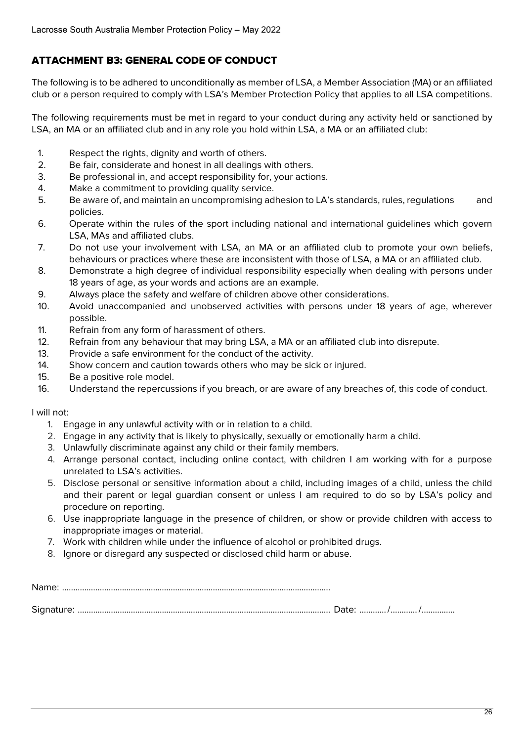## ATTACHMENT B3: GENERAL CODE OF CONDUCT

The following is to be adhered to unconditionally as member of LSA, a Member Association (MA) or an affiliated club or a person required to comply with LSA's Member Protection Policy that applies to all LSA competitions.

The following requirements must be met in regard to your conduct during any activity held or sanctioned by LSA, an MA or an affiliated club and in any role you hold within LSA, a MA or an affiliated club:

1. Respect the rights, dignity and worth of others.
2. Be fair, considerate and honest in all dealings with others.
3. Be professional in, and accept responsibility for, your actions.
4. Make a commitment to providing quality service.
5. Be aware of, and maintain an uncompromising adhesion to LA's standards, rules, regulations and policies.
6. Operate within the rules of the sport including national and international guidelines which govern LSA, MAs and affiliated clubs.
7. Do not use your involvement with LSA, an MA or an affiliated club to promote your own beliefs, behaviours or practices where these are inconsistent with those of LSA, a MA or an affiliated club.
8. Demonstrate a high degree of individual responsibility especially when dealing with persons under 18 years of age, as your words and actions are an example.
9. Always place the safety and welfare of children above other considerations.
10. Avoid unaccompanied and unobserved activities with persons under 18 years of age, wherever possible.
11. Refrain from any form of harassment of others.
12. Refrain from any behaviour that may bring LSA, a MA or an affiliated club into disrepute.
13. Provide a safe environment for the conduct of the activity.
14. Show concern and caution towards others who may be sick or injured.
15. Be a positive role model.
16. Understand the repercussions if you breach, or are aware of any breaches of, this code of conduct.

I will not:

1. Engage in any unlawful activity with or in relation to a child.
2. Engage in any activity that is likely to physically, sexually or emotionally harm a child.
3. Unlawfully discriminate against any child or their family members.
4. Arrange personal contact, including online contact, with children I am working with for a purpose unrelated to LSA's activities.
5. Disclose personal or sensitive information about a child, including images of a child, unless the child and their parent or legal guardian consent or unless I am required to do so by LSA's policy and procedure on reporting.
6. Use inappropriate language in the presence of children, or show or provide children with access to inappropriate images or material.
7. Work with children while under the influence of alcohol or prohibited drugs.
8. Ignore or disregard any suspected or disclosed child harm or abuse.

Name: ........................................................................................................................

Signature: ................................................................................................................ Date: ............/............/..............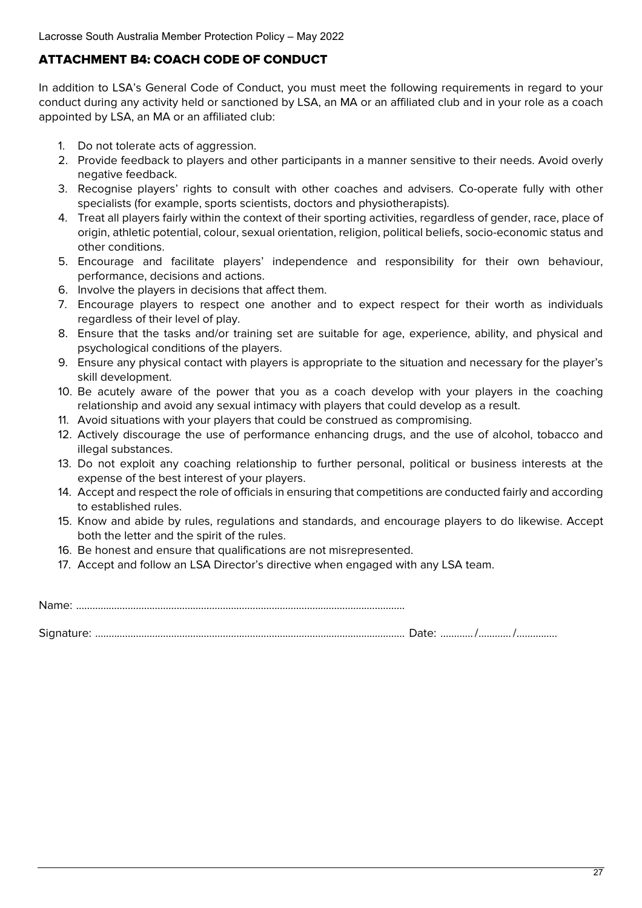## ATTACHMENT B4: COACH CODE OF CONDUCT

In addition to LSA's General Code of Conduct, you must meet the following requirements in regard to your conduct during any activity held or sanctioned by LSA, an MA or an affiliated club and in your role as a coach appointed by LSA, an MA or an affiliated club:

1. Do not tolerate acts of aggression.
2. Provide feedback to players and other participants in a manner sensitive to their needs. Avoid overly negative feedback.
3. Recognise players' rights to consult with other coaches and advisers. Co-operate fully with other specialists (for example, sports scientists, doctors and physiotherapists).
4. Treat all players fairly within the context of their sporting activities, regardless of gender, race, place of origin, athletic potential, colour, sexual orientation, religion, political beliefs, socio-economic status and other conditions.
5. Encourage and facilitate players' independence and responsibility for their own behaviour, performance, decisions and actions.
6. Involve the players in decisions that affect them.
7. Encourage players to respect one another and to expect respect for their worth as individuals regardless of their level of play.
8. Ensure that the tasks and/or training set are suitable for age, experience, ability, and physical and psychological conditions of the players.
9. Ensure any physical contact with players is appropriate to the situation and necessary for the player's skill development.
10. Be acutely aware of the power that you as a coach develop with your players in the coaching relationship and avoid any sexual intimacy with players that could develop as a result.
11. Avoid situations with your players that could be construed as compromising.
12. Actively discourage the use of performance enhancing drugs, and the use of alcohol, tobacco and illegal substances.
13. Do not exploit any coaching relationship to further personal, political or business interests at the expense of the best interest of your players.
14. Accept and respect the role of officials in ensuring that competitions are conducted fairly and according to established rules.
15. Know and abide by rules, regulations and standards, and encourage players to do likewise. Accept both the letter and the spirit of the rules.
16. Be honest and ensure that qualifications are not misrepresented.
17. Accept and follow an LSA Director's directive when engaged with any LSA team.

Name: ........................................................................................................................

Signature: ................................................................................................................. Date: ............/............/...............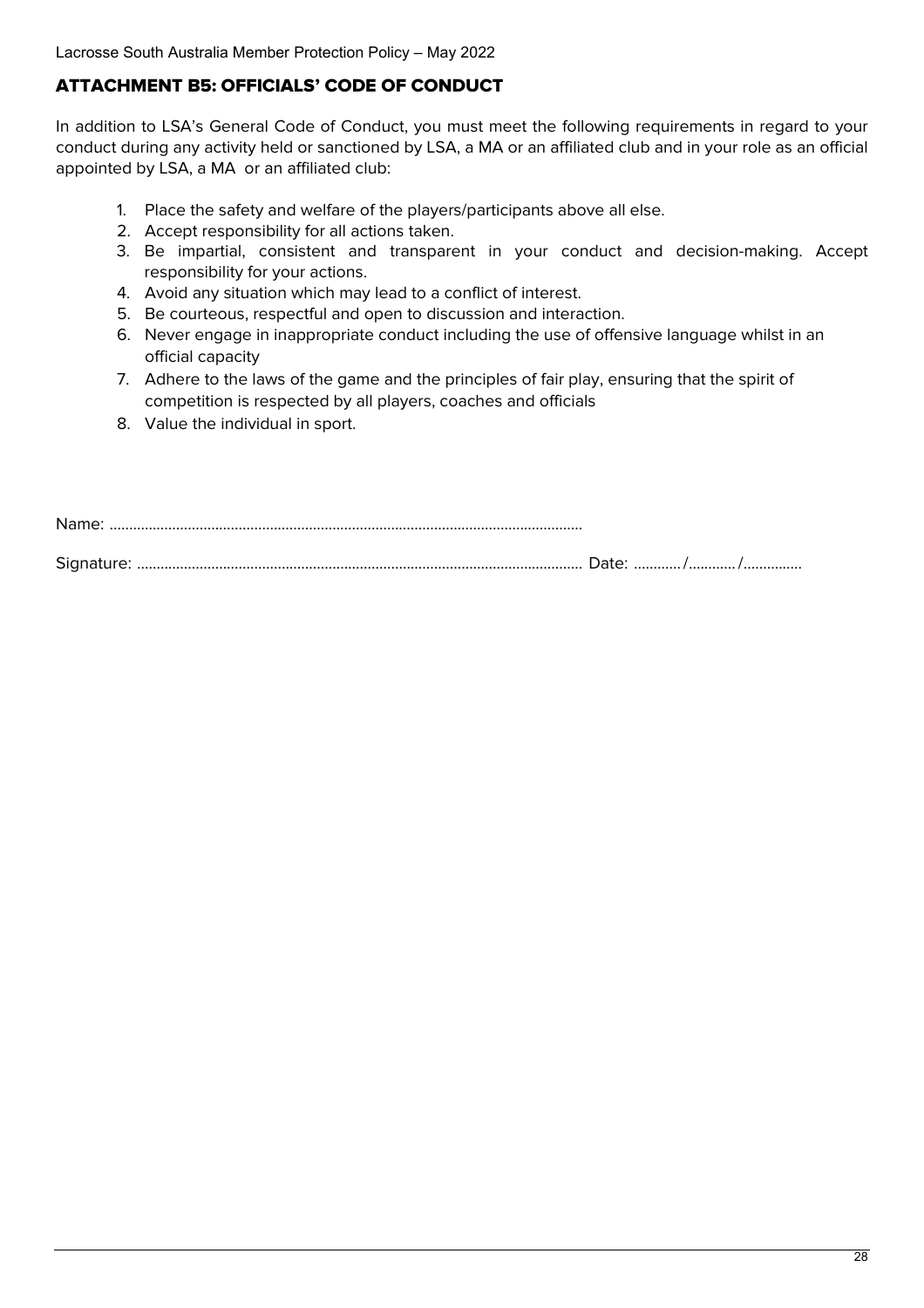## ATTACHMENT B5: OFFICIALS' CODE OF CONDUCT

In addition to LSA's General Code of Conduct, you must meet the following requirements in regard to your conduct during any activity held or sanctioned by LSA, a MA or an affiliated club and in your role as an official appointed by LSA, a MA or an affiliated club:

1. Place the safety and welfare of the players/participants above all else.
2. Accept responsibility for all actions taken.
3. Be impartial, consistent and transparent in your conduct and decision-making. Accept responsibility for your actions.
4. Avoid any situation which may lead to a conflict of interest.
5. Be courteous, respectful and open to discussion and interaction.
6. Never engage in inappropriate conduct including the use of offensive language whilst in an official capacity
7. Adhere to the laws of the game and the principles of fair play, ensuring that the spirit of competition is respected by all players, coaches and officials
8. Value the individual in sport.

Name: ........................................................................................................................

Signature: ................................................................................................................. Date: ............/............/...............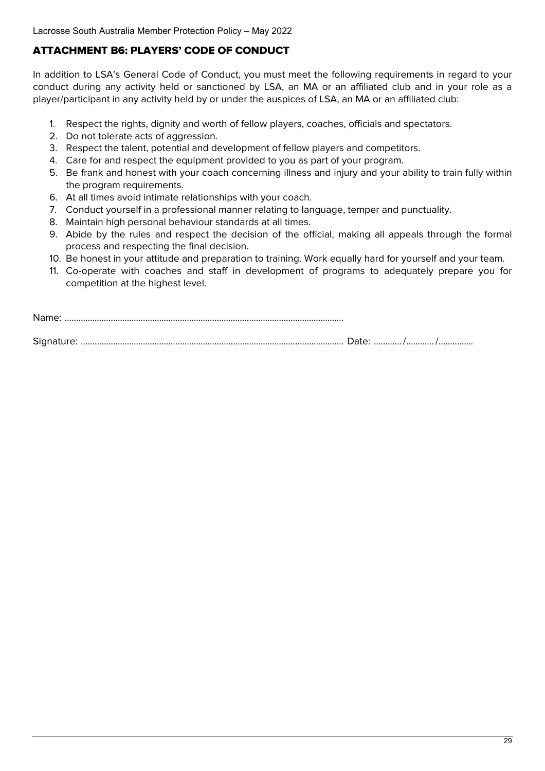## ATTACHMENT B6: PLAYERS' CODE OF CONDUCT

In addition to LSA's General Code of Conduct, you must meet the following requirements in regard to your conduct during any activity held or sanctioned by LSA, an MA or an affiliated club and in your role as a player/participant in any activity held by or under the auspices of LSA, an MA or an affiliated club:

1. Respect the rights, dignity and worth of fellow players, coaches, officials and spectators.
2. Do not tolerate acts of aggression.
3. Respect the talent, potential and development of fellow players and competitors.
4. Care for and respect the equipment provided to you as part of your program.
5. Be frank and honest with your coach concerning illness and injury and your ability to train fully within the program requirements.
6. At all times avoid intimate relationships with your coach.
7. Conduct yourself in a professional manner relating to language, temper and punctuality.
8. Maintain high personal behaviour standards at all times.
9. Abide by the rules and respect the decision of the official, making all appeals through the formal process and respecting the final decision.
10. Be honest in your attitude and preparation to training. Work equally hard for yourself and your team.
11. Co-operate with coaches and staff in development of programs to adequately prepare you for competition at the highest level.

Name: ........................................................................................................................

Signature: ................................................................................................................. Date: ............/............/...............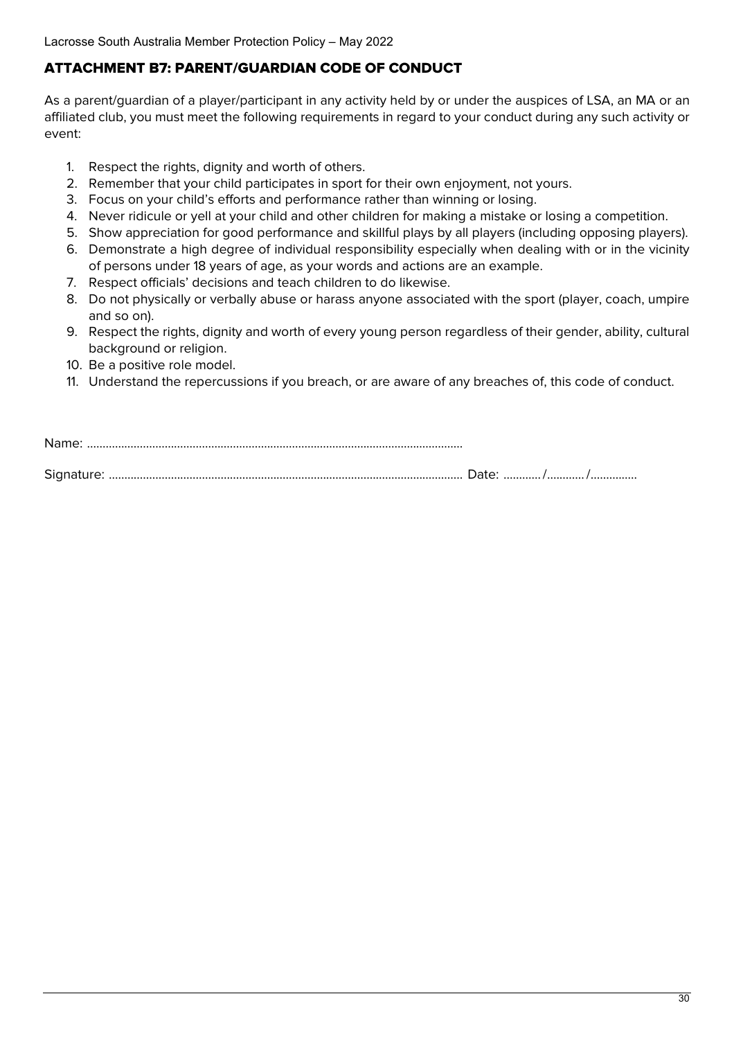## ATTACHMENT B7: PARENT/GUARDIAN CODE OF CONDUCT

As a parent/guardian of a player/participant in any activity held by or under the auspices of LSA, an MA or an affiliated club, you must meet the following requirements in regard to your conduct during any such activity or event:

1. Respect the rights, dignity and worth of others.
2. Remember that your child participates in sport for their own enjoyment, not yours.
3. Focus on your child's efforts and performance rather than winning or losing.
4. Never ridicule or yell at your child and other children for making a mistake or losing a competition.
5. Show appreciation for good performance and skillful plays by all players (including opposing players).
6. Demonstrate a high degree of individual responsibility especially when dealing with or in the vicinity of persons under 18 years of age, as your words and actions are an example.
7. Respect officials' decisions and teach children to do likewise.
8. Do not physically or verbally abuse or harass anyone associated with the sport (player, coach, umpire and so on).
9. Respect the rights, dignity and worth of every young person regardless of their gender, ability, cultural background or religion.
10. Be a positive role model.
11. Understand the repercussions if you breach, or are aware of any breaches of, this code of conduct.

Name: ..........................................................................................................................

Signature: .................................................................................................................. Date: ............/............/...............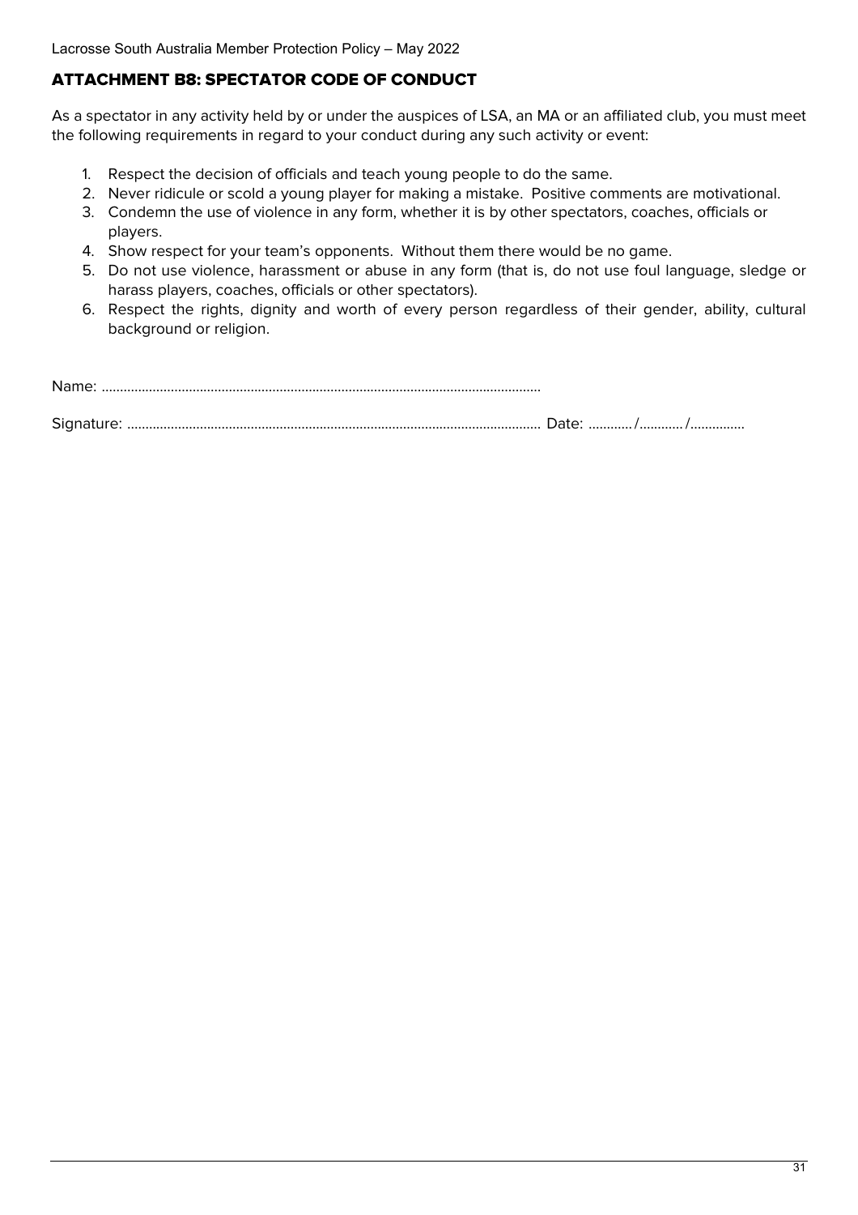## ATTACHMENT B8: SPECTATOR CODE OF CONDUCT

As a spectator in any activity held by or under the auspices of LSA, an MA or an affiliated club, you must meet the following requirements in regard to your conduct during any such activity or event:

1. Respect the decision of officials and teach young people to do the same.
2. Never ridicule or scold a young player for making a mistake. Positive comments are motivational.
3. Condemn the use of violence in any form, whether it is by other spectators, coaches, officials or players.
4. Show respect for your team's opponents. Without them there would be no game.
5. Do not use violence, harassment or abuse in any form (that is, do not use foul language, sledge or harass players, coaches, officials or other spectators).
6. Respect the rights, dignity and worth of every person regardless of their gender, ability, cultural background or religion.

Name: ........................................................................................................................

Signature: .................................................................................................................. Date: ............/............/...............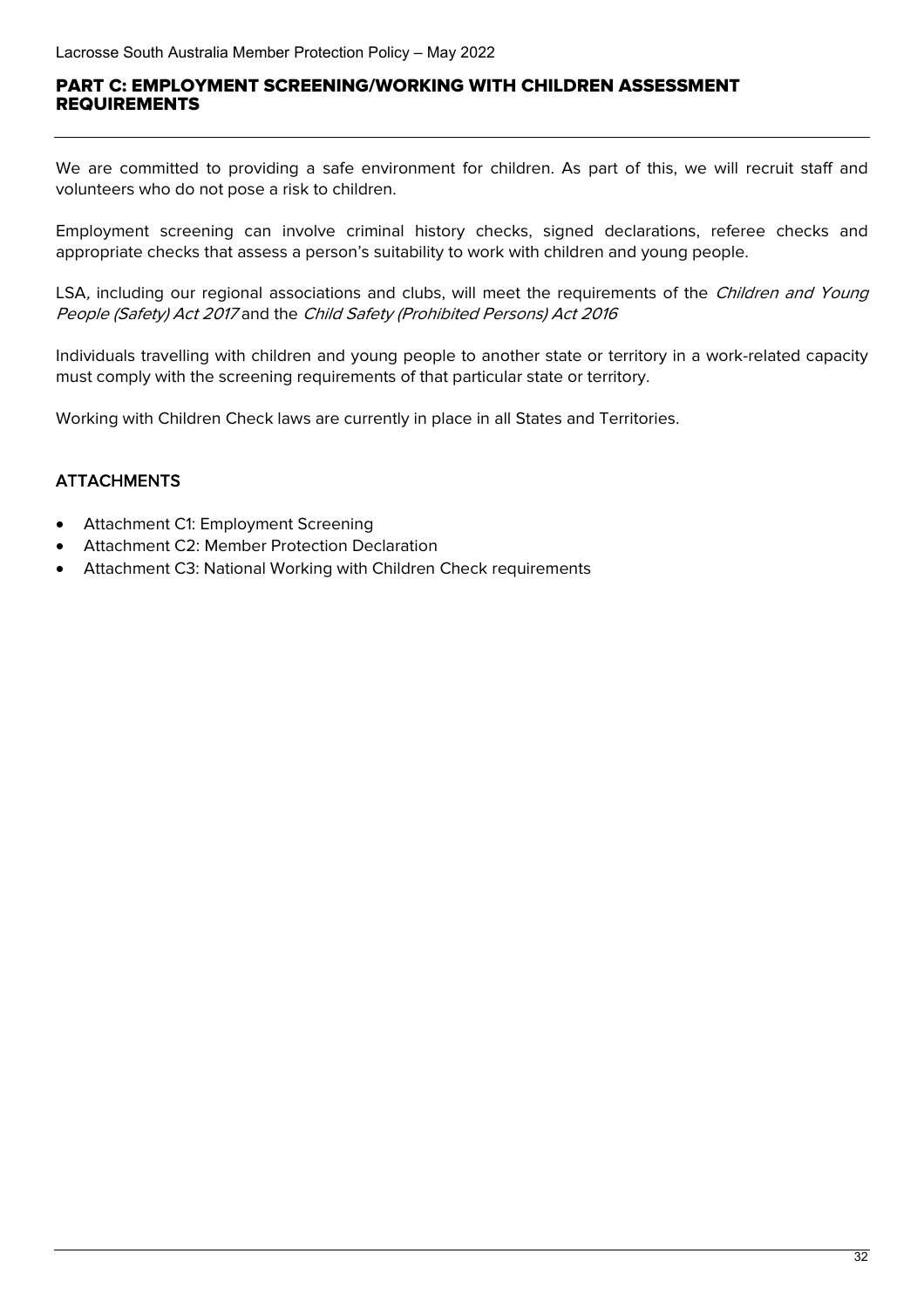## PART C: EMPLOYMENT SCREENING/WORKING WITH CHILDREN ASSESSMENT REQUIREMENTS

We are committed to providing a safe environment for children. As part of this, we will recruit staff and volunteers who do not pose a risk to children.

Employment screening can involve criminal history checks, signed declarations, referee checks and appropriate checks that assess a person's suitability to work with children and young people.

LSA, including our regional associations and clubs, will meet the requirements of the *Children and Young People (Safety) Act 2017* and the *Child Safety (Prohibited Persons) Act 2016*

Individuals travelling with children and young people to another state or territory in a work-related capacity must comply with the screening requirements of that particular state or territory.

Working with Children Check laws are currently in place in all States and Territories.

### ATTACHMENTS

- Attachment C1: Employment Screening
- Attachment C2: Member Protection Declaration
- Attachment C3: National Working with Children Check requirements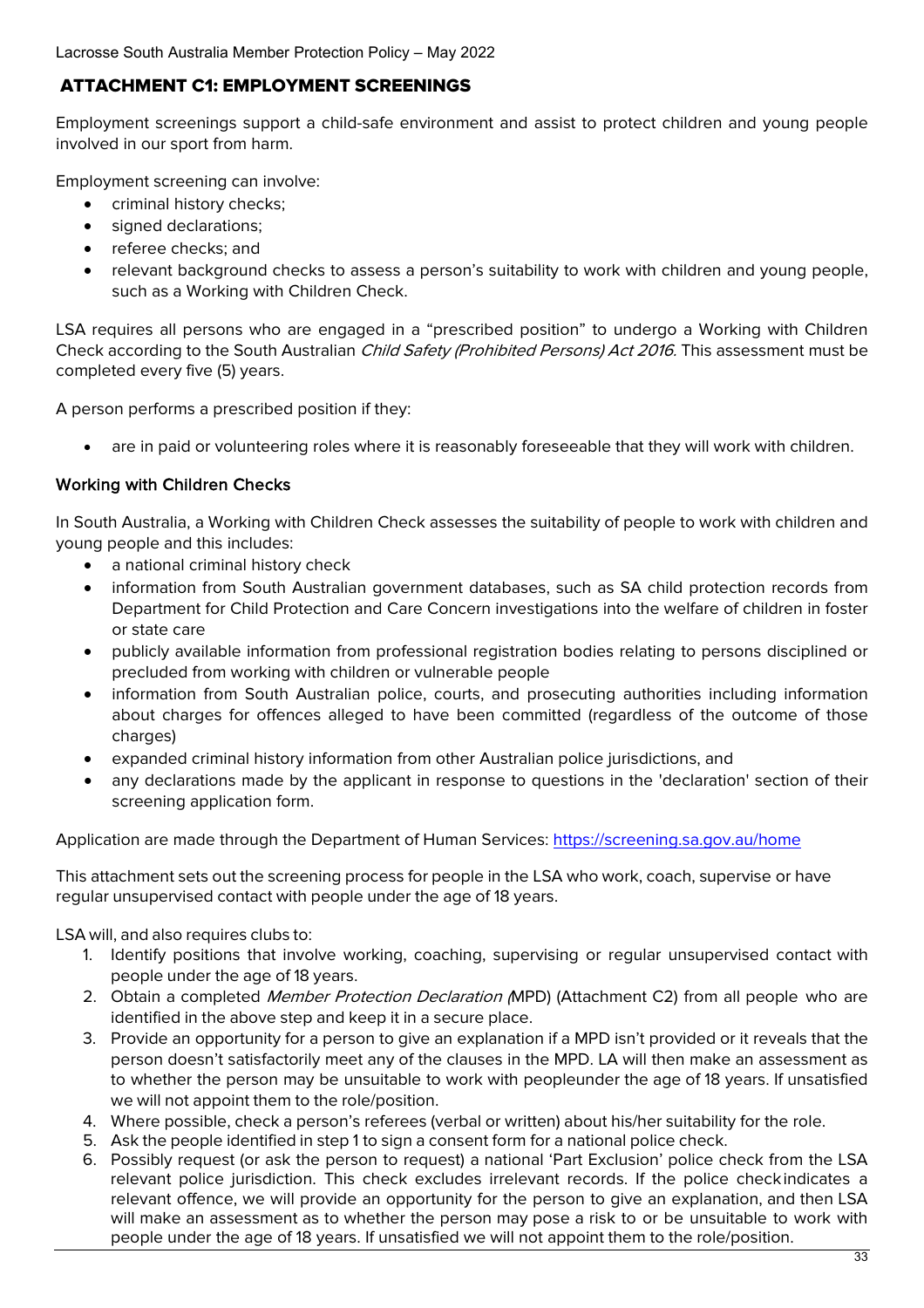## ATTACHMENT C1: EMPLOYMENT SCREENINGS

Employment screenings support a child-safe environment and assist to protect children and young people involved in our sport from harm.

Employment screening can involve:

- criminal history checks;
- signed declarations;
- referee checks; and
- relevant background checks to assess a person's suitability to work with children and young people, such as a Working with Children Check.

LSA requires all persons who are engaged in a "prescribed position" to undergo a Working with Children Check according to the South Australian *Child Safety (Prohibited Persons) Act 2016.* This assessment must be completed every five (5) years.

A person performs a prescribed position if they:

- are in paid or volunteering roles where it is reasonably foreseeable that they will work with children.

### Working with Children Checks

In South Australia, a Working with Children Check assesses the suitability of people to work with children and young people and this includes:

- a national criminal history check
- information from South Australian government databases, such as SA child protection records from Department for Child Protection and Care Concern investigations into the welfare of children in foster or state care
- publicly available information from professional registration bodies relating to persons disciplined or precluded from working with children or vulnerable people
- information from South Australian police, courts, and prosecuting authorities including information about charges for offences alleged to have been committed (regardless of the outcome of those charges)
- expanded criminal history information from other Australian police jurisdictions, and
- any declarations made by the applicant in response to questions in the 'declaration' section of their screening application form.

Application are made through the Department of Human Services: https://screening.sa.gov.au/home

This attachment sets out the screening process for people in the LSA who work, coach, supervise or have regular unsupervised contact with people under the age of 18 years.

LSA will, and also requires clubs to:

1. Identify positions that involve working, coaching, supervising or regular unsupervised contact with people under the age of 18 years.
2. Obtain a completed *Member Protection Declaration (*MPD) (Attachment C2) from all people who are identified in the above step and keep it in a secure place.
3. Provide an opportunity for a person to give an explanation if a MPD isn't provided or it reveals that the person doesn't satisfactorily meet any of the clauses in the MPD. LA will then make an assessment as to whether the person may be unsuitable to work with peopleunder the age of 18 years. If unsatisfied we will not appoint them to the role/position.
4. Where possible, check a person's referees (verbal or written) about his/her suitability for the role.
5. Ask the people identified in step 1 to sign a consent form for a national police check.
6. Possibly request (or ask the person to request) a national 'Part Exclusion' police check from the LSA relevant police jurisdiction. This check excludes irrelevant records. If the police checkindicates a relevant offence, we will provide an opportunity for the person to give an explanation, and then LSA will make an assessment as to whether the person may pose a risk to or be unsuitable to work with people under the age of 18 years. If unsatisfied we will not appoint them to the role/position.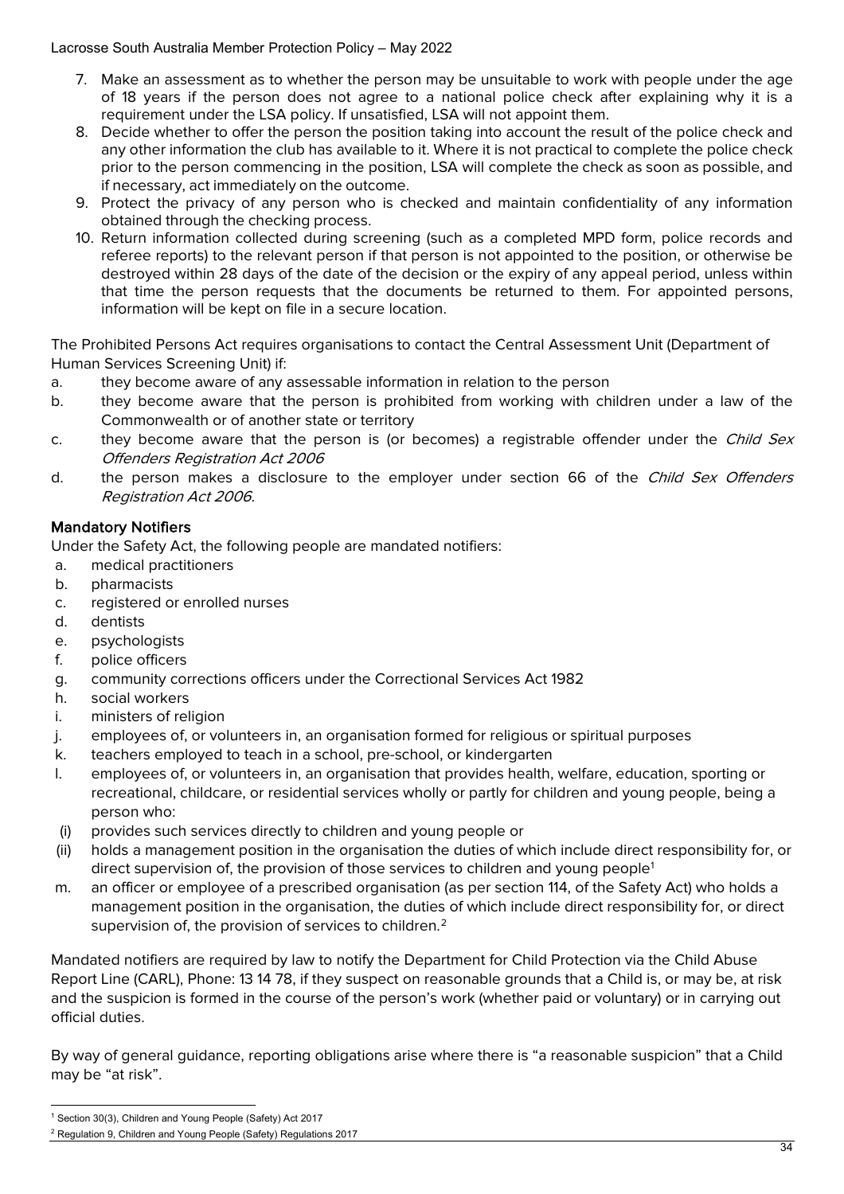7. Make an assessment as to whether the person may be unsuitable to work with people under the age of 18 years if the person does not agree to a national police check after explaining why it is a requirement under the LSA policy. If unsatisfied, LSA will not appoint them.
8. Decide whether to offer the person the position taking into account the result of the police check and any other information the club has available to it. Where it is not practical to complete the police check prior to the person commencing in the position, LSA will complete the check as soon as possible, and if necessary, act immediately on the outcome.
9. Protect the privacy of any person who is checked and maintain confidentiality of any information obtained through the checking process.
10. Return information collected during screening (such as a completed MPD form, police records and referee reports) to the relevant person if that person is not appointed to the position, or otherwise be destroyed within 28 days of the date of the decision or the expiry of any appeal period, unless within that time the person requests that the documents be returned to them. For appointed persons, information will be kept on file in a secure location.

The Prohibited Persons Act requires organisations to contact the Central Assessment Unit (Department of Human Services Screening Unit) if:

a. they become aware of any assessable information in relation to the person
b. they become aware that the person is prohibited from working with children under a law of the Commonwealth or of another state or territory
c. they become aware that the person is (or becomes) a registrable offender under the *Child Sex Offenders Registration Act 2006*
d. the person makes a disclosure to the employer under section 66 of the *Child Sex Offenders Registration Act 2006*.

### Mandatory Notifiers

Under the Safety Act, the following people are mandated notifiers:

a. medical practitioners
b. pharmacists
c. registered or enrolled nurses
d. dentists
e. psychologists
f. police officers
g. community corrections officers under the Correctional Services Act 1982
h. social workers
i. ministers of religion
j. employees of, or volunteers in, an organisation formed for religious or spiritual purposes
k. teachers employed to teach in a school, pre-school, or kindergarten
l. employees of, or volunteers in, an organisation that provides health, welfare, education, sporting or recreational, childcare, or residential services wholly or partly for children and young people, being a person who:
   (i) provides such services directly to children and young people or
   (ii) holds a management position in the organisation the duties of which include direct responsibility for, or direct supervision of, the provision of those services to children and young people[1]
m. an officer or employee of a prescribed organisation (as per section 114, of the Safety Act) who holds a management position in the organisation, the duties of which include direct responsibility for, or direct supervision of, the provision of services to children.[2]

Mandated notifiers are required by law to notify the Department for Child Protection via the Child Abuse Report Line (CARL), Phone: 13 14 78, if they suspect on reasonable grounds that a Child is, or may be, at risk and the suspicion is formed in the course of the person's work (whether paid or voluntary) or in carrying out official duties.

By way of general guidance, reporting obligations arise where there is "a reasonable suspicion" that a Child may be "at risk".

[1] Section 30(3), Children and Young People (Safety) Act 2017

[2] Regulation 9, Children and Young People (Safety) Regulations 2017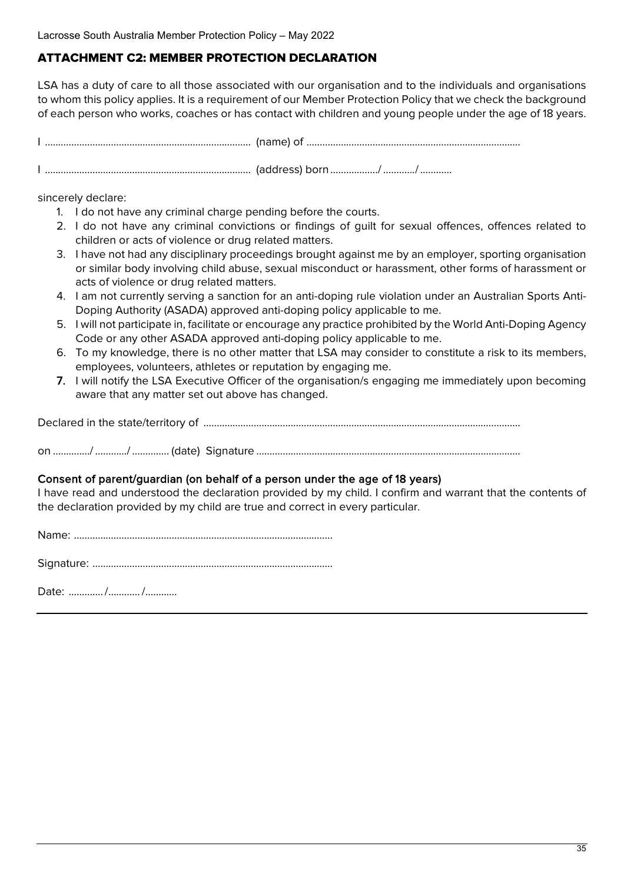## ATTACHMENT C2: MEMBER PROTECTION DECLARATION

LSA has a duty of care to all those associated with our organisation and to the individuals and organisations to whom this policy applies. It is a requirement of our Member Protection Policy that we check the background of each person who works, coaches or has contact with children and young people under the age of 18 years.

I ............................................................................. (name) of ................................................................................

I ............................................................................. (address) born................../............/............

sincerely declare:

1. I do not have any criminal charge pending before the courts.
2. I do not have any criminal convictions or findings of guilt for sexual offences, offences related to children or acts of violence or drug related matters.
3. I have not had any disciplinary proceedings brought against me by an employer, sporting organisation or similar body involving child abuse, sexual misconduct or harassment, other forms of harassment or acts of violence or drug related matters.
4. I am not currently serving a sanction for an anti-doping rule violation under an Australian Sports Anti-Doping Authority (ASADA) approved anti-doping policy applicable to me.
5. I will not participate in, facilitate or encourage any practice prohibited by the World Anti-Doping Agency Code or any other ASADA approved anti-doping policy applicable to me.
6. To my knowledge, there is no other matter that LSA may consider to constitute a risk to its members, employees, volunteers, athletes or reputation by engaging me.
7. I will notify the LSA Executive Officer of the organisation/s engaging me immediately upon becoming aware that any matter set out above has changed.

Declared in the state/territory of .......................................................................................................................

on ............../............/.............. (date) Signature ...................................................................................................

### Consent of parent/guardian (on behalf of a person under the age of 18 years)

I have read and understood the declaration provided by my child. I confirm and warrant that the contents of the declaration provided by my child are true and correct in every particular.

Name: .................................................................................................

Signature: ..........................................................................................

Date: ............./............/...........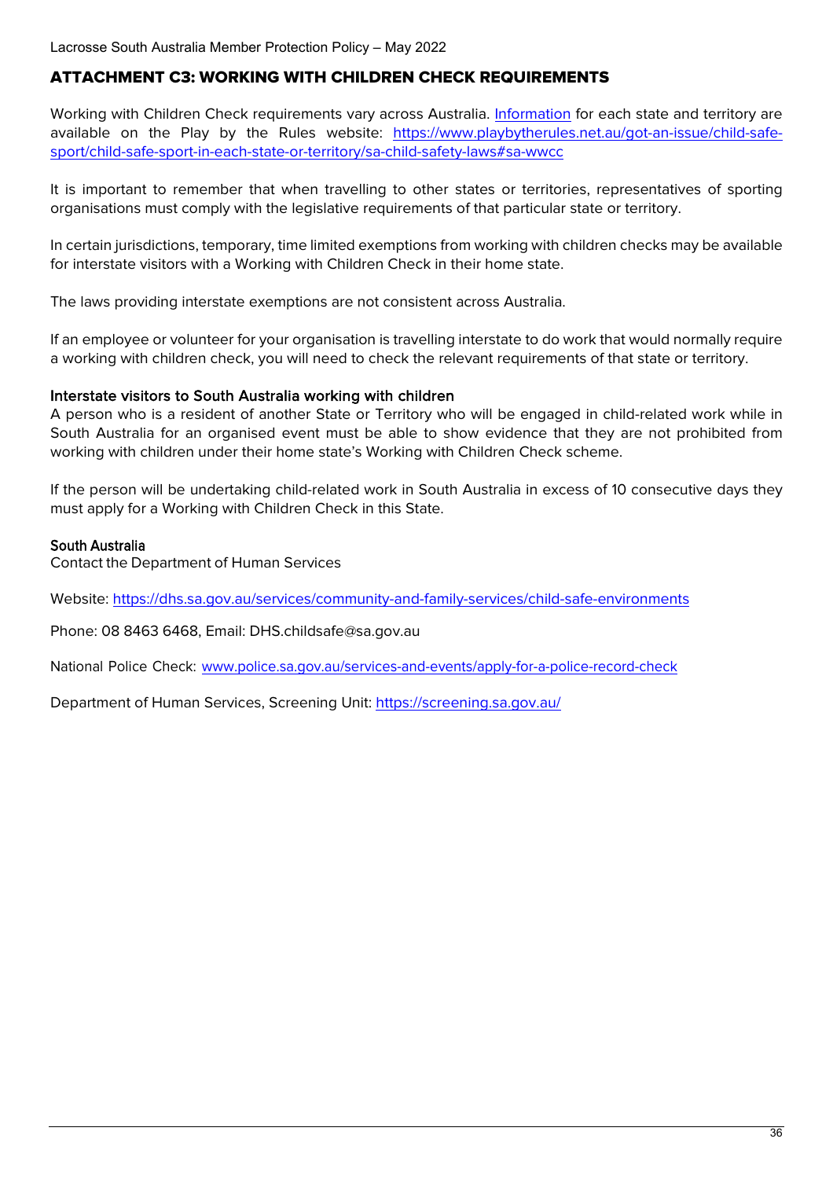## ATTACHMENT C3: WORKING WITH CHILDREN CHECK REQUIREMENTS

Working with Children Check requirements vary across Australia. Information for each state and territory are available on the Play by the Rules website: https://www.playbytherules.net.au/got-an-issue/child-safe-sport/child-safe-sport-in-each-state-or-territory/sa-child-safety-laws#sa-wwcc

It is important to remember that when travelling to other states or territories, representatives of sporting organisations must comply with the legislative requirements of that particular state or territory.

In certain jurisdictions, temporary, time limited exemptions from working with children checks may be available for interstate visitors with a Working with Children Check in their home state.

The laws providing interstate exemptions are not consistent across Australia.

If an employee or volunteer for your organisation is travelling interstate to do work that would normally require a working with children check, you will need to check the relevant requirements of that state or territory.

### Interstate visitors to South Australia working with children

A person who is a resident of another State or Territory who will be engaged in child-related work while in South Australia for an organised event must be able to show evidence that they are not prohibited from working with children under their home state's Working with Children Check scheme.

If the person will be undertaking child-related work in South Australia in excess of 10 consecutive days they must apply for a Working with Children Check in this State.

### South Australia

Contact the Department of Human Services

Website: https://dhs.sa.gov.au/services/community-and-family-services/child-safe-environments

Phone: 08 8463 6468, Email: DHS.childsafe@sa.gov.au

National Police Check: www.police.sa.gov.au/services-and-events/apply-for-a-police-record-check

Department of Human Services, Screening Unit: https://screening.sa.gov.au/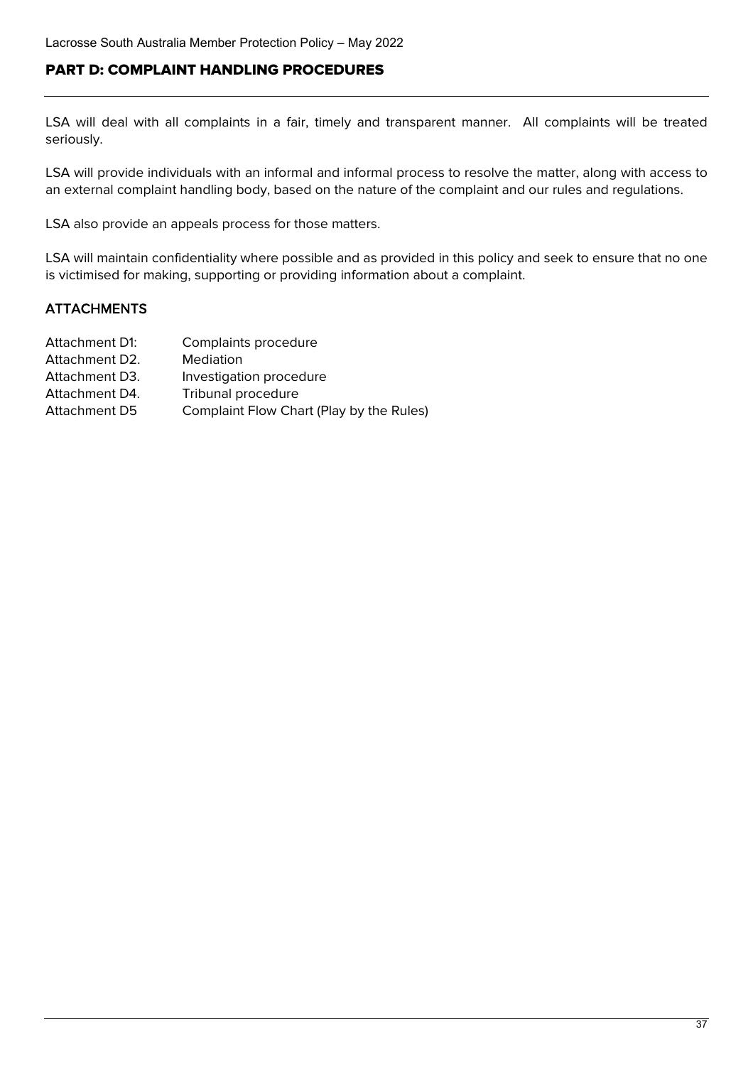## PART D: COMPLAINT HANDLING PROCEDURES

LSA will deal with all complaints in a fair, timely and transparent manner. All complaints will be treated seriously.

LSA will provide individuals with an informal and informal process to resolve the matter, along with access to an external complaint handling body, based on the nature of the complaint and our rules and regulations.

LSA also provide an appeals process for those matters.

LSA will maintain confidentiality where possible and as provided in this policy and seek to ensure that no one is victimised for making, supporting or providing information about a complaint.

### ATTACHMENTS

| | |
|---|---|
| Attachment D1: | Complaints procedure |
| Attachment D2. | Mediation |
| Attachment D3. | Investigation procedure |
| Attachment D4. | Tribunal procedure |
| Attachment D5 | Complaint Flow Chart (Play by the Rules) |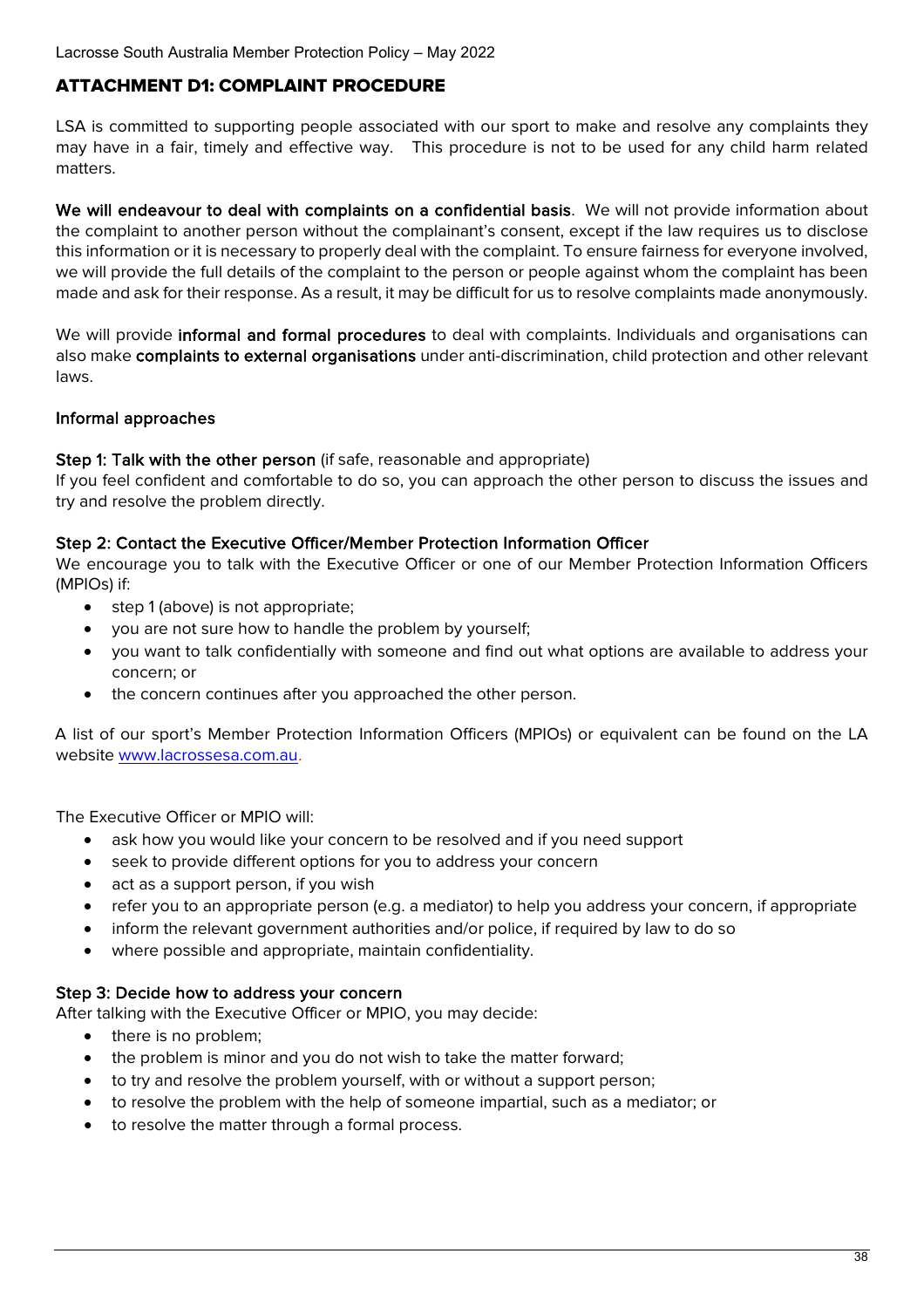## ATTACHMENT D1: COMPLAINT PROCEDURE

LSA is committed to supporting people associated with our sport to make and resolve any complaints they may have in a fair, timely and effective way. This procedure is not to be used for any child harm related matters.

**We will endeavour to deal with complaints on a confidential basis**. We will not provide information about the complaint to another person without the complainant's consent, except if the law requires us to disclose this information or it is necessary to properly deal with the complaint. To ensure fairness for everyone involved, we will provide the full details of the complaint to the person or people against whom the complaint has been made and ask for their response. As a result, it may be difficult for us to resolve complaints made anonymously.

We will provide **informal and formal procedures** to deal with complaints. Individuals and organisations can also make **complaints to external organisations** under anti-discrimination, child protection and other relevant laws.

### Informal approaches

**Step 1: Talk with the other person** (if safe, reasonable and appropriate)
If you feel confident and comfortable to do so, you can approach the other person to discuss the issues and try and resolve the problem directly.

**Step 2: Contact the Executive Officer/Member Protection Information Officer**
We encourage you to talk with the Executive Officer or one of our Member Protection Information Officers (MPIOs) if:

- step 1 (above) is not appropriate;
- you are not sure how to handle the problem by yourself;
- you want to talk confidentially with someone and find out what options are available to address your concern; or
- the concern continues after you approached the other person.

A list of our sport's Member Protection Information Officers (MPIOs) or equivalent can be found on the LA website www.lacrossesa.com.au.

The Executive Officer or MPIO will:

- ask how you would like your concern to be resolved and if you need support
- seek to provide different options for you to address your concern
- act as a support person, if you wish
- refer you to an appropriate person (e.g. a mediator) to help you address your concern, if appropriate
- inform the relevant government authorities and/or police, if required by law to do so
- where possible and appropriate, maintain confidentiality.

**Step 3: Decide how to address your concern**
After talking with the Executive Officer or MPIO, you may decide:

- there is no problem;
- the problem is minor and you do not wish to take the matter forward;
- to try and resolve the problem yourself, with or without a support person;
- to resolve the problem with the help of someone impartial, such as a mediator; or
- to resolve the matter through a formal process.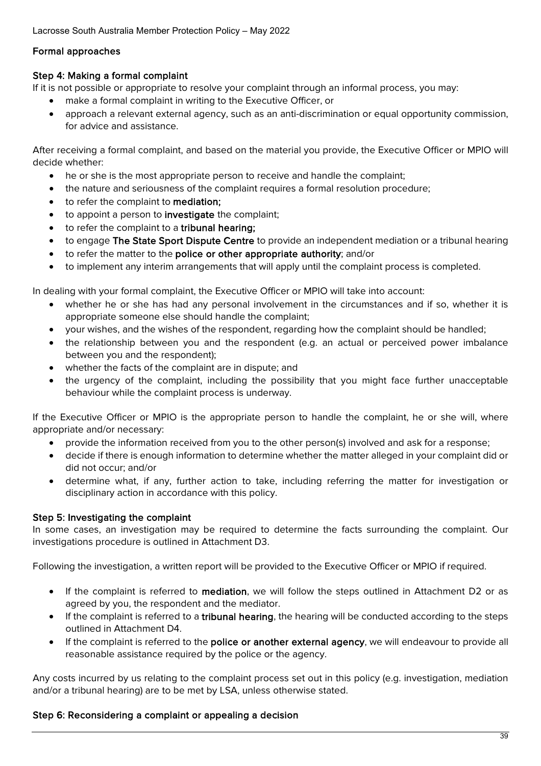## Formal approaches

### Step 4: Making a formal complaint

If it is not possible or appropriate to resolve your complaint through an informal process, you may:

- make a formal complaint in writing to the Executive Officer, or
- approach a relevant external agency, such as an anti-discrimination or equal opportunity commission, for advice and assistance.

After receiving a formal complaint, and based on the material you provide, the Executive Officer or MPIO will decide whether:

- he or she is the most appropriate person to receive and handle the complaint;
- the nature and seriousness of the complaint requires a formal resolution procedure;
- to refer the complaint to **mediation;**
- to appoint a person to **investigate** the complaint;
- to refer the complaint to a **tribunal hearing;**
- to engage **The State Sport Dispute Centre** to provide an independent mediation or a tribunal hearing
- to refer the matter to the **police or other appropriate authority**; and/or
- to implement any interim arrangements that will apply until the complaint process is completed.

In dealing with your formal complaint, the Executive Officer or MPIO will take into account:

- whether he or she has had any personal involvement in the circumstances and if so, whether it is appropriate someone else should handle the complaint;
- your wishes, and the wishes of the respondent, regarding how the complaint should be handled;
- the relationship between you and the respondent (e.g. an actual or perceived power imbalance between you and the respondent);
- whether the facts of the complaint are in dispute; and
- the urgency of the complaint, including the possibility that you might face further unacceptable behaviour while the complaint process is underway.

If the Executive Officer or MPIO is the appropriate person to handle the complaint, he or she will, where appropriate and/or necessary:

- provide the information received from you to the other person(s) involved and ask for a response;
- decide if there is enough information to determine whether the matter alleged in your complaint did or did not occur; and/or
- determine what, if any, further action to take, including referring the matter for investigation or disciplinary action in accordance with this policy.

### Step 5: Investigating the complaint

In some cases, an investigation may be required to determine the facts surrounding the complaint. Our investigations procedure is outlined in Attachment D3.

Following the investigation, a written report will be provided to the Executive Officer or MPIO if required.

- If the complaint is referred to **mediation**, we will follow the steps outlined in Attachment D2 or as agreed by you, the respondent and the mediator.
- If the complaint is referred to a **tribunal hearing**, the hearing will be conducted according to the steps outlined in Attachment D4.
- If the complaint is referred to the **police or another external agency**, we will endeavour to provide all reasonable assistance required by the police or the agency.

Any costs incurred by us relating to the complaint process set out in this policy (e.g. investigation, mediation and/or a tribunal hearing) are to be met by LSA, unless otherwise stated.

### Step 6: Reconsidering a complaint or appealing a decision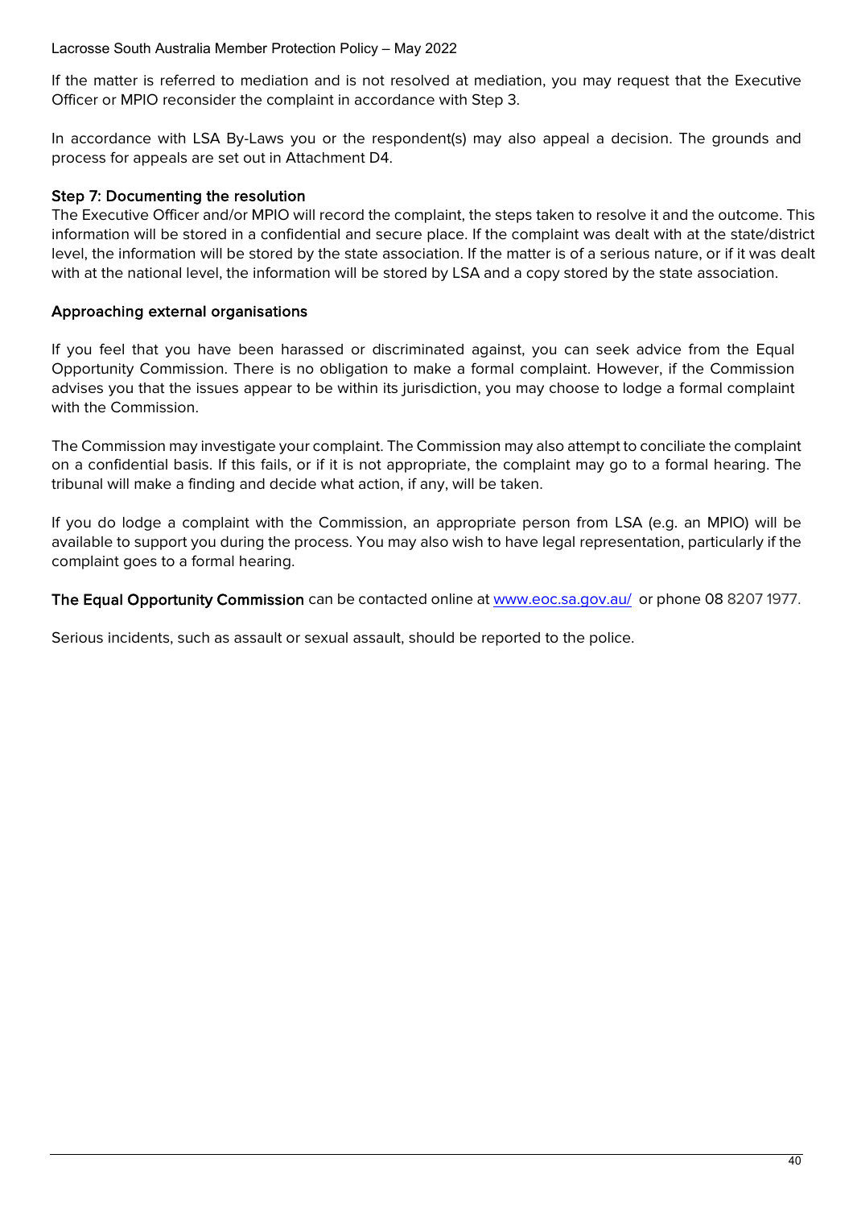If the matter is referred to mediation and is not resolved at mediation, you may request that the Executive Officer or MPIO reconsider the complaint in accordance with Step 3.

In accordance with LSA By-Laws you or the respondent(s) may also appeal a decision. The grounds and process for appeals are set out in Attachment D4.

### Step 7: Documenting the resolution

The Executive Officer and/or MPIO will record the complaint, the steps taken to resolve it and the outcome. This information will be stored in a confidential and secure place. If the complaint was dealt with at the state/district level, the information will be stored by the state association. If the matter is of a serious nature, or if it was dealt with at the national level, the information will be stored by LSA and a copy stored by the state association.

### Approaching external organisations

If you feel that you have been harassed or discriminated against, you can seek advice from the Equal Opportunity Commission. There is no obligation to make a formal complaint. However, if the Commission advises you that the issues appear to be within its jurisdiction, you may choose to lodge a formal complaint with the Commission.

The Commission may investigate your complaint. The Commission may also attempt to conciliate the complaint on a confidential basis. If this fails, or if it is not appropriate, the complaint may go to a formal hearing. The tribunal will make a finding and decide what action, if any, will be taken.

If you do lodge a complaint with the Commission, an appropriate person from LSA (e.g. an MPIO) will be available to support you during the process. You may also wish to have legal representation, particularly if the complaint goes to a formal hearing.

**The Equal Opportunity Commission** can be contacted online at [www.eoc.sa.gov.au/](http://www.eoc.sa.gov.au/) or phone 08 8207 1977.

Serious incidents, such as assault or sexual assault, should be reported to the police.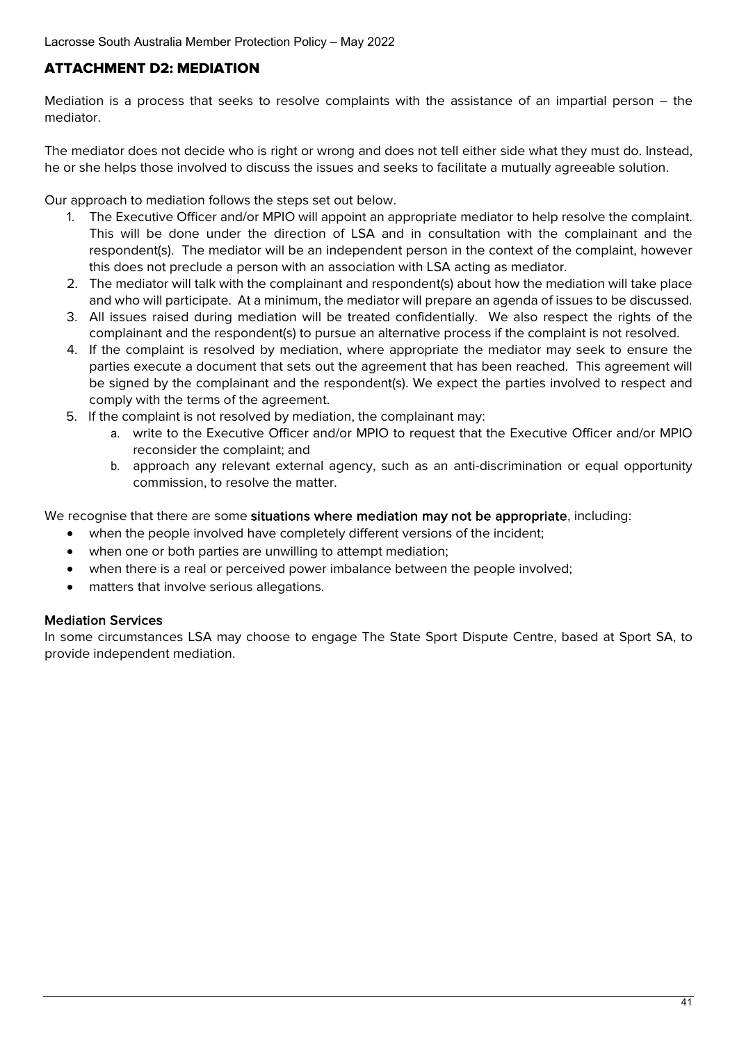## ATTACHMENT D2: MEDIATION

Mediation is a process that seeks to resolve complaints with the assistance of an impartial person – the mediator.

The mediator does not decide who is right or wrong and does not tell either side what they must do. Instead, he or she helps those involved to discuss the issues and seeks to facilitate a mutually agreeable solution.

Our approach to mediation follows the steps set out below.

1. The Executive Officer and/or MPIO will appoint an appropriate mediator to help resolve the complaint. This will be done under the direction of LSA and in consultation with the complainant and the respondent(s). The mediator will be an independent person in the context of the complaint, however this does not preclude a person with an association with LSA acting as mediator.
2. The mediator will talk with the complainant and respondent(s) about how the mediation will take place and who will participate. At a minimum, the mediator will prepare an agenda of issues to be discussed.
3. All issues raised during mediation will be treated confidentially. We also respect the rights of the complainant and the respondent(s) to pursue an alternative process if the complaint is not resolved.
4. If the complaint is resolved by mediation, where appropriate the mediator may seek to ensure the parties execute a document that sets out the agreement that has been reached. This agreement will be signed by the complainant and the respondent(s). We expect the parties involved to respect and comply with the terms of the agreement.
5. If the complaint is not resolved by mediation, the complainant may:
   a. write to the Executive Officer and/or MPIO to request that the Executive Officer and/or MPIO reconsider the complaint; and
   b. approach any relevant external agency, such as an anti-discrimination or equal opportunity commission, to resolve the matter.

We recognise that there are some **situations where mediation may not be appropriate**, including:

- when the people involved have completely different versions of the incident;
- when one or both parties are unwilling to attempt mediation;
- when there is a real or perceived power imbalance between the people involved;
- matters that involve serious allegations.

**Mediation Services**

In some circumstances LSA may choose to engage The State Sport Dispute Centre, based at Sport SA, to provide independent mediation.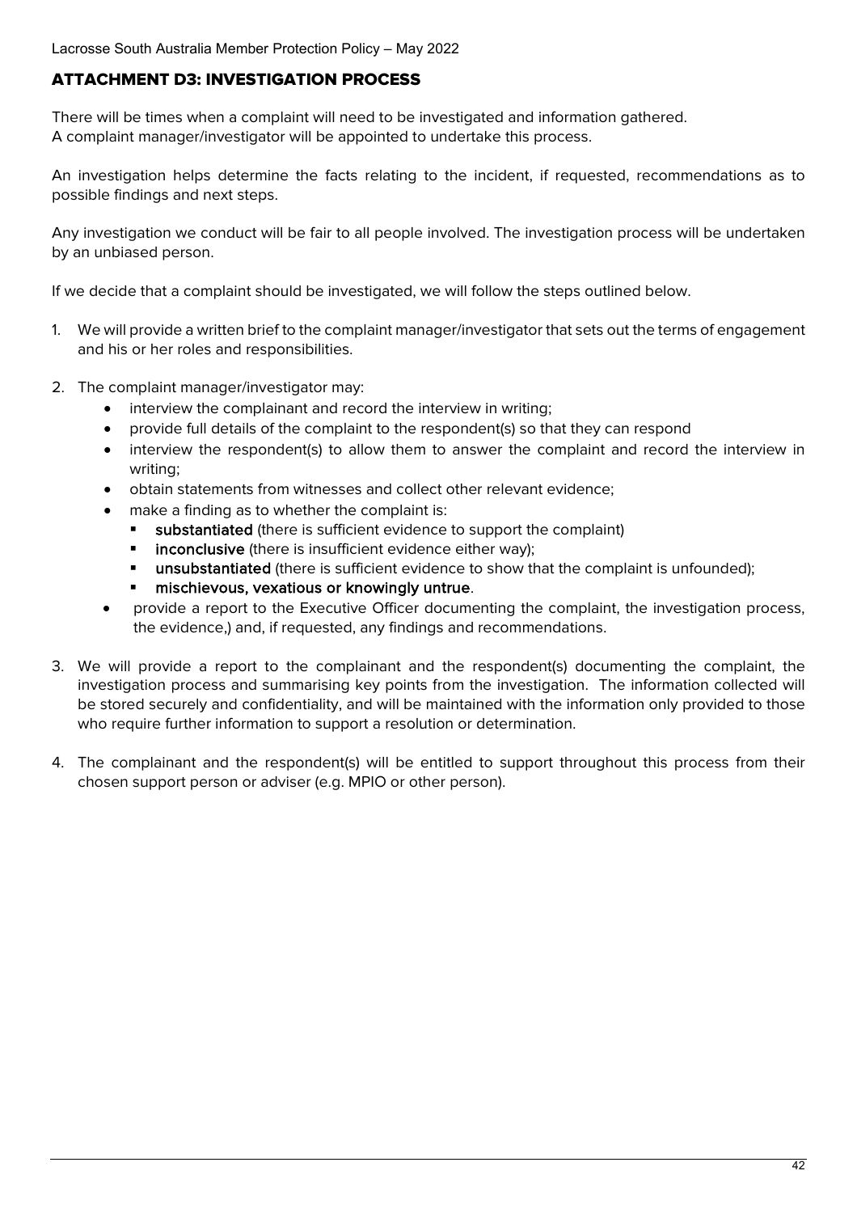## ATTACHMENT D3: INVESTIGATION PROCESS

There will be times when a complaint will need to be investigated and information gathered.
A complaint manager/investigator will be appointed to undertake this process.

An investigation helps determine the facts relating to the incident, if requested, recommendations as to possible findings and next steps.

Any investigation we conduct will be fair to all people involved. The investigation process will be undertaken by an unbiased person.

If we decide that a complaint should be investigated, we will follow the steps outlined below.

1. We will provide a written brief to the complaint manager/investigator that sets out the terms of engagement and his or her roles and responsibilities.

2. The complaint manager/investigator may:
   - interview the complainant and record the interview in writing;
   - provide full details of the complaint to the respondent(s) so that they can respond
   - interview the respondent(s) to allow them to answer the complaint and record the interview in writing;
   - obtain statements from witnesses and collect other relevant evidence;
   - make a finding as to whether the complaint is:
     - **substantiated** (there is sufficient evidence to support the complaint)
     - **inconclusive** (there is insufficient evidence either way);
     - **unsubstantiated** (there is sufficient evidence to show that the complaint is unfounded);
     - **mischievous, vexatious or knowingly untrue**.
   - provide a report to the Executive Officer documenting the complaint, the investigation process, the evidence,) and, if requested, any findings and recommendations.

3. We will provide a report to the complainant and the respondent(s) documenting the complaint, the investigation process and summarising key points from the investigation. The information collected will be stored securely and confidentiality, and will be maintained with the information only provided to those who require further information to support a resolution or determination.

4. The complainant and the respondent(s) will be entitled to support throughout this process from their chosen support person or adviser (e.g. MPIO or other person).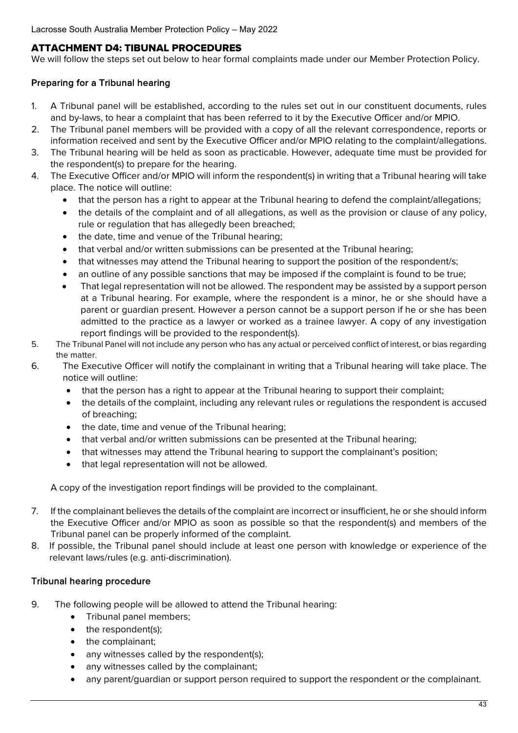## ATTACHMENT D4: TIBUNAL PROCEDURES

We will follow the steps set out below to hear formal complaints made under our Member Protection Policy.

### Preparing for a Tribunal hearing

1. A Tribunal panel will be established, according to the rules set out in our constituent documents, rules and by-laws, to hear a complaint that has been referred to it by the Executive Officer and/or MPIO.
2. The Tribunal panel members will be provided with a copy of all the relevant correspondence, reports or information received and sent by the Executive Officer and/or MPIO relating to the complaint/allegations.
3. The Tribunal hearing will be held as soon as practicable. However, adequate time must be provided for the respondent(s) to prepare for the hearing.
4. The Executive Officer and/or MPIO will inform the respondent(s) in writing that a Tribunal hearing will take place. The notice will outline:
   - that the person has a right to appear at the Tribunal hearing to defend the complaint/allegations;
   - the details of the complaint and of all allegations, as well as the provision or clause of any policy, rule or regulation that has allegedly been breached;
   - the date, time and venue of the Tribunal hearing;
   - that verbal and/or written submissions can be presented at the Tribunal hearing;
   - that witnesses may attend the Tribunal hearing to support the position of the respondent/s;
   - an outline of any possible sanctions that may be imposed if the complaint is found to be true;
   - That legal representation will not be allowed. The respondent may be assisted by a support person at a Tribunal hearing. For example, where the respondent is a minor, he or she should have a parent or guardian present. However a person cannot be a support person if he or she has been admitted to the practice as a lawyer or worked as a trainee lawyer. A copy of any investigation report findings will be provided to the respondent(s).
5. The Tribunal Panel will not include any person who has any actual or perceived conflict of interest, or bias regarding the matter.
6. The Executive Officer will notify the complainant in writing that a Tribunal hearing will take place. The notice will outline:
   - that the person has a right to appear at the Tribunal hearing to support their complaint;
   - the details of the complaint, including any relevant rules or regulations the respondent is accused of breaching;
   - the date, time and venue of the Tribunal hearing;
   - that verbal and/or written submissions can be presented at the Tribunal hearing;
   - that witnesses may attend the Tribunal hearing to support the complainant's position;
   - that legal representation will not be allowed.

   A copy of the investigation report findings will be provided to the complainant.
7. If the complainant believes the details of the complaint are incorrect or insufficient, he or she should inform the Executive Officer and/or MPIO as soon as possible so that the respondent(s) and members of the Tribunal panel can be properly informed of the complaint.
8. If possible, the Tribunal panel should include at least one person with knowledge or experience of the relevant laws/rules (e.g. anti-discrimination).

### Tribunal hearing procedure

9. The following people will be allowed to attend the Tribunal hearing:
   - Tribunal panel members;
   - the respondent(s);
   - the complainant;
   - any witnesses called by the respondent(s);
   - any witnesses called by the complainant;
   - any parent/guardian or support person required to support the respondent or the complainant.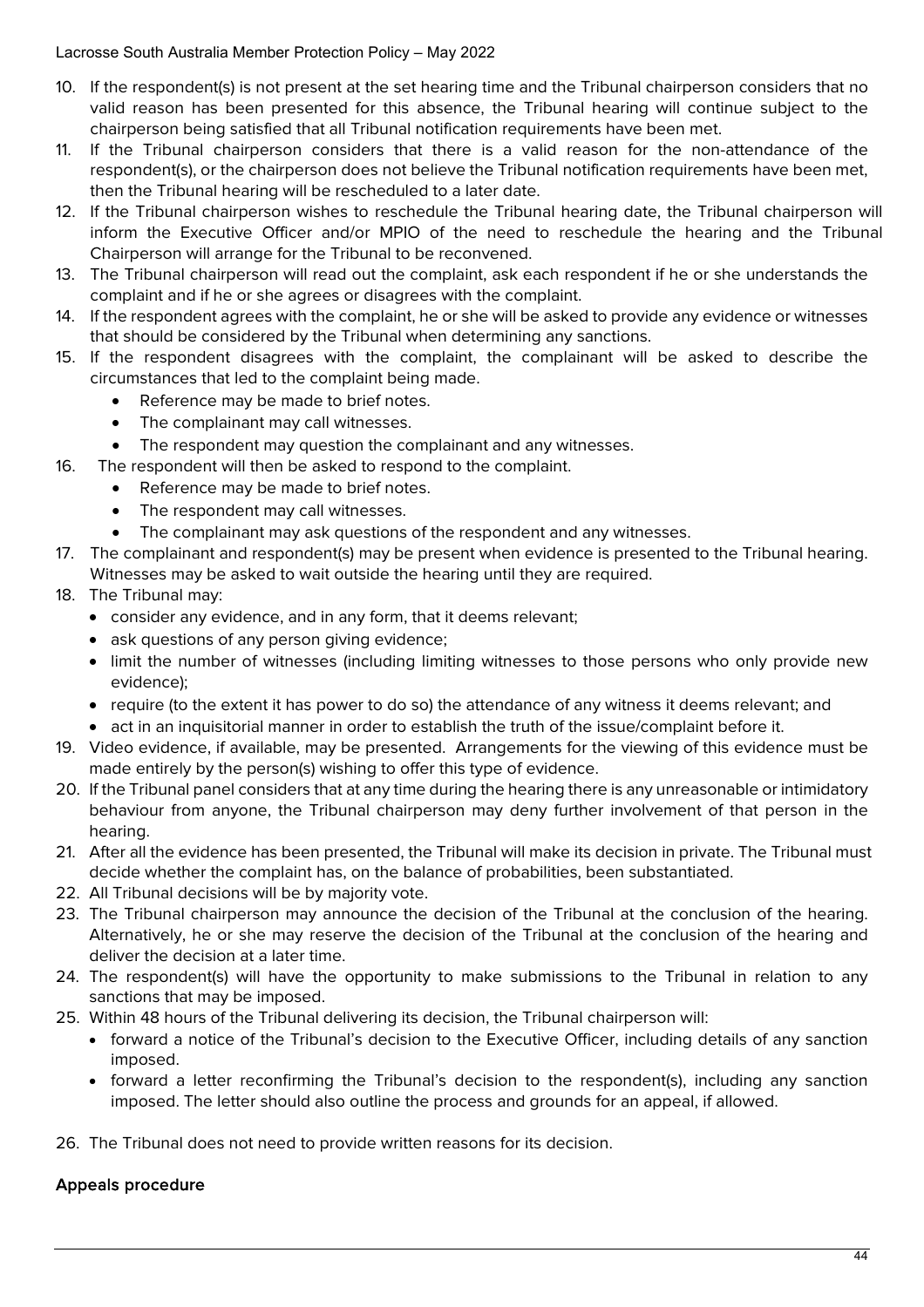10. If the respondent(s) is not present at the set hearing time and the Tribunal chairperson considers that no valid reason has been presented for this absence, the Tribunal hearing will continue subject to the chairperson being satisfied that all Tribunal notification requirements have been met.
11. If the Tribunal chairperson considers that there is a valid reason for the non-attendance of the respondent(s), or the chairperson does not believe the Tribunal notification requirements have been met, then the Tribunal hearing will be rescheduled to a later date.
12. If the Tribunal chairperson wishes to reschedule the Tribunal hearing date, the Tribunal chairperson will inform the Executive Officer and/or MPIO of the need to reschedule the hearing and the Tribunal Chairperson will arrange for the Tribunal to be reconvened.
13. The Tribunal chairperson will read out the complaint, ask each respondent if he or she understands the complaint and if he or she agrees or disagrees with the complaint.
14. If the respondent agrees with the complaint, he or she will be asked to provide any evidence or witnesses that should be considered by the Tribunal when determining any sanctions.
15. If the respondent disagrees with the complaint, the complainant will be asked to describe the circumstances that led to the complaint being made.
    - Reference may be made to brief notes.
    - The complainant may call witnesses.
    - The respondent may question the complainant and any witnesses.
16. The respondent will then be asked to respond to the complaint.
    - Reference may be made to brief notes.
    - The respondent may call witnesses.
    - The complainant may ask questions of the respondent and any witnesses.
17. The complainant and respondent(s) may be present when evidence is presented to the Tribunal hearing. Witnesses may be asked to wait outside the hearing until they are required.
18. The Tribunal may:
    - consider any evidence, and in any form, that it deems relevant;
    - ask questions of any person giving evidence;
    - limit the number of witnesses (including limiting witnesses to those persons who only provide new evidence);
    - require (to the extent it has power to do so) the attendance of any witness it deems relevant; and
    - act in an inquisitorial manner in order to establish the truth of the issue/complaint before it.
19. Video evidence, if available, may be presented. Arrangements for the viewing of this evidence must be made entirely by the person(s) wishing to offer this type of evidence.
20. If the Tribunal panel considers that at any time during the hearing there is any unreasonable or intimidatory behaviour from anyone, the Tribunal chairperson may deny further involvement of that person in the hearing.
21. After all the evidence has been presented, the Tribunal will make its decision in private. The Tribunal must decide whether the complaint has, on the balance of probabilities, been substantiated.
22. All Tribunal decisions will be by majority vote.
23. The Tribunal chairperson may announce the decision of the Tribunal at the conclusion of the hearing. Alternatively, he or she may reserve the decision of the Tribunal at the conclusion of the hearing and deliver the decision at a later time.
24. The respondent(s) will have the opportunity to make submissions to the Tribunal in relation to any sanctions that may be imposed.
25. Within 48 hours of the Tribunal delivering its decision, the Tribunal chairperson will:
    - forward a notice of the Tribunal's decision to the Executive Officer, including details of any sanction imposed.
    - forward a letter reconfirming the Tribunal's decision to the respondent(s), including any sanction imposed. The letter should also outline the process and grounds for an appeal, if allowed.
26. The Tribunal does not need to provide written reasons for its decision.

## Appeals procedure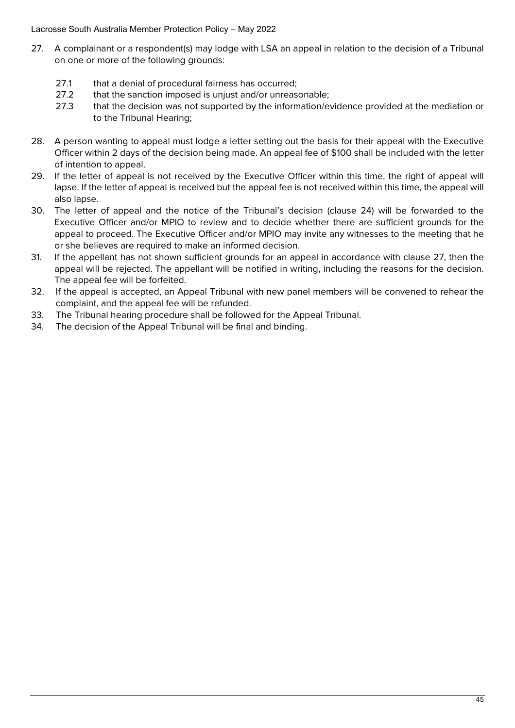27. A complainant or a respondent(s) may lodge with LSA an appeal in relation to the decision of a Tribunal on one or more of the following grounds:

    27.1 that a denial of procedural fairness has occurred;
    27.2 that the sanction imposed is unjust and/or unreasonable;
    27.3 that the decision was not supported by the information/evidence provided at the mediation or to the Tribunal Hearing;

28. A person wanting to appeal must lodge a letter setting out the basis for their appeal with the Executive Officer within 2 days of the decision being made. An appeal fee of $100 shall be included with the letter of intention to appeal.
29. If the letter of appeal is not received by the Executive Officer within this time, the right of appeal will lapse. If the letter of appeal is received but the appeal fee is not received within this time, the appeal will also lapse.
30. The letter of appeal and the notice of the Tribunal's decision (clause 24) will be forwarded to the Executive Officer and/or MPIO to review and to decide whether there are sufficient grounds for the appeal to proceed. The Executive Officer and/or MPIO may invite any witnesses to the meeting that he or she believes are required to make an informed decision.
31. If the appellant has not shown sufficient grounds for an appeal in accordance with clause 27, then the appeal will be rejected. The appellant will be notified in writing, including the reasons for the decision. The appeal fee will be forfeited.
32. If the appeal is accepted, an Appeal Tribunal with new panel members will be convened to rehear the complaint, and the appeal fee will be refunded.
33. The Tribunal hearing procedure shall be followed for the Appeal Tribunal.
34. The decision of the Appeal Tribunal will be final and binding.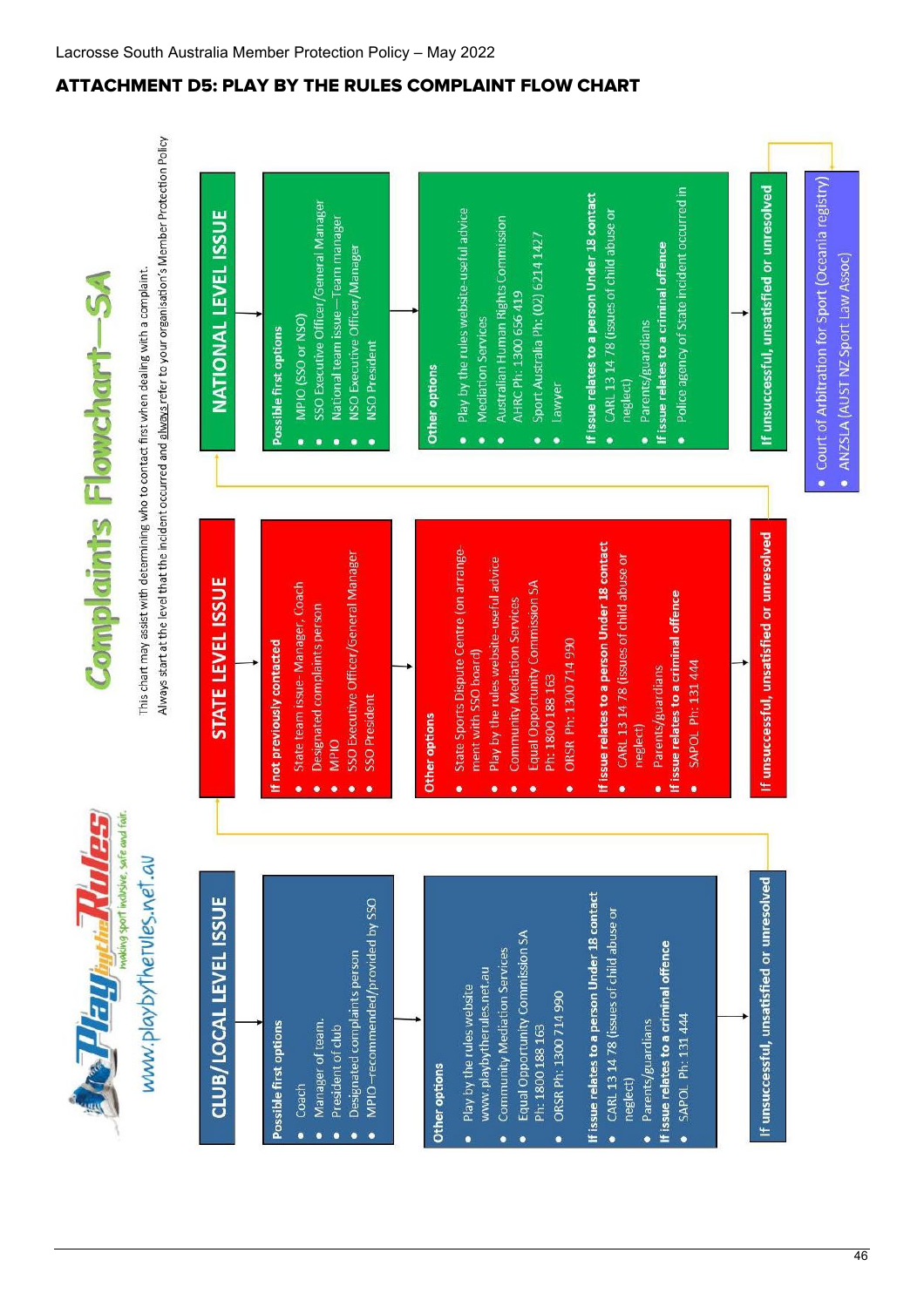## ATTACHMENT D5: PLAY BY THE RULES COMPLAINT FLOW CHART

Play by the Rules — making sport inclusive, safe and fair.

www.playbytherules.net.au

# Complaints Flowchart—SA

This chart may assist with determining who to contact first when dealing with a complaint.

Always start at the level that the incident occurred and always refer to your organisation's Member Protection Policy

### CLUB/LOCAL LEVEL ISSUE

**Possible first options**

- Coach
- Manager of team.
- President of club
- Designated complaints person
- MPIO –recommended/provided by SSO

**Other options**

- Play by the rules website www.playbytherules.net.au
- Community Mediation Services
- Equal Opportunity Commission SA Ph: 1800 188 163
- ORSR Ph: 1300 714 990

**If issue relates to a person Under 18 contact**

- CARL 13 14 78 (issues of child abuse or neglect)
- Parents/guardians

**If issue relates to a criminal offence**

- SAPOL Ph: 131 444

**If unsuccessful, unsatisfied or unresolved**

### STATE LEVEL ISSUE

**If not previously contacted**

- State team issue- Manager, Coach
- Designated complaints person
- MPIO
- SSO Executive Officer/General Manager
- SSO President

**Other options**

- State Sports Dispute Centre (on arrangement with SSO board)
- Play by the rules website-useful advice
- Community Mediation Services
- Equal Opportunity Commission SA Ph: 1800 188 163
- ORSR Ph: 1300 714 990

**If issue relates to a person Under 18 contact**

- CARL 13 14 78 (issues of child abuse or neglect)
- Parents/guardians

**If issue relates to a criminal offence**

- SAPOL Ph: 131 444

**If unsuccessful, unsatisfied or unresolved**

### NATIONAL LEVEL ISSUE

**Possible first options**

- MPIO (SSO or NSO)
- SSO Executive Officer/General Manager
- National team issue—Team manager
- NSO Executive Officer/Manager
- NSO President

**Other options**

- Play by the rules website-useful advice
- Mediation Services
- Australian Human Rights Commission AHRC Ph: 1300 656 419
- Sport Australia Ph: (02) 6214 1427
- Lawyer

**If issue relates to a person Under 18 contact**

- CARL 13 14 78 (issues of child abuse or neglect)
- Parents/guardians

**If issue relates to a criminal offence**

- Police agency of State incident occurred in

**If unsuccessful, unsatisfied or unresolved**

- Court of Arbitration for Sport (Oceania registry)
- ANZSLA (AUST NZ Sport Law Assoc)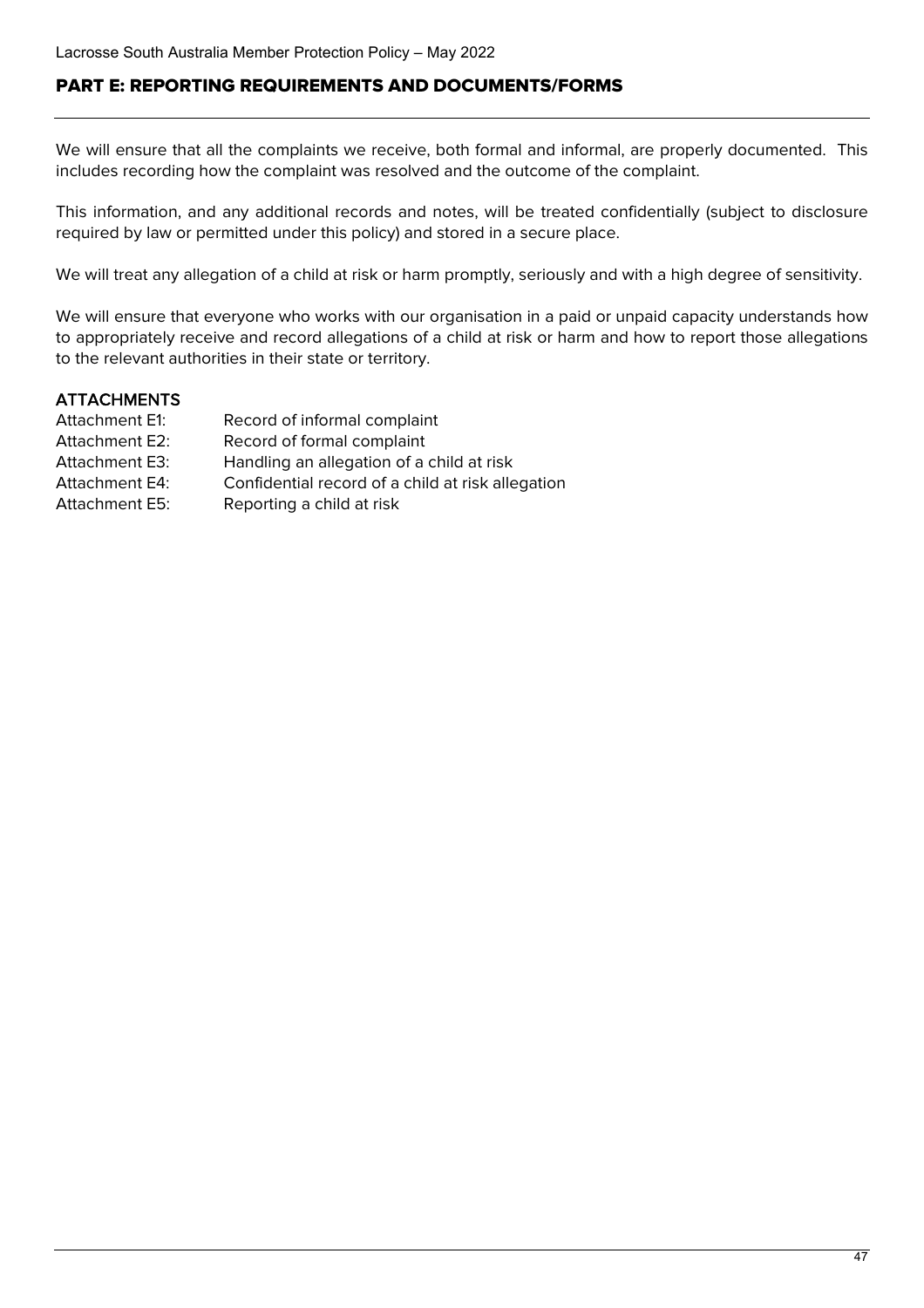## PART E: REPORTING REQUIREMENTS AND DOCUMENTS/FORMS

We will ensure that all the complaints we receive, both formal and informal, are properly documented. This includes recording how the complaint was resolved and the outcome of the complaint.

This information, and any additional records and notes, will be treated confidentially (subject to disclosure required by law or permitted under this policy) and stored in a secure place.

We will treat any allegation of a child at risk or harm promptly, seriously and with a high degree of sensitivity.

We will ensure that everyone who works with our organisation in a paid or unpaid capacity understands how to appropriately receive and record allegations of a child at risk or harm and how to report those allegations to the relevant authorities in their state or territory.

### ATTACHMENTS

| | |
|---|---|
| Attachment E1: | Record of informal complaint |
| Attachment E2: | Record of formal complaint |
| Attachment E3: | Handling an allegation of a child at risk |
| Attachment E4: | Confidential record of a child at risk allegation |
| Attachment E5: | Reporting a child at risk |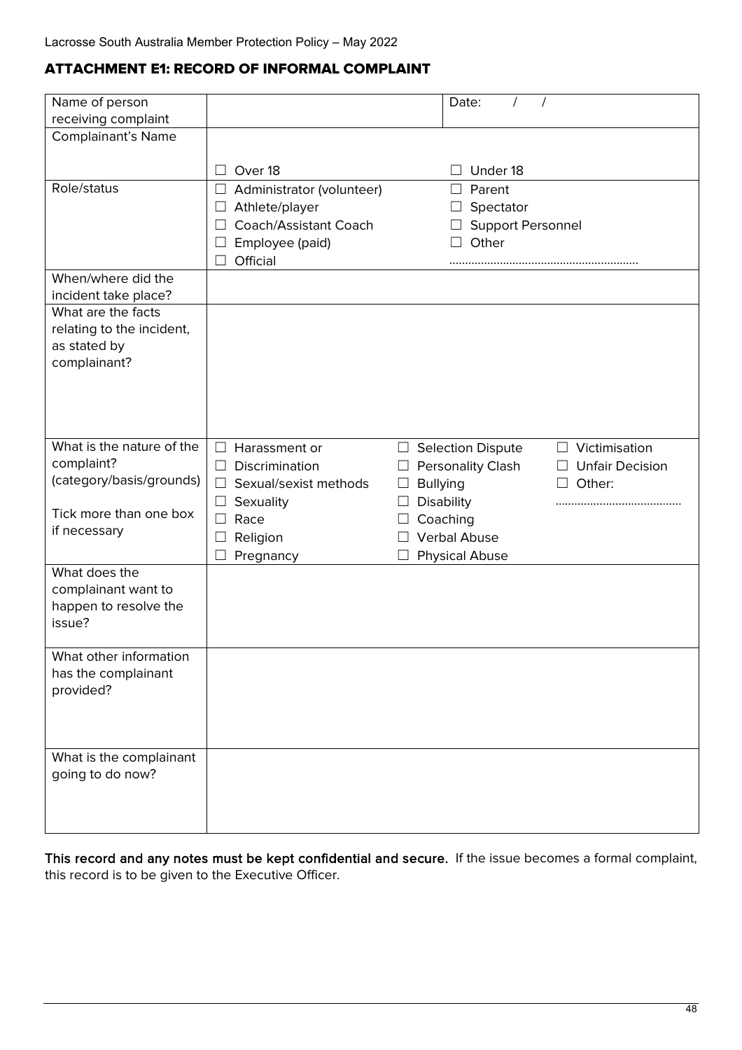## ATTACHMENT E1: RECORD OF INFORMAL COMPLAINT

| | | | |
|---|---|---|---|
| Name of person receiving complaint | | Date: / / | |
| Complainant's Name | ☐ Over 18 | ☐ Under 18 | |
| Role/status | ☐ Administrator (volunteer)<br>☐ Athlete/player<br>☐ Coach/Assistant Coach<br>☐ Employee (paid)<br>☐ Official | ☐ Parent<br>☐ Spectator<br>☐ Support Personnel<br>☐ Other<br>………………………………………………… | |
| When/where did the incident take place? | | | |
| What are the facts relating to the incident, as stated by complainant? | | | |
| What is the nature of the complaint? (category/basis/grounds)<br><br>Tick more than one box if necessary | ☐ Harassment or<br>☐ Discrimination<br>☐ Sexual/sexist methods<br>☐ Sexuality<br>☐ Race<br>☐ Religion<br>☐ Pregnancy | ☐ Selection Dispute<br>☐ Personality Clash<br>☐ Bullying<br>☐ Disability<br>☐ Coaching<br>☐ Verbal Abuse<br>☐ Physical Abuse | ☐ Victimisation<br>☐ Unfair Decision<br>☐ Other:<br>………………………………… |
| What does the complainant want to happen to resolve the issue? | | | |
| What other information has the complainant provided? | | | |
| What is the complainant going to do now? | | | |

**This record and any notes must be kept confidential and secure.** If the issue becomes a formal complaint, this record is to be given to the Executive Officer.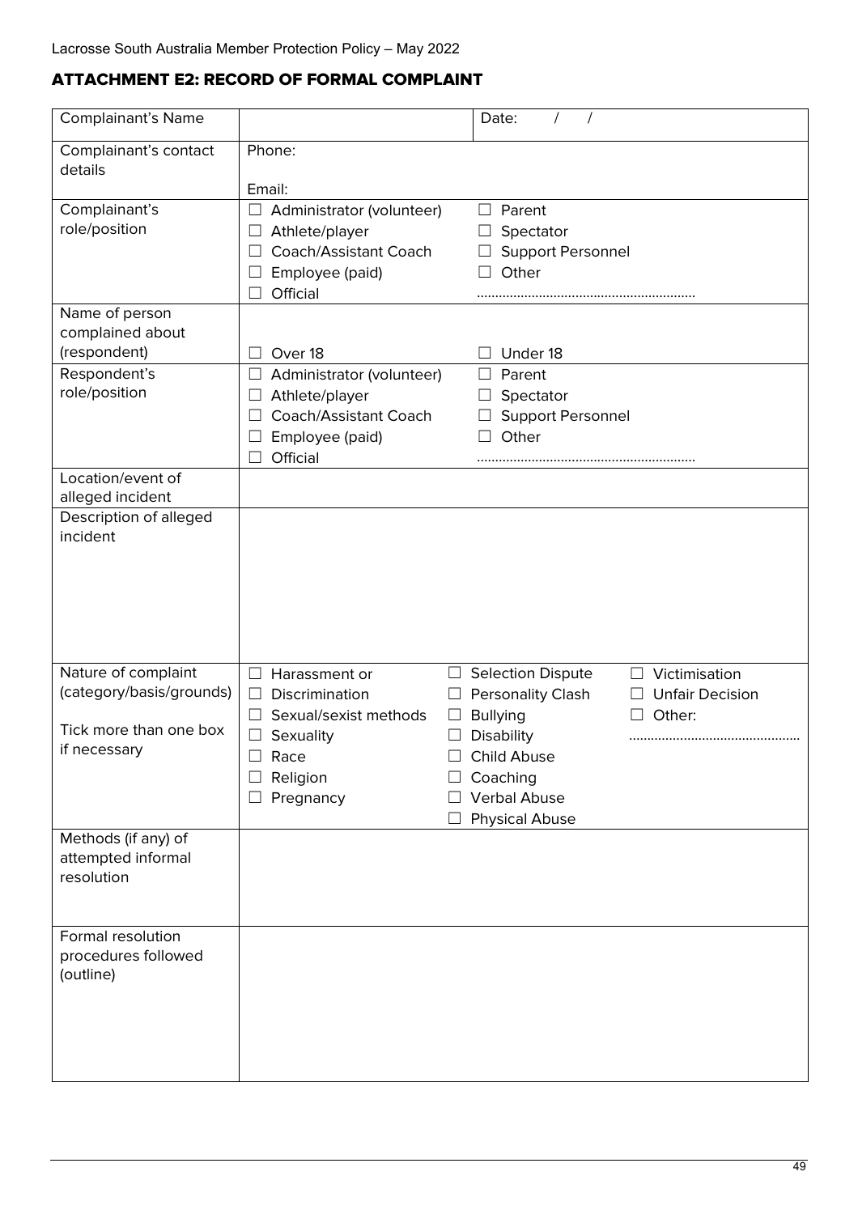## ATTACHMENT E2: RECORD OF FORMAL COMPLAINT

| | | | |
|---|---|---|---|
| Complainant's Name | | Date: / / | |
| Complainant's contact details | Phone:<br><br>Email: | | |
| Complainant's role/position | ☐ Administrator (volunteer)<br>☐ Athlete/player<br>☐ Coach/Assistant Coach<br>☐ Employee (paid)<br>☐ Official | ☐ Parent<br>☐ Spectator<br>☐ Support Personnel<br>☐ Other<br>………………………………………… | |
| Name of person complained about (respondent) | ☐ Over 18 | ☐ Under 18 | |
| Respondent's role/position | ☐ Administrator (volunteer)<br>☐ Athlete/player<br>☐ Coach/Assistant Coach<br>☐ Employee (paid)<br>☐ Official | ☐ Parent<br>☐ Spectator<br>☐ Support Personnel<br>☐ Other<br>………………………………………… | |
| Location/event of alleged incident | | | |
| Description of alleged incident | | | |
| Nature of complaint (category/basis/grounds)<br><br>Tick more than one box if necessary | ☐ Harassment or<br>☐ Discrimination<br>☐ Sexual/sexist methods<br>☐ Sexuality<br>☐ Race<br>☐ Religion<br>☐ Pregnancy | ☐ Selection Dispute<br>☐ Personality Clash<br>☐ Bullying<br>☐ Disability<br>☐ Child Abuse<br>☐ Coaching<br>☐ Verbal Abuse<br>☐ Physical Abuse | ☐ Victimisation<br>☐ Unfair Decision<br>☐ Other:<br>……………………………… |
| Methods (if any) of attempted informal resolution | | | |
| Formal resolution procedures followed (outline) | | | |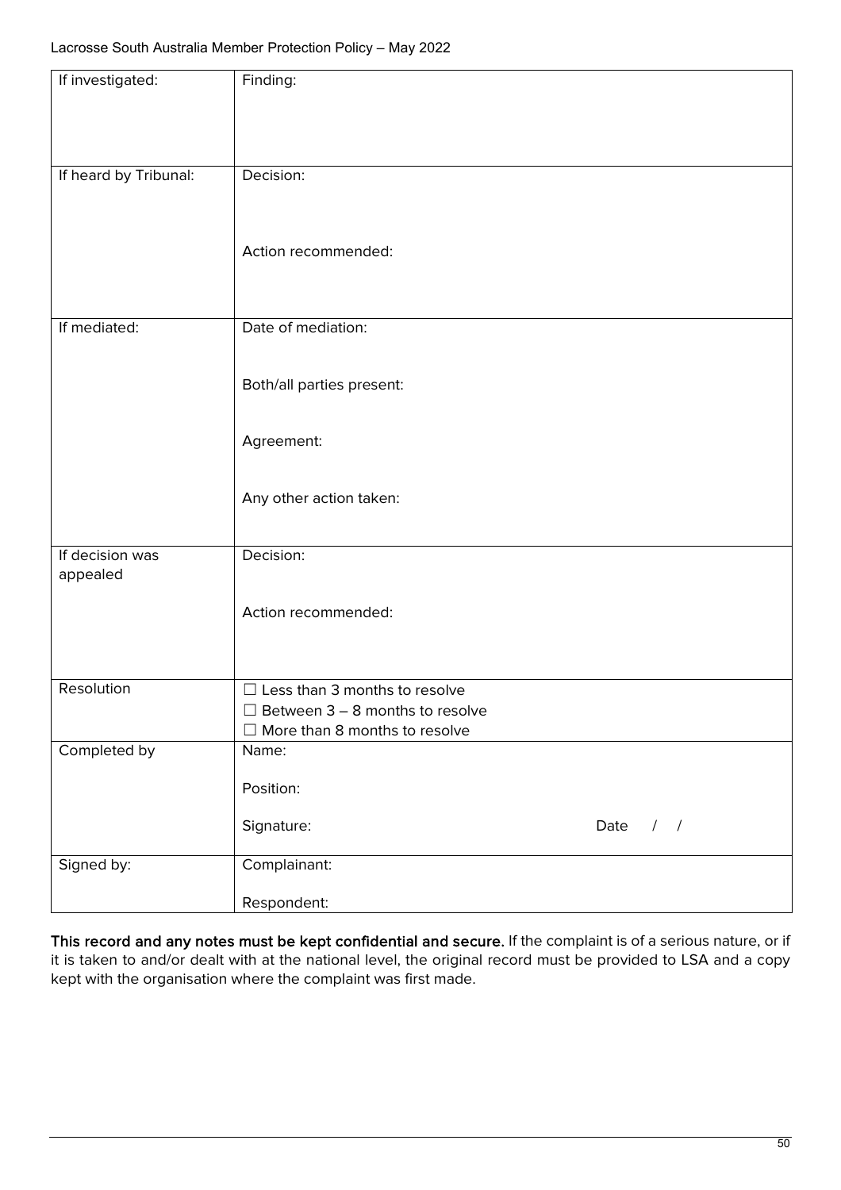| | |
|---|---|
| If investigated: | Finding: |
| If heard by Tribunal: | Decision:<br><br>Action recommended: |
| If mediated: | Date of mediation:<br><br>Both/all parties present:<br><br>Agreement:<br><br>Any other action taken: |
| If decision was appealed | Decision:<br><br>Action recommended: |
| Resolution | ☐ Less than 3 months to resolve<br>☐ Between 3 – 8 months to resolve<br>☐ More than 8 months to resolve |
| Completed by | Name:<br><br>Position:<br><br>Signature: Date / / |
| Signed by: | Complainant:<br><br>Respondent: |

**This record and any notes must be kept confidential and secure.** If the complaint is of a serious nature, or if it is taken to and/or dealt with at the national level, the original record must be provided to LSA and a copy kept with the organisation where the complaint was first made.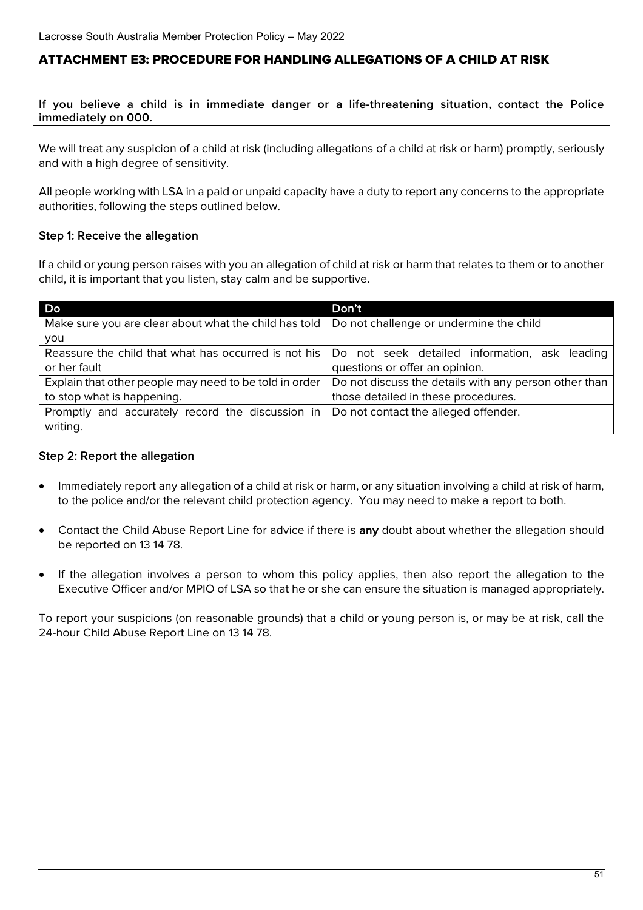## ATTACHMENT E3: PROCEDURE FOR HANDLING ALLEGATIONS OF A CHILD AT RISK

**If you believe a child is in immediate danger or a life-threatening situation, contact the Police immediately on 000.**

We will treat any suspicion of a child at risk (including allegations of a child at risk or harm) promptly, seriously and with a high degree of sensitivity.

All people working with LSA in a paid or unpaid capacity have a duty to report any concerns to the appropriate authorities, following the steps outlined below.

### Step 1: Receive the allegation

If a child or young person raises with you an allegation of child at risk or harm that relates to them or to another child, it is important that you listen, stay calm and be supportive.

| Do | Don't |
|---|---|
| Make sure you are clear about what the child has told you | Do not challenge or undermine the child |
| Reassure the child that what has occurred is not his or her fault | Do not seek detailed information, ask leading questions or offer an opinion. |
| Explain that other people may need to be told in order to stop what is happening. | Do not discuss the details with any person other than those detailed in these procedures. |
| Promptly and accurately record the discussion in writing. | Do not contact the alleged offender. |

### Step 2: Report the allegation

- Immediately report any allegation of a child at risk or harm, or any situation involving a child at risk of harm, to the police and/or the relevant child protection agency. You may need to make a report to both.
- Contact the Child Abuse Report Line for advice if there is **any** doubt about whether the allegation should be reported on 13 14 78.
- If the allegation involves a person to whom this policy applies, then also report the allegation to the Executive Officer and/or MPIO of LSA so that he or she can ensure the situation is managed appropriately.

To report your suspicions (on reasonable grounds) that a child or young person is, or may be at risk, call the 24-hour Child Abuse Report Line on 13 14 78.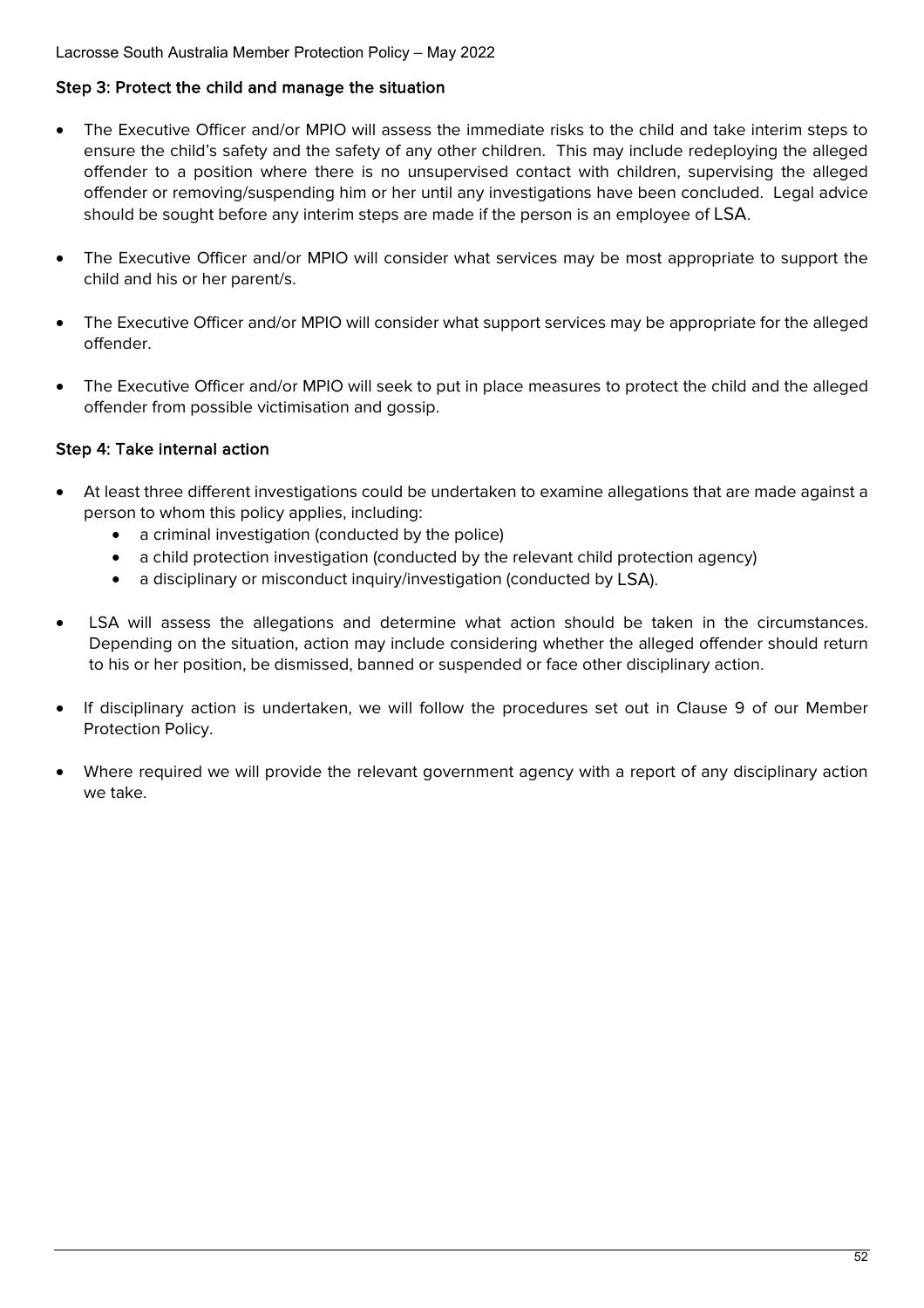### Step 3: Protect the child and manage the situation

- The Executive Officer and/or MPIO will assess the immediate risks to the child and take interim steps to ensure the child's safety and the safety of any other children. This may include redeploying the alleged offender to a position where there is no unsupervised contact with children, supervising the alleged offender or removing/suspending him or her until any investigations have been concluded. Legal advice should be sought before any interim steps are made if the person is an employee of LSA.

- The Executive Officer and/or MPIO will consider what services may be most appropriate to support the child and his or her parent/s.

- The Executive Officer and/or MPIO will consider what support services may be appropriate for the alleged offender.

- The Executive Officer and/or MPIO will seek to put in place measures to protect the child and the alleged offender from possible victimisation and gossip.

### Step 4: Take internal action

- At least three different investigations could be undertaken to examine allegations that are made against a person to whom this policy applies, including:
  - a criminal investigation (conducted by the police)
  - a child protection investigation (conducted by the relevant child protection agency)
  - a disciplinary or misconduct inquiry/investigation (conducted by LSA).

- LSA will assess the allegations and determine what action should be taken in the circumstances. Depending on the situation, action may include considering whether the alleged offender should return to his or her position, be dismissed, banned or suspended or face other disciplinary action.

- If disciplinary action is undertaken, we will follow the procedures set out in Clause 9 of our Member Protection Policy.

- Where required we will provide the relevant government agency with a report of any disciplinary action we take.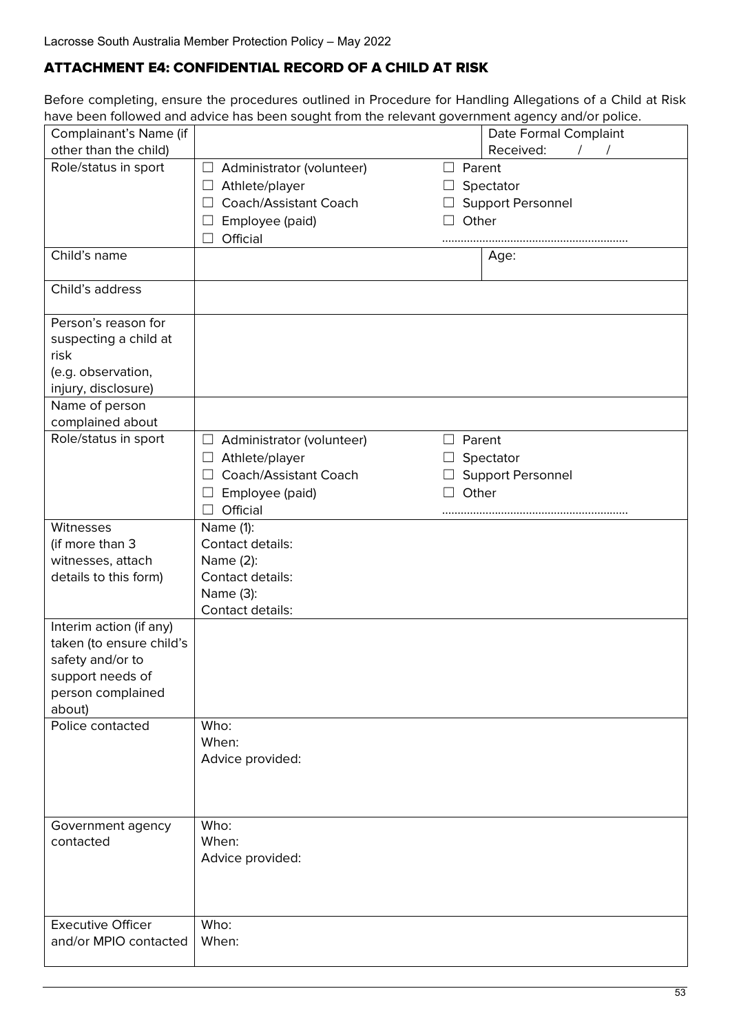## ATTACHMENT E4: CONFIDENTIAL RECORD OF A CHILD AT RISK

Before completing, ensure the procedures outlined in Procedure for Handling Allegations of a Child at Risk have been followed and advice has been sought from the relevant government agency and/or police.

| | | | |
|---|---|---|---|
| Complainant's Name (if other than the child) | | | Date Formal Complaint Received: / / |
| Role/status in sport | ☐ Administrator (volunteer)<br>☐ Athlete/player<br>☐ Coach/Assistant Coach<br>☐ Employee (paid)<br>☐ Official | ☐ Parent<br>☐ Spectator<br>☐ Support Personnel<br>☐ Other<br>………………………………………………… | |
| Child's name | | | Age: |
| Child's address | | | |
| Person's reason for suspecting a child at risk (e.g. observation, injury, disclosure) | | | |
| Name of person complained about | | | |
| Role/status in sport | ☐ Administrator (volunteer)<br>☐ Athlete/player<br>☐ Coach/Assistant Coach<br>☐ Employee (paid)<br>☐ Official | ☐ Parent<br>☐ Spectator<br>☐ Support Personnel<br>☐ Other<br>………………………………………………… | |
| Witnesses (if more than 3 witnesses, attach details to this form) | Name (1):<br>Contact details:<br>Name (2):<br>Contact details:<br>Name (3):<br>Contact details: | | |
| Interim action (if any) taken (to ensure child's safety and/or to support needs of person complained about) | | | |
| Police contacted | Who:<br>When:<br>Advice provided: | | |
| Government agency contacted | Who:<br>When:<br>Advice provided: | | |
| Executive Officer and/or MPIO contacted | Who:<br>When: | | |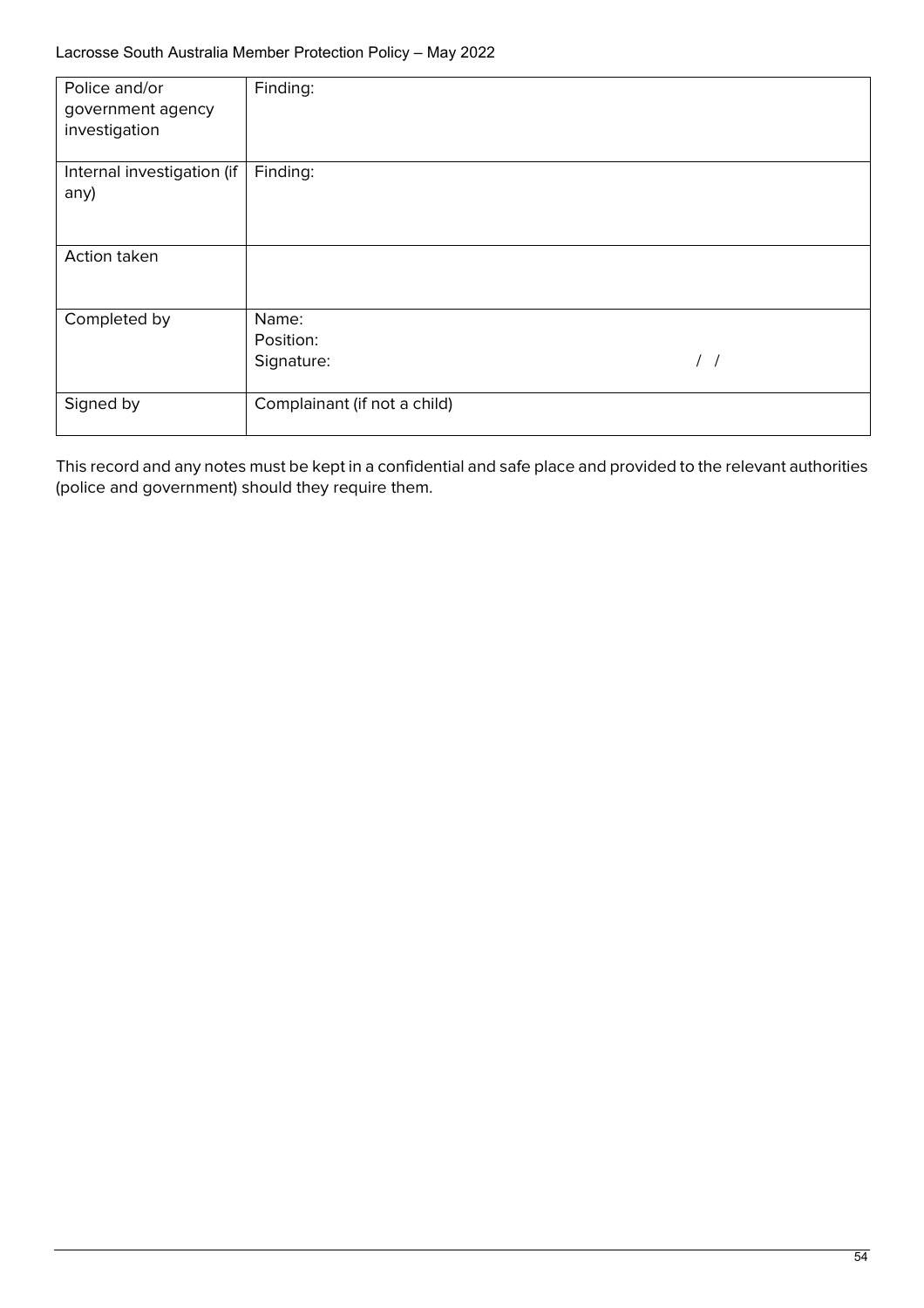| | |
|---|---|
| Police and/or government agency investigation | Finding: |
| Internal investigation (if any) | Finding: |
| Action taken | |
| Completed by | Name:<br>Position:<br>Signature: / / |
| Signed by | Complainant (if not a child) |

This record and any notes must be kept in a confidential and safe place and provided to the relevant authorities (police and government) should they require them.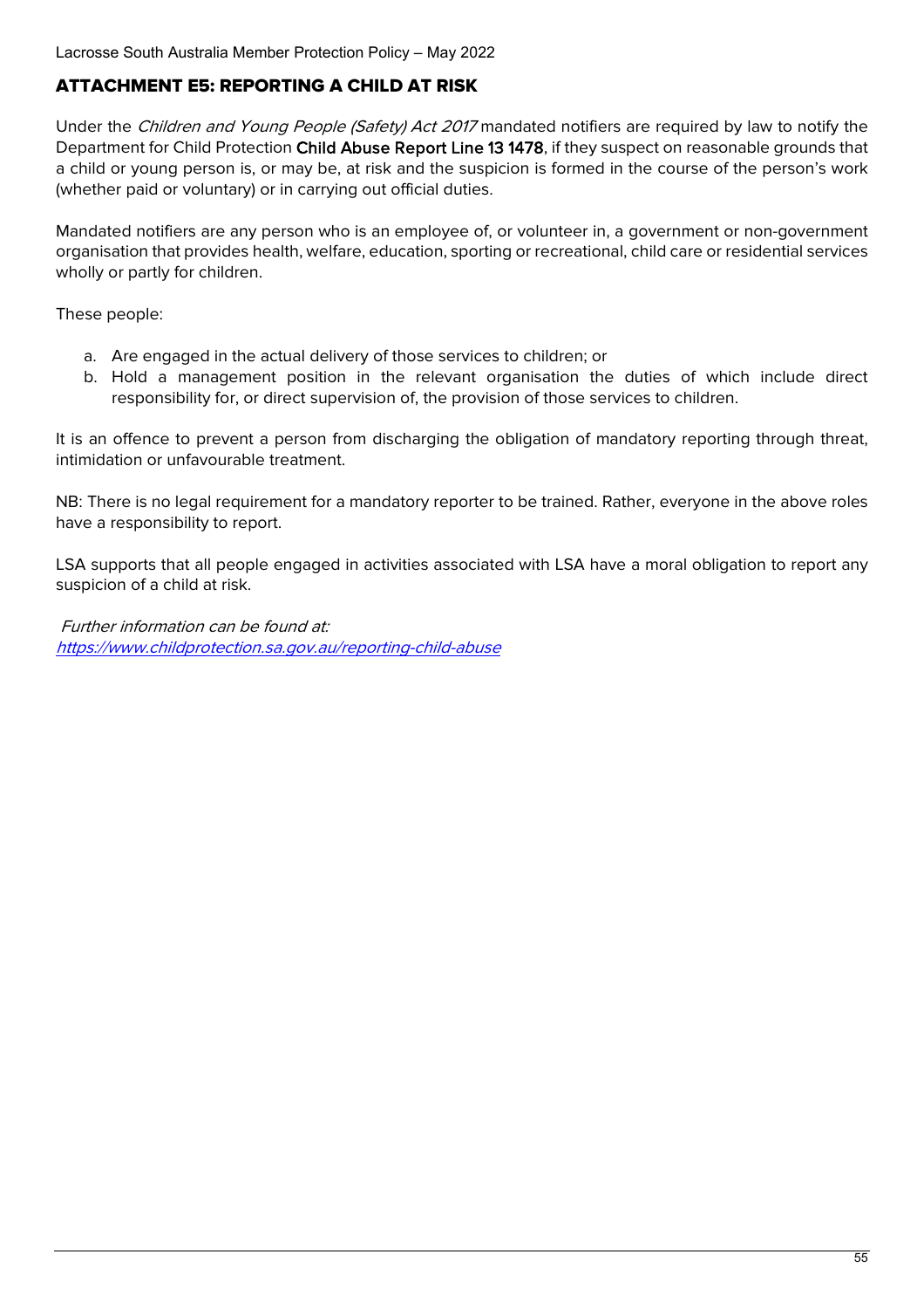## ATTACHMENT E5: REPORTING A CHILD AT RISK

Under the *Children and Young People (Safety) Act 2017* mandated notifiers are required by law to notify the Department for Child Protection **Child Abuse Report Line 13 1478**, if they suspect on reasonable grounds that a child or young person is, or may be, at risk and the suspicion is formed in the course of the person's work (whether paid or voluntary) or in carrying out official duties.

Mandated notifiers are any person who is an employee of, or volunteer in, a government or non-government organisation that provides health, welfare, education, sporting or recreational, child care or residential services wholly or partly for children.

These people:

a. Are engaged in the actual delivery of those services to children; or
b. Hold a management position in the relevant organisation the duties of which include direct responsibility for, or direct supervision of, the provision of those services to children.

It is an offence to prevent a person from discharging the obligation of mandatory reporting through threat, intimidation or unfavourable treatment.

NB: There is no legal requirement for a mandatory reporter to be trained. Rather, everyone in the above roles have a responsibility to report.

LSA supports that all people engaged in activities associated with LSA have a moral obligation to report any suspicion of a child at risk.

*Further information can be found at:*
*https://www.childprotection.sa.gov.au/reporting-child-abuse*